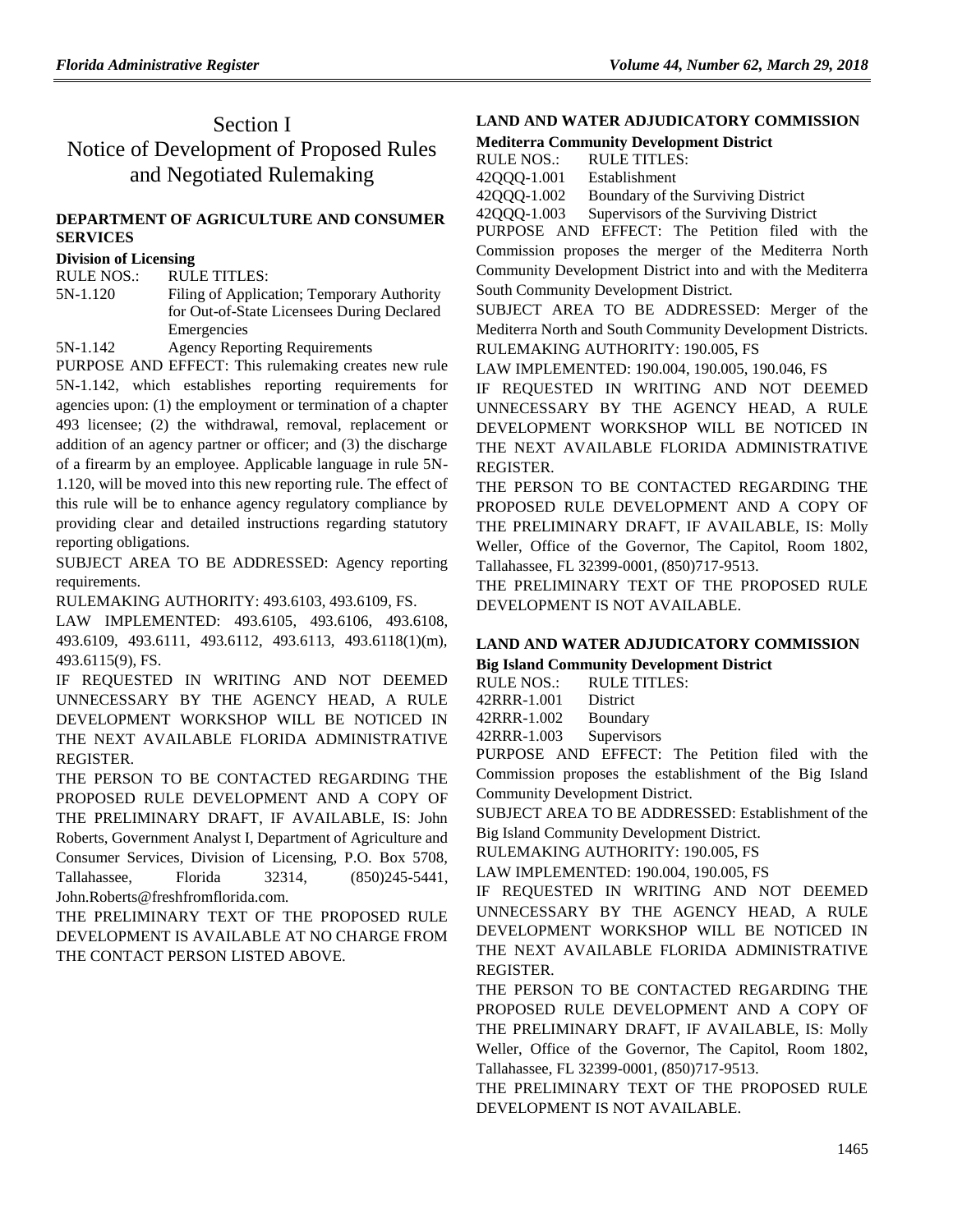# Section I
# Notice of Development of Proposed Rules and Negotiated Rulemaking

## DEPARTMENT OF AGRICULTURE AND CONSUMER SERVICES

### Division of Licensing

| RULE NOS.: | RULE TITLES: |
|---|---|
| 5N-1.120 | Filing of Application; Temporary Authority for Out-of-State Licensees During Declared Emergencies |
| 5N-1.142 | Agency Reporting Requirements |

PURPOSE AND EFFECT: This rulemaking creates new rule 5N-1.142, which establishes reporting requirements for agencies upon: (1) the employment or termination of a chapter 493 licensee; (2) the withdrawal, removal, replacement or addition of an agency partner or officer; and (3) the discharge of a firearm by an employee. Applicable language in rule 5N-1.120, will be moved into this new reporting rule. The effect of this rule will be to enhance agency regulatory compliance by providing clear and detailed instructions regarding statutory reporting obligations.

SUBJECT AREA TO BE ADDRESSED: Agency reporting requirements.

RULEMAKING AUTHORITY: 493.6103, 493.6109, FS.

LAW IMPLEMENTED: 493.6105, 493.6106, 493.6108, 493.6109, 493.6111, 493.6112, 493.6113, 493.6118(1)(m), 493.6115(9), FS.

IF REQUESTED IN WRITING AND NOT DEEMED UNNECESSARY BY THE AGENCY HEAD, A RULE DEVELOPMENT WORKSHOP WILL BE NOTICED IN THE NEXT AVAILABLE FLORIDA ADMINISTRATIVE REGISTER.

THE PERSON TO BE CONTACTED REGARDING THE PROPOSED RULE DEVELOPMENT AND A COPY OF THE PRELIMINARY DRAFT, IF AVAILABLE, IS: John Roberts, Government Analyst I, Department of Agriculture and Consumer Services, Division of Licensing, P.O. Box 5708, Tallahassee, Florida 32314, (850)245-5441, John.Roberts@freshfromflorida.com.

THE PRELIMINARY TEXT OF THE PROPOSED RULE DEVELOPMENT IS AVAILABLE AT NO CHARGE FROM THE CONTACT PERSON LISTED ABOVE.

## LAND AND WATER ADJUDICATORY COMMISSION

### Mediterra Community Development District

| RULE NOS.: | RULE TITLES: |
|---|---|
| 42QQQ-1.001 | Establishment |
| 42QQQ-1.002 | Boundary of the Surviving District |
| 42QQQ-1.003 | Supervisors of the Surviving District |

PURPOSE AND EFFECT: The Petition filed with the Commission proposes the merger of the Mediterra North Community Development District into and with the Mediterra South Community Development District.

SUBJECT AREA TO BE ADDRESSED: Merger of the Mediterra North and South Community Development Districts.

RULEMAKING AUTHORITY: 190.005, FS

LAW IMPLEMENTED: 190.004, 190.005, 190.046, FS

IF REQUESTED IN WRITING AND NOT DEEMED UNNECESSARY BY THE AGENCY HEAD, A RULE DEVELOPMENT WORKSHOP WILL BE NOTICED IN THE NEXT AVAILABLE FLORIDA ADMINISTRATIVE REGISTER.

THE PERSON TO BE CONTACTED REGARDING THE PROPOSED RULE DEVELOPMENT AND A COPY OF THE PRELIMINARY DRAFT, IF AVAILABLE, IS: Molly Weller, Office of the Governor, The Capitol, Room 1802, Tallahassee, FL 32399-0001, (850)717-9513.

THE PRELIMINARY TEXT OF THE PROPOSED RULE DEVELOPMENT IS NOT AVAILABLE.

## LAND AND WATER ADJUDICATORY COMMISSION

### Big Island Community Development District

| RULE NOS.: | RULE TITLES: |
|---|---|
| 42RRR-1.001 | District |
| 42RRR-1.002 | Boundary |
| 42RRR-1.003 | Supervisors |

PURPOSE AND EFFECT: The Petition filed with the Commission proposes the establishment of the Big Island Community Development District.

SUBJECT AREA TO BE ADDRESSED: Establishment of the Big Island Community Development District.

RULEMAKING AUTHORITY: 190.005, FS

LAW IMPLEMENTED: 190.004, 190.005, FS

IF REQUESTED IN WRITING AND NOT DEEMED UNNECESSARY BY THE AGENCY HEAD, A RULE DEVELOPMENT WORKSHOP WILL BE NOTICED IN THE NEXT AVAILABLE FLORIDA ADMINISTRATIVE REGISTER.

THE PERSON TO BE CONTACTED REGARDING THE PROPOSED RULE DEVELOPMENT AND A COPY OF THE PRELIMINARY DRAFT, IF AVAILABLE, IS: Molly Weller, Office of the Governor, The Capitol, Room 1802, Tallahassee, FL 32399-0001, (850)717-9513.

THE PRELIMINARY TEXT OF THE PROPOSED RULE DEVELOPMENT IS NOT AVAILABLE.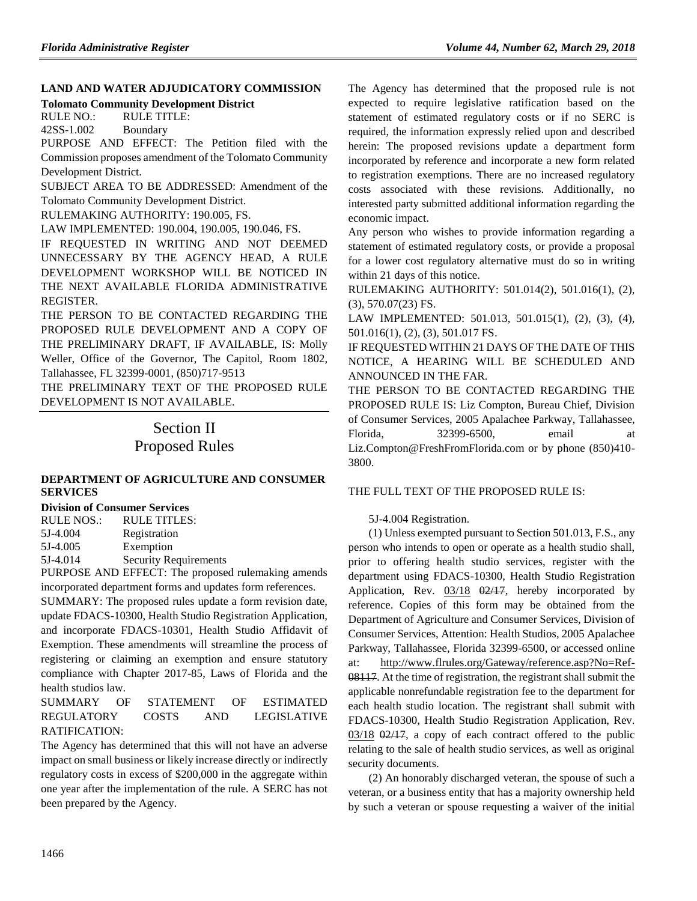**LAND AND WATER ADJUDICATORY COMMISSION**

**Tolomato Community Development District**

RULE NO.: RULE TITLE:

42SS-1.002 Boundary

PURPOSE AND EFFECT: The Petition filed with the Commission proposes amendment of the Tolomato Community Development District.

SUBJECT AREA TO BE ADDRESSED: Amendment of the Tolomato Community Development District.

RULEMAKING AUTHORITY: 190.005, FS.

LAW IMPLEMENTED: 190.004, 190.005, 190.046, FS.

IF REQUESTED IN WRITING AND NOT DEEMED UNNECESSARY BY THE AGENCY HEAD, A RULE DEVELOPMENT WORKSHOP WILL BE NOTICED IN THE NEXT AVAILABLE FLORIDA ADMINISTRATIVE REGISTER.

THE PERSON TO BE CONTACTED REGARDING THE PROPOSED RULE DEVELOPMENT AND A COPY OF THE PRELIMINARY DRAFT, IF AVAILABLE, IS: Molly Weller, Office of the Governor, The Capitol, Room 1802, Tallahassee, FL 32399-0001, (850)717-9513

THE PRELIMINARY TEXT OF THE PROPOSED RULE DEVELOPMENT IS NOT AVAILABLE.

# Section II
# Proposed Rules

**DEPARTMENT OF AGRICULTURE AND CONSUMER SERVICES**

**Division of Consumer Services**

RULE NOS.: RULE TITLES:

5J-4.004 Registration

5J-4.005 Exemption

5J-4.014 Security Requirements

PURPOSE AND EFFECT: The proposed rulemaking amends incorporated department forms and updates form references.

SUMMARY: The proposed rules update a form revision date, update FDACS-10300, Health Studio Registration Application, and incorporate FDACS-10301, Health Studio Affidavit of Exemption. These amendments will streamline the process of registering or claiming an exemption and ensure statutory compliance with Chapter 2017-85, Laws of Florida and the health studios law.

SUMMARY OF STATEMENT OF ESTIMATED REGULATORY COSTS AND LEGISLATIVE RATIFICATION:

The Agency has determined that this will not have an adverse impact on small business or likely increase directly or indirectly regulatory costs in excess of $200,000 in the aggregate within one year after the implementation of the rule. A SERC has not been prepared by the Agency.

The Agency has determined that the proposed rule is not expected to require legislative ratification based on the statement of estimated regulatory costs or if no SERC is required, the information expressly relied upon and described herein: The proposed revisions update a department form incorporated by reference and incorporate a new form related to registration exemptions. There are no increased regulatory costs associated with these revisions. Additionally, no interested party submitted additional information regarding the economic impact.

Any person who wishes to provide information regarding a statement of estimated regulatory costs, or provide a proposal for a lower cost regulatory alternative must do so in writing within 21 days of this notice.

RULEMAKING AUTHORITY: 501.014(2), 501.016(1), (2), (3), 570.07(23) FS.

LAW IMPLEMENTED: 501.013, 501.015(1), (2), (3), (4), 501.016(1), (2), (3), 501.017 FS.

IF REQUESTED WITHIN 21 DAYS OF THE DATE OF THIS NOTICE, A HEARING WILL BE SCHEDULED AND ANNOUNCED IN THE FAR.

THE PERSON TO BE CONTACTED REGARDING THE PROPOSED RULE IS: Liz Compton, Bureau Chief, Division of Consumer Services, 2005 Apalachee Parkway, Tallahassee, Florida, 32399-6500, email at Liz.Compton@FreshFromFlorida.com or by phone (850)410-3800.

THE FULL TEXT OF THE PROPOSED RULE IS:

5J-4.004 Registration.

(1) Unless exempted pursuant to Section 501.013, F.S., any person who intends to open or operate as a health studio shall, prior to offering health studio services, register with the department using FDACS-10300, Health Studio Registration Application, Rev. 03/18 ~~02/17~~, hereby incorporated by reference. Copies of this form may be obtained from the Department of Agriculture and Consumer Services, Division of Consumer Services, Attention: Health Studios, 2005 Apalachee Parkway, Tallahassee, Florida 32399-6500, or accessed online at: http://www.flrules.org/Gateway/reference.asp?No=Ref-~~08117~~. At the time of registration, the registrant shall submit the applicable nonrefundable registration fee to the department for each health studio location. The registrant shall submit with FDACS-10300, Health Studio Registration Application, Rev. 03/18 ~~02/17~~, a copy of each contract offered to the public relating to the sale of health studio services, as well as original security documents.

(2) An honorably discharged veteran, the spouse of such a veteran, or a business entity that has a majority ownership held by such a veteran or spouse requesting a waiver of the initial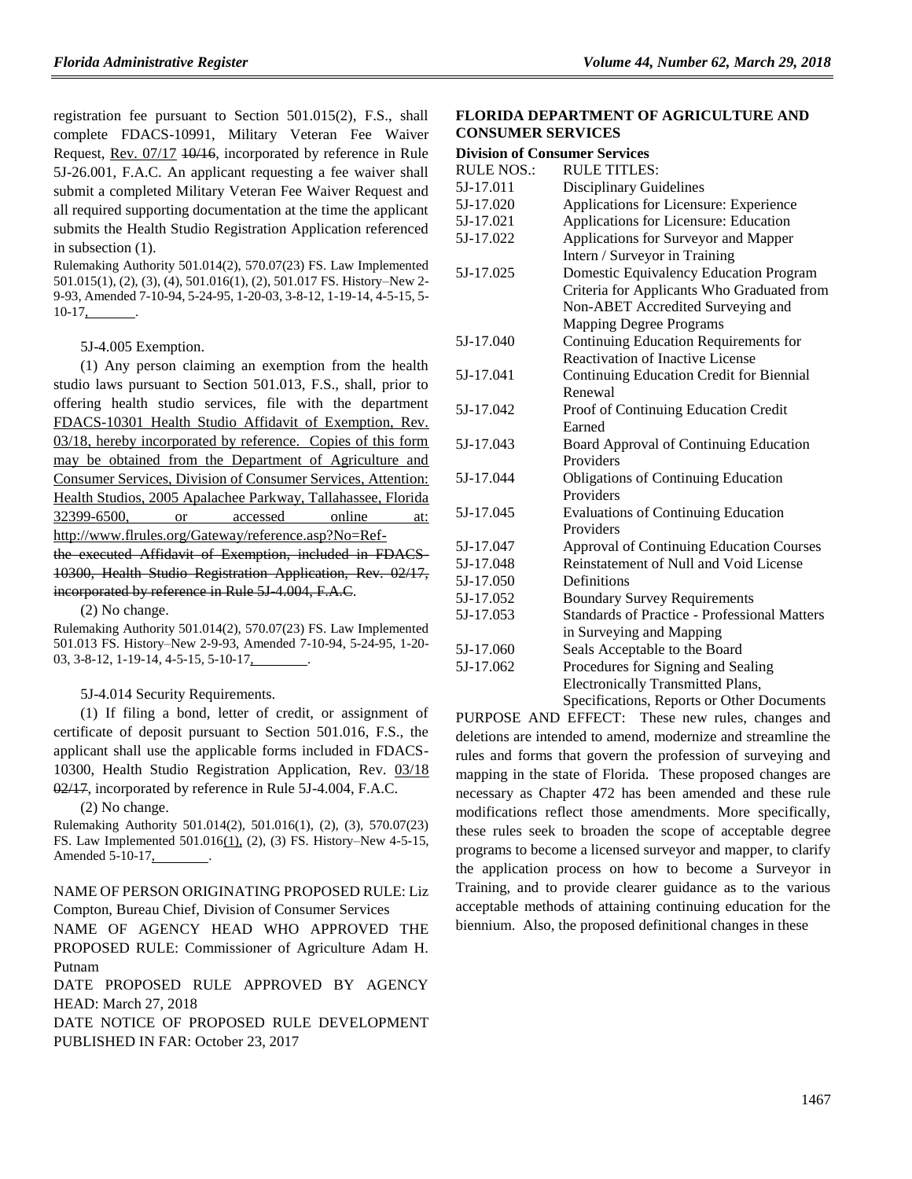registration fee pursuant to Section 501.015(2), F.S., shall complete FDACS-10991, Military Veteran Fee Waiver Request, Rev. 07/17 ~~10/16~~, incorporated by reference in Rule 5J-26.001, F.A.C. An applicant requesting a fee waiver shall submit a completed Military Veteran Fee Waiver Request and all required supporting documentation at the time the applicant submits the Health Studio Registration Application referenced in subsection (1).

Rulemaking Authority 501.014(2), 570.07(23) FS. Law Implemented 501.015(1), (2), (3), (4), 501.016(1), (2), 501.017 FS. History–New 2-9-93, Amended 7-10-94, 5-24-95, 1-20-03, 3-8-12, 1-19-14, 4-5-15, 5-10-17, ________.

5J-4.005 Exemption.

(1) Any person claiming an exemption from the health studio laws pursuant to Section 501.013, F.S., shall, prior to offering health studio services, file with the department FDACS-10301 Health Studio Affidavit of Exemption, Rev. 03/18, hereby incorporated by reference. Copies of this form may be obtained from the Department of Agriculture and Consumer Services, Division of Consumer Services, Attention: Health Studios, 2005 Apalachee Parkway, Tallahassee, Florida 32399-6500, or accessed online at: http://www.flrules.org/Gateway/reference.asp?No=Ref- ~~the executed Affidavit of Exemption, included in FDACS-10300, Health Studio Registration Application, Rev. 02/17, incorporated by reference in Rule 5J-4.004, F.A.C.~~

(2) No change.

Rulemaking Authority 501.014(2), 570.07(23) FS. Law Implemented 501.013 FS. History–New 2-9-93, Amended 7-10-94, 5-24-95, 1-20-03, 3-8-12, 1-19-14, 4-5-15, 5-10-17, ________.

5J-4.014 Security Requirements.

(1) If filing a bond, letter of credit, or assignment of certificate of deposit pursuant to Section 501.016, F.S., the applicant shall use the applicable forms included in FDACS-10300, Health Studio Registration Application, Rev. 03/18 ~~02/17~~, incorporated by reference in Rule 5J-4.004, F.A.C.

(2) No change.

Rulemaking Authority 501.014(2), 501.016(1), (2), (3), 570.07(23) FS. Law Implemented 501.016(1), (2), (3) FS. History–New 4-5-15, Amended 5-10-17, ________.

NAME OF PERSON ORIGINATING PROPOSED RULE: Liz Compton, Bureau Chief, Division of Consumer Services

NAME OF AGENCY HEAD WHO APPROVED THE PROPOSED RULE: Commissioner of Agriculture Adam H. Putnam

DATE PROPOSED RULE APPROVED BY AGENCY HEAD: March 27, 2018

DATE NOTICE OF PROPOSED RULE DEVELOPMENT PUBLISHED IN FAR: October 23, 2017

## FLORIDA DEPARTMENT OF AGRICULTURE AND CONSUMER SERVICES

### Division of Consumer Services

| RULE NOS.: | RULE TITLES: |
|---|---|
| 5J-17.011 | Disciplinary Guidelines |
| 5J-17.020 | Applications for Licensure: Experience |
| 5J-17.021 | Applications for Licensure: Education |
| 5J-17.022 | Applications for Surveyor and Mapper Intern / Surveyor in Training |
| 5J-17.025 | Domestic Equivalency Education Program Criteria for Applicants Who Graduated from Non-ABET Accredited Surveying and Mapping Degree Programs |
| 5J-17.040 | Continuing Education Requirements for Reactivation of Inactive License |
| 5J-17.041 | Continuing Education Credit for Biennial Renewal |
| 5J-17.042 | Proof of Continuing Education Credit Earned |
| 5J-17.043 | Board Approval of Continuing Education Providers |
| 5J-17.044 | Obligations of Continuing Education Providers |
| 5J-17.045 | Evaluations of Continuing Education Providers |
| 5J-17.047 | Approval of Continuing Education Courses |
| 5J-17.048 | Reinstatement of Null and Void License |
| 5J-17.050 | Definitions |
| 5J-17.052 | Boundary Survey Requirements |
| 5J-17.053 | Standards of Practice - Professional Matters in Surveying and Mapping |
| 5J-17.060 | Seals Acceptable to the Board |
| 5J-17.062 | Procedures for Signing and Sealing Electronically Transmitted Plans, Specifications, Reports or Other Documents |

PURPOSE AND EFFECT: These new rules, changes and deletions are intended to amend, modernize and streamline the rules and forms that govern the profession of surveying and mapping in the state of Florida. These proposed changes are necessary as Chapter 472 has been amended and these rule modifications reflect those amendments. More specifically, these rules seek to broaden the scope of acceptable degree programs to become a licensed surveyor and mapper, to clarify the application process on how to become a Surveyor in Training, and to provide clearer guidance as to the various acceptable methods of attaining continuing education for the biennium. Also, the proposed definitional changes in these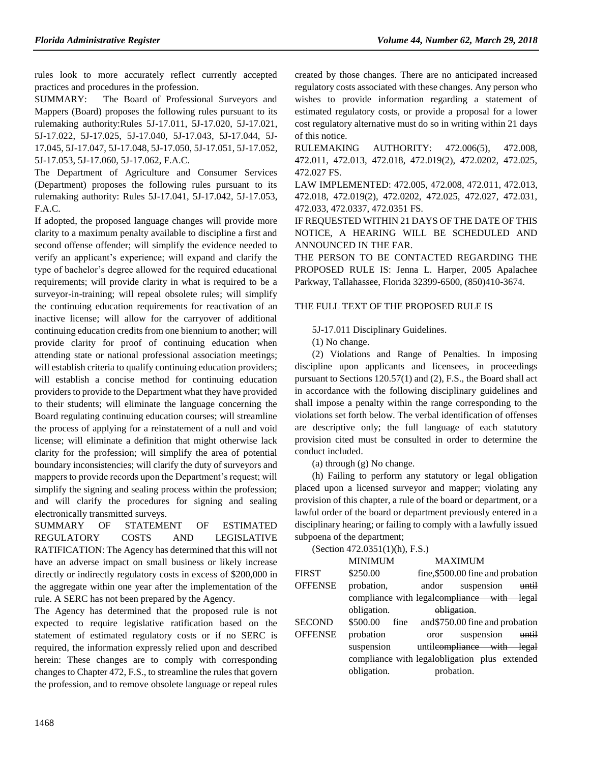rules look to more accurately reflect currently accepted practices and procedures in the profession.

SUMMARY: The Board of Professional Surveyors and Mappers (Board) proposes the following rules pursuant to its rulemaking authority:Rules 5J-17.011, 5J-17.020, 5J-17.021, 5J-17.022, 5J-17.025, 5J-17.040, 5J-17.043, 5J-17.044, 5J-17.045, 5J-17.047, 5J-17.048, 5J-17.050, 5J-17.051, 5J-17.052, 5J-17.053, 5J-17.060, 5J-17.062, F.A.C.

The Department of Agriculture and Consumer Services (Department) proposes the following rules pursuant to its rulemaking authority: Rules 5J-17.041, 5J-17.042, 5J-17.053, F.A.C.

If adopted, the proposed language changes will provide more clarity to a maximum penalty available to discipline a first and second offense offender; will simplify the evidence needed to verify an applicant's experience; will expand and clarify the type of bachelor's degree allowed for the required educational requirements; will provide clarity in what is required to be a surveyor-in-training; will repeal obsolete rules; will simplify the continuing education requirements for reactivation of an inactive license; will allow for the carryover of additional continuing education credits from one biennium to another; will provide clarity for proof of continuing education when attending state or national professional association meetings; will establish criteria to qualify continuing education providers; will establish a concise method for continuing education providers to provide to the Department what they have provided to their students; will eliminate the language concerning the Board regulating continuing education courses; will streamline the process of applying for a reinstatement of a null and void license; will eliminate a definition that might otherwise lack clarity for the profession; will simplify the area of potential boundary inconsistencies; will clarify the duty of surveyors and mappers to provide records upon the Department's request; will simplify the signing and sealing process within the profession; and will clarify the procedures for signing and sealing electronically transmitted surveys.

SUMMARY OF STATEMENT OF ESTIMATED REGULATORY COSTS AND LEGISLATIVE RATIFICATION: The Agency has determined that this will not have an adverse impact on small business or likely increase directly or indirectly regulatory costs in excess of $200,000 in the aggregate within one year after the implementation of the rule. A SERC has not been prepared by the Agency.

The Agency has determined that the proposed rule is not expected to require legislative ratification based on the statement of estimated regulatory costs or if no SERC is required, the information expressly relied upon and described herein: These changes are to comply with corresponding changes to Chapter 472, F.S., to streamline the rules that govern the profession, and to remove obsolete language or repeal rules created by those changes. There are no anticipated increased regulatory costs associated with these changes. Any person who wishes to provide information regarding a statement of estimated regulatory costs, or provide a proposal for a lower cost regulatory alternative must do so in writing within 21 days of this notice.

RULEMAKING AUTHORITY: 472.006(5), 472.008, 472.011, 472.013, 472.018, 472.019(2), 472.0202, 472.025, 472.027 FS.

LAW IMPLEMENTED: 472.005, 472.008, 472.011, 472.013, 472.018, 472.019(2), 472.0202, 472.025, 472.027, 472.031, 472.033, 472.0337, 472.0351 FS.

IF REQUESTED WITHIN 21 DAYS OF THE DATE OF THIS NOTICE, A HEARING WILL BE SCHEDULED AND ANNOUNCED IN THE FAR.

THE PERSON TO BE CONTACTED REGARDING THE PROPOSED RULE IS: Jenna L. Harper, 2005 Apalachee Parkway, Tallahassee, Florida 32399-6500, (850)410-3674.

THE FULL TEXT OF THE PROPOSED RULE IS

5J-17.011 Disciplinary Guidelines.

(1) No change.

(2) Violations and Range of Penalties. In imposing discipline upon applicants and licensees, in proceedings pursuant to Sections 120.57(1) and (2), F.S., the Board shall act in accordance with the following disciplinary guidelines and shall impose a penalty within the range corresponding to the violations set forth below. The verbal identification of offenses are descriptive only; the full language of each statutory provision cited must be consulted in order to determine the conduct included.

(a) through (g) No change.

(h) Failing to perform any statutory or legal obligation placed upon a licensed surveyor and mapper; violating any provision of this chapter, a rule of the board or department, or a lawful order of the board or department previously entered in a disciplinary hearing; or failing to comply with a lawfully issued subpoena of the department;

(Section 472.0351(1)(h), F.S.)

| | MINIMUM | MAXIMUM |
|---|---|---|
| FIRST OFFENSE | $250.00 fine, probation, compliance with legal obligation. | $500.00 fine and probation andor suspension ~~until compliance with legal obligation~~. |
| SECOND OFFENSE | $500.00 fine and probation or suspension until compliance with legal obligation. | $750.00 fine and probation oror suspension ~~until compliance with legal obligation~~ plus extended probation. |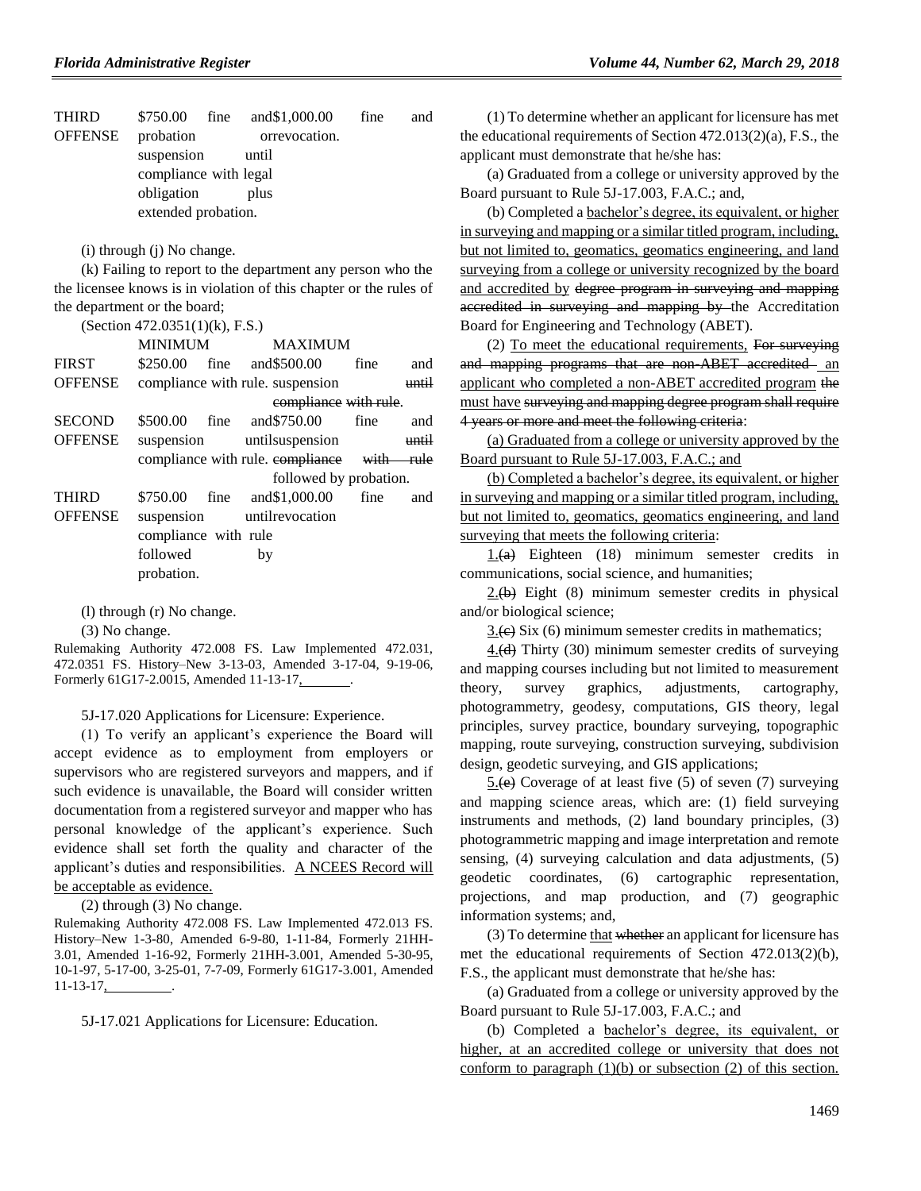| | MINIMUM | MAXIMUM |
|---|---|---|
| THIRD OFFENSE | $750.00 fine and probation suspension until compliance with legal obligation plus extended probation. | $1,000.00 fine and orrevocation. |

(i) through (j) No change.

(k) Failing to report to the department any person who the the licensee knows is in violation of this chapter or the rules of the department or the board;

(Section 472.0351(1)(k), F.S.)

| | MINIMUM | MAXIMUM |
|---|---|---|
| FIRST OFFENSE | $250.00 fine and compliance with rule. | $500.00 fine and suspension ~~until compliance with rule~~. |
| SECOND OFFENSE | $500.00 fine and suspension until compliance with rule. | $750.00 fine and suspension ~~until compliance with rule~~ followed by probation. |
| THIRD OFFENSE | $750.00 fine and suspension until compliance with rule followed by probation. | $1,000.00 fine and revocation |

(l) through (r) No change.

(3) No change.

Rulemaking Authority 472.008 FS. Law Implemented 472.031, 472.0351 FS. History–New 3-13-03, Amended 3-17-04, 9-19-06, Formerly 61G17-2.0015, Amended 11-13-17, ________.

5J-17.020 Applications for Licensure: Experience.

(1) To verify an applicant's experience the Board will accept evidence as to employment from employers or supervisors who are registered surveyors and mappers, and if such evidence is unavailable, the Board will consider written documentation from a registered surveyor and mapper who has personal knowledge of the applicant's experience. Such evidence shall set forth the quality and character of the applicant's duties and responsibilities. A NCEES Record will be acceptable as evidence.

(2) through (3) No change.

Rulemaking Authority 472.008 FS. Law Implemented 472.013 FS. History–New 1-3-80, Amended 6-9-80, 1-11-84, Formerly 21HH-3.01, Amended 1-16-92, Formerly 21HH-3.001, Amended 5-30-95, 10-1-97, 5-17-00, 3-25-01, 7-7-09, Formerly 61G17-3.001, Amended 11-13-17, ________.

5J-17.021 Applications for Licensure: Education.

(1) To determine whether an applicant for licensure has met the educational requirements of Section 472.013(2)(a), F.S., the applicant must demonstrate that he/she has:

(a) Graduated from a college or university approved by the Board pursuant to Rule 5J-17.003, F.A.C.; and,

(b) Completed a bachelor's degree, its equivalent, or higher in surveying and mapping or a similar titled program, including, but not limited to, geomatics, geomatics engineering, and land surveying from a college or university recognized by the board and accredited by ~~degree program in surveying and mapping accredited in surveying and mapping by~~ the Accreditation Board for Engineering and Technology (ABET).

(2) To meet the educational requirements, ~~For surveying and mapping programs that are non-ABET accredited~~ an applicant who completed a non-ABET accredited program ~~the~~ must have ~~surveying and mapping degree program shall require 4 years or more and meet the following criteria~~:

(a) Graduated from a college or university approved by the Board pursuant to Rule 5J-17.003, F.A.C.; and

(b) Completed a bachelor's degree, its equivalent, or higher in surveying and mapping or a similar titled program, including, but not limited to, geomatics, geomatics engineering, and land surveying that meets the following criteria:

1.~~(a)~~ Eighteen (18) minimum semester credits in communications, social science, and humanities;

2.~~(b)~~ Eight (8) minimum semester credits in physical and/or biological science;

3.~~(c)~~ Six (6) minimum semester credits in mathematics;

4.~~(d)~~ Thirty (30) minimum semester credits of surveying and mapping courses including but not limited to measurement theory, survey graphics, adjustments, cartography, photogrammetry, geodesy, computations, GIS theory, legal principles, survey practice, boundary surveying, topographic mapping, route surveying, construction surveying, subdivision design, geodetic surveying, and GIS applications;

5.~~(e)~~ Coverage of at least five (5) of seven (7) surveying and mapping science areas, which are: (1) field surveying instruments and methods, (2) land boundary principles, (3) photogrammetric mapping and image interpretation and remote sensing, (4) surveying calculation and data adjustments, (5) geodetic coordinates, (6) cartographic representation, projections, and map production, and (7) geographic information systems; and,

(3) To determine that ~~whether~~ an applicant for licensure has met the educational requirements of Section 472.013(2)(b), F.S., the applicant must demonstrate that he/she has:

(a) Graduated from a college or university approved by the Board pursuant to Rule 5J-17.003, F.A.C.; and

(b) Completed a bachelor's degree, its equivalent, or higher, at an accredited college or university that does not conform to paragraph (1)(b) or subsection (2) of this section.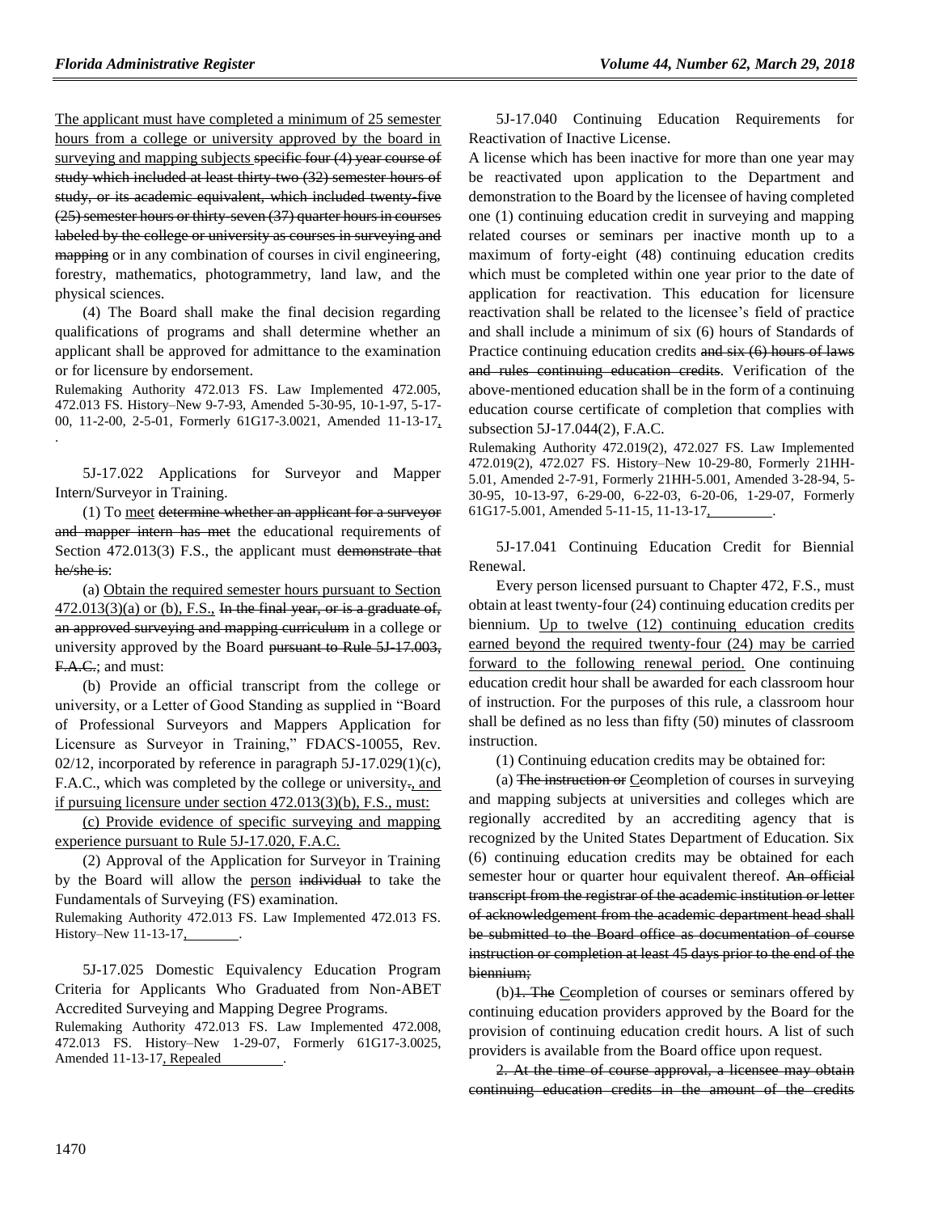<u>The applicant must have completed a minimum of 25 semester hours from a college or university approved by the board in surveying and mapping subjects</u> ~~specific four (4) year course of study which included at least thirty-two (32) semester hours of study, or its academic equivalent, which included twenty-five (25) semester hours or thirty-seven (37) quarter hours in courses labeled by the college or university as courses in surveying and mapping~~ or in any combination of courses in civil engineering, forestry, mathematics, photogrammetry, land law, and the physical sciences.

(4) The Board shall make the final decision regarding qualifications of programs and shall determine whether an applicant shall be approved for admittance to the examination or for licensure by endorsement.

Rulemaking Authority 472.013 FS. Law Implemented 472.005, 472.013 FS. History–New 9-7-93, Amended 5-30-95, 10-1-97, 5-17-00, 11-2-00, 2-5-01, Formerly 61G17-3.0021, Amended 11-13-17<u>, </u>.

5J-17.022 Applications for Surveyor and Mapper Intern/Surveyor in Training.

(1) To <u>meet</u> ~~determine whether an applicant for a surveyor and mapper intern has met~~ the educational requirements of Section 472.013(3) F.S., the applicant must ~~demonstrate that he/she is~~:

(a) <u>Obtain the required semester hours pursuant to Section 472.013(3)(a) or (b), F.S.,</u> ~~In the final year, or is a graduate of, an approved surveying and mapping curriculum~~ in a college or university approved by the Board ~~pursuant to Rule 5J-17.003, F.A.C.~~; and must:

(b) Provide an official transcript from the college or university, or a Letter of Good Standing as supplied in "Board of Professional Surveyors and Mappers Application for Licensure as Surveyor in Training," FDACS-10055, Rev. 02/12, incorporated by reference in paragraph 5J-17.029(1)(c), F.A.C., which was completed by the college or university~~.~~<u>, and if pursuing licensure under section 472.013(3)(b), F.S., must:</u>

<u>(c) Provide evidence of specific surveying and mapping experience pursuant to Rule 5J-17.020, F.A.C.</u>

(2) Approval of the Application for Surveyor in Training by the Board will allow the <u>person</u> ~~individual~~ to take the Fundamentals of Surveying (FS) examination.

Rulemaking Authority 472.013 FS. Law Implemented 472.013 FS. History–New 11-13-17<u>, </u>.

5J-17.025 Domestic Equivalency Education Program Criteria for Applicants Who Graduated from Non-ABET Accredited Surveying and Mapping Degree Programs.

Rulemaking Authority 472.013 FS. Law Implemented 472.008, 472.013 FS. History–New 1-29-07, Formerly 61G17-3.0025, Amended 11-13-17<u>, Repealed </u>.

5J-17.040 Continuing Education Requirements for Reactivation of Inactive License.

A license which has been inactive for more than one year may be reactivated upon application to the Department and demonstration to the Board by the licensee of having completed one (1) continuing education credit in surveying and mapping related courses or seminars per inactive month up to a maximum of forty-eight (48) continuing education credits which must be completed within one year prior to the date of application for reactivation. This education for licensure reactivation shall be related to the licensee's field of practice and shall include a minimum of six (6) hours of Standards of Practice continuing education credits ~~and six (6) hours of laws and rules continuing education credits~~. Verification of the above-mentioned education shall be in the form of a continuing education course certificate of completion that complies with subsection 5J-17.044(2), F.A.C.

Rulemaking Authority 472.019(2), 472.027 FS. Law Implemented 472.019(2), 472.027 FS. History–New 10-29-80, Formerly 21HH-5.01, Amended 2-7-91, Formerly 21HH-5.001, Amended 3-28-94, 5-30-95, 10-13-97, 6-29-00, 6-22-03, 6-20-06, 1-29-07, Formerly 61G17-5.001, Amended 5-11-15, 11-13-17<u>, </u>.

5J-17.041 Continuing Education Credit for Biennial Renewal.

Every person licensed pursuant to Chapter 472, F.S., must obtain at least twenty-four (24) continuing education credits per biennium. <u>Up to twelve (12) continuing education credits earned beyond the required twenty-four (24) may be carried forward to the following renewal period.</u> One continuing education credit hour shall be awarded for each classroom hour of instruction. For the purposes of this rule, a classroom hour shall be defined as no less than fifty (50) minutes of classroom instruction.

(1) Continuing education credits may be obtained for:

(a) ~~The instruction or~~ <u>C</u>~~c~~ompletion of courses in surveying and mapping subjects at universities and colleges which are regionally accredited by an accrediting agency that is recognized by the United States Department of Education. Six (6) continuing education credits may be obtained for each semester hour or quarter hour equivalent thereof. ~~An official transcript from the registrar of the academic institution or letter of acknowledgement from the academic department head shall be submitted to the Board office as documentation of course instruction or completion at least 45 days prior to the end of the biennium;~~

(b)~~1. The~~ <u>C</u>~~c~~ompletion of courses or seminars offered by continuing education providers approved by the Board for the provision of continuing education credit hours. A list of such providers is available from the Board office upon request.

~~2. At the time of course approval, a licensee may obtain continuing education credits in the amount of the credits~~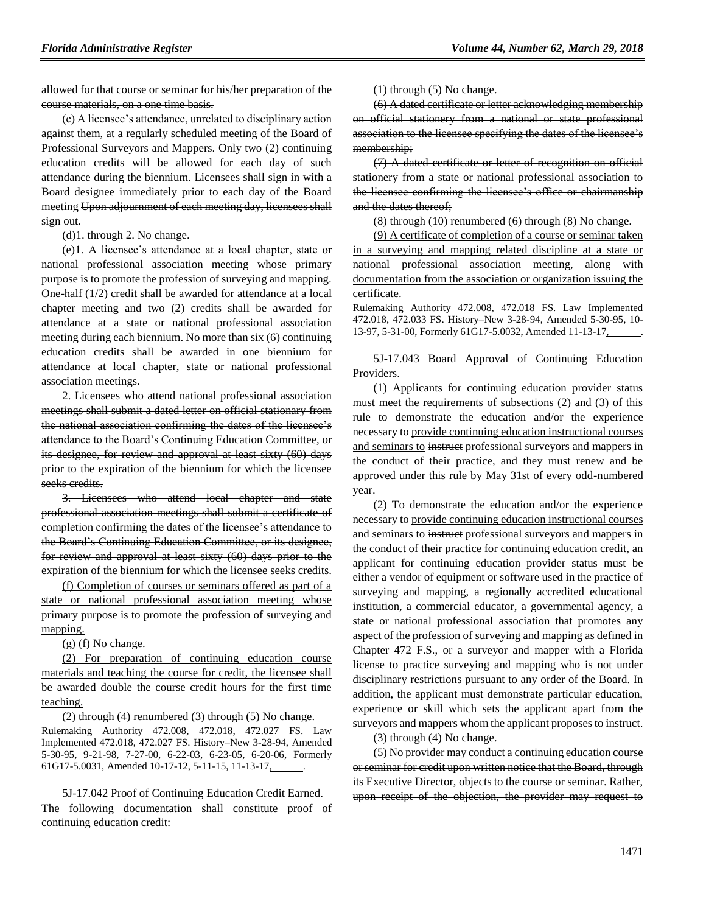~~allowed for that course or seminar for his/her preparation of the course materials, on a one time basis.~~

(c) A licensee's attendance, unrelated to disciplinary action against them, at a regularly scheduled meeting of the Board of Professional Surveyors and Mappers. Only two (2) continuing education credits will be allowed for each day of such attendance ~~during the biennium~~. Licensees shall sign in with a Board designee immediately prior to each day of the Board meeting ~~Upon adjournment of each meeting day, licensees shall sign out~~.

(d)1. through 2. No change.

(e)~~1.~~ A licensee's attendance at a local chapter, state or national professional association meeting whose primary purpose is to promote the profession of surveying and mapping. One-half (1/2) credit shall be awarded for attendance at a local chapter meeting and two (2) credits shall be awarded for attendance at a state or national professional association meeting during each biennium. No more than six (6) continuing education credits shall be awarded in one biennium for attendance at local chapter, state or national professional association meetings.

~~2. Licensees who attend national professional association meetings shall submit a dated letter on official stationary from the national association confirming the dates of the licensee's attendance to the Board's Continuing Education Committee, or its designee, for review and approval at least sixty (60) days prior to the expiration of the biennium for which the licensee seeks credits.~~

~~3. Licensees who attend local chapter and state professional association meetings shall submit a certificate of completion confirming the dates of the licensee's attendance to the Board's Continuing Education Committee, or its designee, for review and approval at least sixty (60) days prior to the expiration of the biennium for which the licensee seeks credits.~~

<u>(f) Completion of courses or seminars offered as part of a state or national professional association meeting whose primary purpose is to promote the profession of surveying and mapping.</u>

<u>(g)</u> ~~(f)~~ No change.

<u>(2) For preparation of continuing education course materials and teaching the course for credit, the licensee shall be awarded double the course credit hours for the first time teaching.</u>

(2) through (4) renumbered (3) through (5) No change.

Rulemaking Authority 472.008, 472.018, 472.027 FS. Law Implemented 472.018, 472.027 FS. History–New 3-28-94, Amended 5-30-95, 9-21-98, 7-27-00, 6-22-03, 6-23-05, 6-20-06, Formerly 61G17-5.0031, Amended 10-17-12, 5-11-15, 11-13-17<u>, ______</u>.

5J-17.042 Proof of Continuing Education Credit Earned.

The following documentation shall constitute proof of continuing education credit:

(1) through (5) No change.

~~(6) A dated certificate or letter acknowledging membership on official stationery from a national or state professional association to the licensee specifying the dates of the licensee's membership;~~

~~(7) A dated certificate or letter of recognition on official stationery from a state or national professional association to the licensee confirming the licensee's office or chairmanship and the dates thereof;~~

(8) through (10) renumbered (6) through (8) No change.

<u>(9) A certificate of completion of a course or seminar taken in a surveying and mapping related discipline at a state or national professional association meeting, along with documentation from the association or organization issuing the certificate.</u>

Rulemaking Authority 472.008, 472.018 FS. Law Implemented 472.018, 472.033 FS. History–New 3-28-94, Amended 5-30-95, 10-13-97, 5-31-00, Formerly 61G17-5.0032, Amended 11-13-17<u>, ______</u>.

5J-17.043 Board Approval of Continuing Education Providers.

(1) Applicants for continuing education provider status must meet the requirements of subsections (2) and (3) of this rule to demonstrate the education and/or the experience necessary to <u>provide continuing education instructional courses and seminars to</u> ~~instruct~~ professional surveyors and mappers in the conduct of their practice, and they must renew and be approved under this rule by May 31st of every odd-numbered year.

(2) To demonstrate the education and/or the experience necessary to <u>provide continuing education instructional courses and seminars to</u> ~~instruct~~ professional surveyors and mappers in the conduct of their practice for continuing education credit, an applicant for continuing education provider status must be either a vendor of equipment or software used in the practice of surveying and mapping, a regionally accredited educational institution, a commercial educator, a governmental agency, a state or national professional association that promotes any aspect of the profession of surveying and mapping as defined in Chapter 472 F.S., or a surveyor and mapper with a Florida license to practice surveying and mapping who is not under disciplinary restrictions pursuant to any order of the Board. In addition, the applicant must demonstrate particular education, experience or skill which sets the applicant apart from the surveyors and mappers whom the applicant proposes to instruct.

(3) through (4) No change.

~~(5) No provider may conduct a continuing education course or seminar for credit upon written notice that the Board, through its Executive Director, objects to the course or seminar. Rather, upon receipt of the objection, the provider may request to~~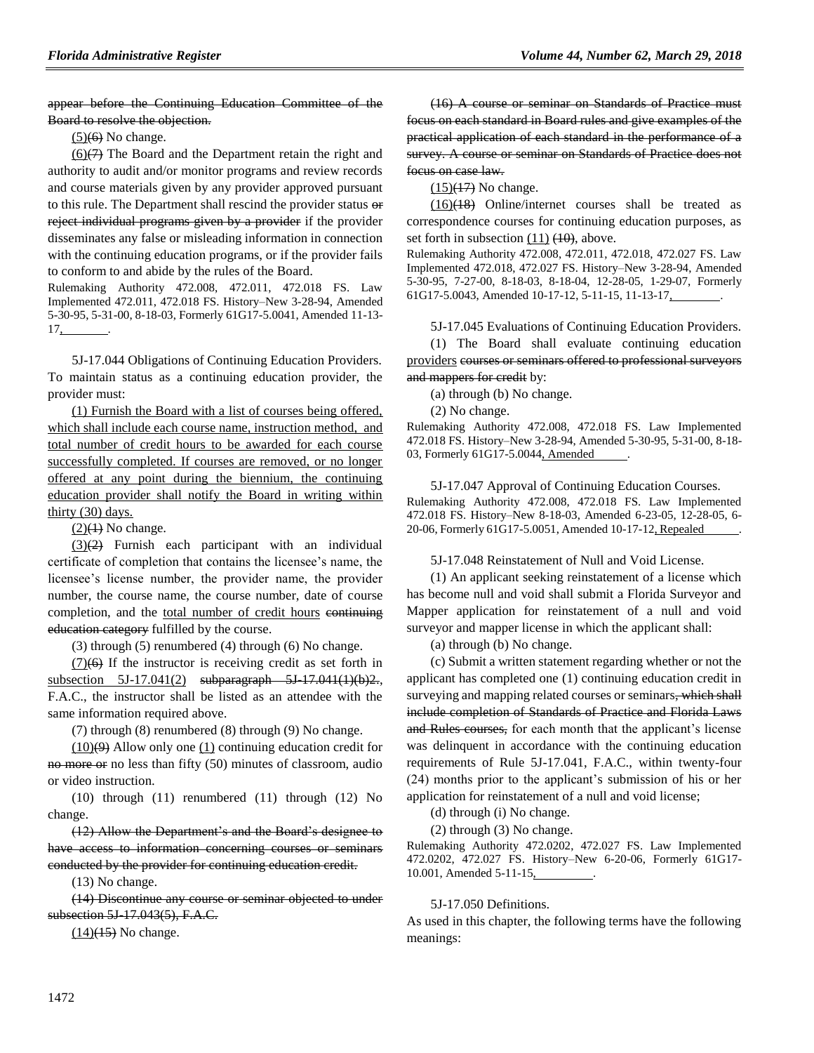~~appear before the Continuing Education Committee of the Board to resolve the objection.~~

<u>(5)</u>~~(6)~~ No change.

<u>(6)</u>~~(7)~~ The Board and the Department retain the right and authority to audit and/or monitor programs and review records and course materials given by any provider approved pursuant to this rule. The Department shall rescind the provider status ~~or reject individual programs given by a provider~~ if the provider disseminates any false or misleading information in connection with the continuing education programs, or if the provider fails to conform to and abide by the rules of the Board.

Rulemaking Authority 472.008, 472.011, 472.018 FS. Law Implemented 472.011, 472.018 FS. History–New 3-28-94, Amended 5-30-95, 5-31-00, 8-18-03, Formerly 61G17-5.0041, Amended 11-13-17<u>,          </u>.

5J-17.044 Obligations of Continuing Education Providers. To maintain status as a continuing education provider, the provider must:

<u>(1) Furnish the Board with a list of courses being offered, which shall include each course name, instruction method, and total number of credit hours to be awarded for each course successfully completed. If courses are removed, or no longer offered at any point during the biennium, the continuing education provider shall notify the Board in writing within thirty (30) days.</u>

<u>(2)</u>~~(1)~~ No change.

<u>(3)</u>~~(2)~~ Furnish each participant with an individual certificate of completion that contains the licensee's name, the licensee's license number, the provider name, the provider number, the course name, the course number, date of course completion, and the <u>total number of credit hours</u> ~~continuing education category~~ fulfilled by the course.

(3) through (5) renumbered (4) through (6) No change.

<u>(7)</u>~~(6)~~ If the instructor is receiving credit as set forth in <u>subsection 5J-17.041(2)</u> ~~subparagraph 5J-17.041(1)(b)2.~~, F.A.C., the instructor shall be listed as an attendee with the same information required above.

(7) through (8) renumbered (8) through (9) No change.

<u>(10)</u>~~(9)~~ Allow only one <u>(1)</u> continuing education credit for ~~no more or~~ no less than fifty (50) minutes of classroom, audio or video instruction.

(10) through (11) renumbered (11) through (12) No change.

~~(12) Allow the Department's and the Board's designee to have access to information concerning courses or seminars conducted by the provider for continuing education credit.~~

(13) No change.

~~(14) Discontinue any course or seminar objected to under subsection 5J-17.043(5), F.A.C.~~

<u>(14)</u>~~(15)~~ No change.

~~(16) A course or seminar on Standards of Practice must focus on each standard in Board rules and give examples of the practical application of each standard in the performance of a survey. A course or seminar on Standards of Practice does not focus on case law.~~

<u>(15)</u>~~(17)~~ No change.

<u>(16)</u>~~(18)~~ Online/internet courses shall be treated as correspondence courses for continuing education purposes, as set forth in subsection <u>(11)</u> ~~(10)~~, above.

Rulemaking Authority 472.008, 472.011, 472.018, 472.027 FS. Law Implemented 472.018, 472.027 FS. History–New 3-28-94, Amended 5-30-95, 7-27-00, 8-18-03, 8-18-04, 12-28-05, 1-29-07, Formerly 61G17-5.0043, Amended 10-17-12, 5-11-15, 11-13-17<u>,          </u>.

5J-17.045 Evaluations of Continuing Education Providers.

(1) The Board shall evaluate continuing education <u>providers</u> ~~courses or seminars offered to professional surveyors and mappers for credit~~ by:

(a) through (b) No change.

(2) No change.

Rulemaking Authority 472.008, 472.018 FS. Law Implemented 472.018 FS. History–New 3-28-94, Amended 5-30-95, 5-31-00, 8-18-03, Formerly 61G17-5.0044<u>, Amended          </u>.

5J-17.047 Approval of Continuing Education Courses.

Rulemaking Authority 472.008, 472.018 FS. Law Implemented 472.018 FS. History–New 8-18-03, Amended 6-23-05, 12-28-05, 6-20-06, Formerly 61G17-5.0051, Amended 10-17-12<u>, Repealed          </u>.

5J-17.048 Reinstatement of Null and Void License.

(1) An applicant seeking reinstatement of a license which has become null and void shall submit a Florida Surveyor and Mapper application for reinstatement of a null and void surveyor and mapper license in which the applicant shall:

(a) through (b) No change.

(c) Submit a written statement regarding whether or not the applicant has completed one (1) continuing education credit in surveying and mapping related courses or seminars~~, which shall include completion of Standards of Practice and Florida Laws and Rules courses,~~ for each month that the applicant's license was delinquent in accordance with the continuing education requirements of Rule 5J-17.041, F.A.C., within twenty-four (24) months prior to the applicant's submission of his or her application for reinstatement of a null and void license;

(d) through (i) No change.

(2) through (3) No change.

Rulemaking Authority 472.0202, 472.027 FS. Law Implemented 472.0202, 472.027 FS. History–New 6-20-06, Formerly 61G17-10.001, Amended 5-11-15<u>,          </u>.

5J-17.050 Definitions.

As used in this chapter, the following terms have the following meanings: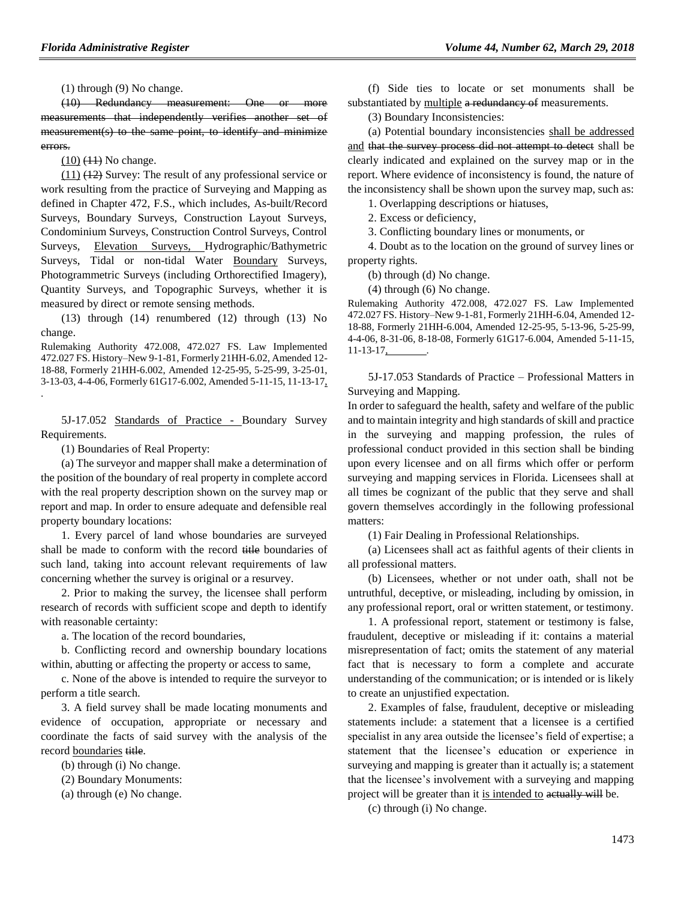(1) through (9) No change.

~~(10) Redundancy measurement: One or more measurements that independently verifies another set of measurement(s) to the same point, to identify and minimize errors.~~

<u>(10)</u> ~~(11)~~ No change.

<u>(11)</u> ~~(12)~~ Survey: The result of any professional service or work resulting from the practice of Surveying and Mapping as defined in Chapter 472, F.S., which includes, As-built/Record Surveys, Boundary Surveys, Construction Layout Surveys, Condominium Surveys, Construction Control Surveys, Control Surveys, <u>Elevation Surveys,</u> Hydrographic/Bathymetric Surveys, Tidal or non-tidal Water <u>Boundary</u> Surveys, Photogrammetric Surveys (including Orthorectified Imagery), Quantity Surveys, and Topographic Surveys, whether it is measured by direct or remote sensing methods.

(13) through (14) renumbered (12) through (13) No change.

Rulemaking Authority 472.008, 472.027 FS. Law Implemented 472.027 FS. History–New 9-1-81, Formerly 21HH-6.02, Amended 12-18-88, Formerly 21HH-6.002, Amended 12-25-95, 5-25-99, 3-25-01, 3-13-03, 4-4-06, Formerly 61G17-6.002, Amended 5-11-15, 11-13-17<u>,</u> .

5J-17.052 <u>Standards of Practice -</u> Boundary Survey Requirements.

(1) Boundaries of Real Property:

(a) The surveyor and mapper shall make a determination of the position of the boundary of real property in complete accord with the real property description shown on the survey map or report and map. In order to ensure adequate and defensible real property boundary locations:

1. Every parcel of land whose boundaries are surveyed shall be made to conform with the record ~~title~~ boundaries of such land, taking into account relevant requirements of law concerning whether the survey is original or a resurvey.

2. Prior to making the survey, the licensee shall perform research of records with sufficient scope and depth to identify with reasonable certainty:

a. The location of the record boundaries,

b. Conflicting record and ownership boundary locations within, abutting or affecting the property or access to same,

c. None of the above is intended to require the surveyor to perform a title search.

3. A field survey shall be made locating monuments and evidence of occupation, appropriate or necessary and coordinate the facts of said survey with the analysis of the record <u>boundaries</u> ~~title~~.

(b) through (i) No change.

(2) Boundary Monuments:

(a) through (e) No change.

(f) Side ties to locate or set monuments shall be substantiated by <u>multiple</u> ~~a redundancy of~~ measurements.

(3) Boundary Inconsistencies:

(a) Potential boundary inconsistencies <u>shall be addressed and</u> ~~that the survey process did not attempt to detect~~ shall be clearly indicated and explained on the survey map or in the report. Where evidence of inconsistency is found, the nature of the inconsistency shall be shown upon the survey map, such as:

1. Overlapping descriptions or hiatuses,

2. Excess or deficiency,

3. Conflicting boundary lines or monuments, or

4. Doubt as to the location on the ground of survey lines or property rights.

(b) through (d) No change.

(4) through (6) No change.

Rulemaking Authority 472.008, 472.027 FS. Law Implemented 472.027 FS. History–New 9-1-81, Formerly 21HH-6.04, Amended 12-18-88, Formerly 21HH-6.004, Amended 12-25-95, 5-13-96, 5-25-99, 4-4-06, 8-31-06, 8-18-08, Formerly 61G17-6.004, Amended 5-11-15, 11-13-17<u>,</u> .

5J-17.053 Standards of Practice – Professional Matters in Surveying and Mapping.

In order to safeguard the health, safety and welfare of the public and to maintain integrity and high standards of skill and practice in the surveying and mapping profession, the rules of professional conduct provided in this section shall be binding upon every licensee and on all firms which offer or perform surveying and mapping services in Florida. Licensees shall at all times be cognizant of the public that they serve and shall govern themselves accordingly in the following professional matters:

(1) Fair Dealing in Professional Relationships.

(a) Licensees shall act as faithful agents of their clients in all professional matters.

(b) Licensees, whether or not under oath, shall not be untruthful, deceptive, or misleading, including by omission, in any professional report, oral or written statement, or testimony.

1. A professional report, statement or testimony is false, fraudulent, deceptive or misleading if it: contains a material misrepresentation of fact; omits the statement of any material fact that is necessary to form a complete and accurate understanding of the communication; or is intended or is likely to create an unjustified expectation.

2. Examples of false, fraudulent, deceptive or misleading statements include: a statement that a licensee is a certified specialist in any area outside the licensee's field of expertise; a statement that the licensee's education or experience in surveying and mapping is greater than it actually is; a statement that the licensee's involvement with a surveying and mapping project will be greater than it <u>is intended to</u> ~~actually will~~ be.

(c) through (i) No change.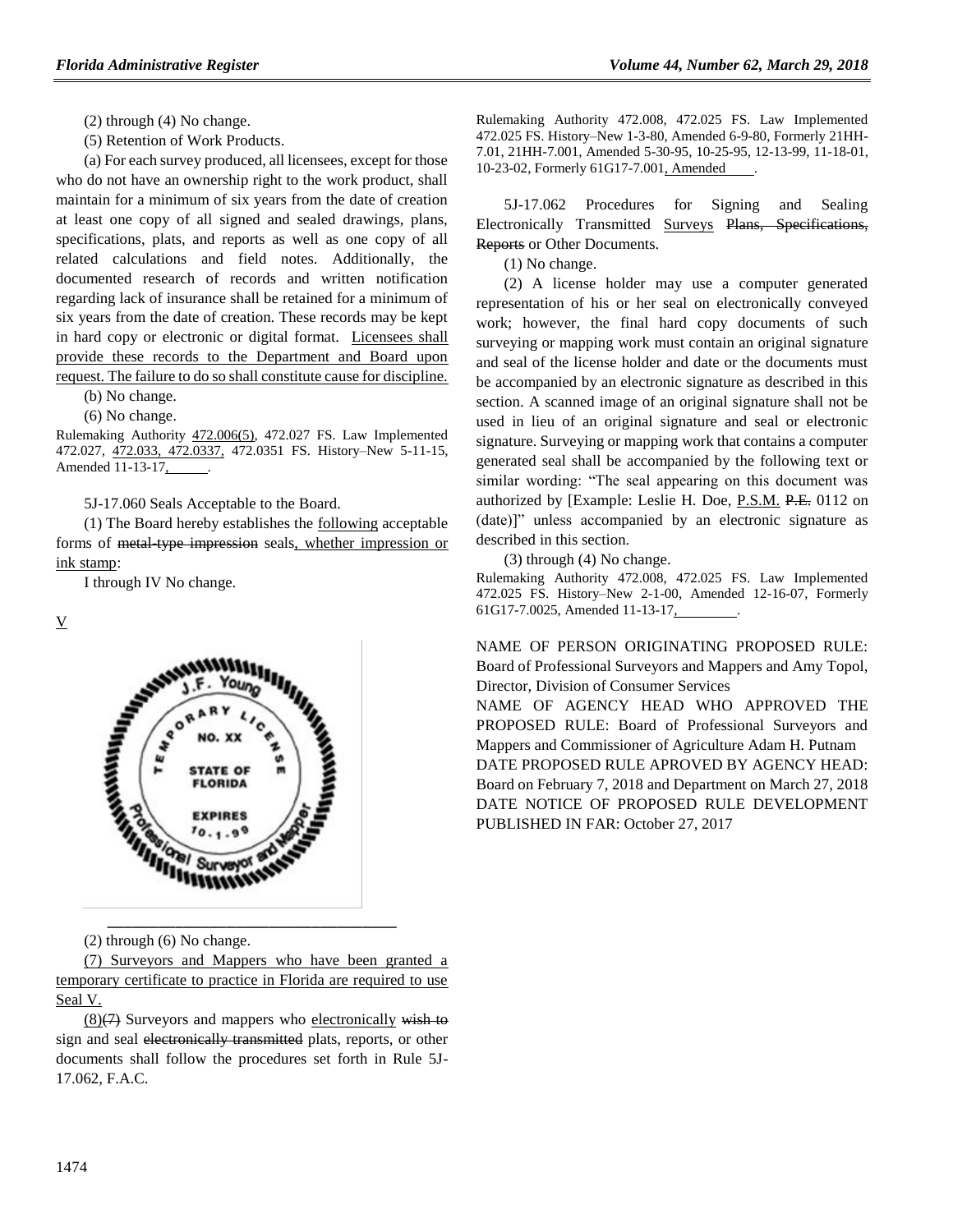(2) through (4) No change.

(5) Retention of Work Products.

(a) For each survey produced, all licensees, except for those who do not have an ownership right to the work product, shall maintain for a minimum of six years from the date of creation at least one copy of all signed and sealed drawings, plans, specifications, plats, and reports as well as one copy of all related calculations and field notes. Additionally, the documented research of records and written notification regarding lack of insurance shall be retained for a minimum of six years from the date of creation. These records may be kept in hard copy or electronic or digital format. Licensees shall provide these records to the Department and Board upon request. The failure to do so shall constitute cause for discipline.

(b) No change.

(6) No change.

Rulemaking Authority 472.006(5), 472.027 FS. Law Implemented 472.027, 472.033, 472.0337, 472.0351 FS. History–New 5-11-15, Amended 11-13-17, ______.

5J-17.060 Seals Acceptable to the Board.

(1) The Board hereby establishes the following acceptable forms of ~~metal-type impression~~ seals, whether impression or ink stamp:

I through IV No change.

V

(2) through (6) No change.

(7) Surveyors and Mappers who have been granted a temporary certificate to practice in Florida are required to use Seal V.

(8)~~(7)~~ Surveyors and mappers who electronically ~~wish to~~ sign and seal ~~electronically transmitted~~ plats, reports, or other documents shall follow the procedures set forth in Rule 5J-17.062, F.A.C.

Rulemaking Authority 472.008, 472.025 FS. Law Implemented 472.025 FS. History–New 1-3-80, Amended 6-9-80, Formerly 21HH-7.01, 21HH-7.001, Amended 5-30-95, 10-25-95, 12-13-99, 11-18-01, 10-23-02, Formerly 61G17-7.001, Amended ____.

5J-17.062 Procedures for Signing and Sealing Electronically Transmitted Surveys ~~Plans, Specifications, Reports~~ or Other Documents.

(1) No change.

(2) A license holder may use a computer generated representation of his or her seal on electronically conveyed work; however, the final hard copy documents of such surveying or mapping work must contain an original signature and seal of the license holder and date or the documents must be accompanied by an electronic signature as described in this section. A scanned image of an original signature shall not be used in lieu of an original signature and seal or electronic signature. Surveying or mapping work that contains a computer generated seal shall be accompanied by the following text or similar wording: "The seal appearing on this document was authorized by [Example: Leslie H. Doe, P.S.M. ~~P.E.~~ 0112 on (date)]" unless accompanied by an electronic signature as described in this section.

(3) through (4) No change.

Rulemaking Authority 472.008, 472.025 FS. Law Implemented 472.025 FS. History–New 2-1-00, Amended 12-16-07, Formerly 61G17-7.0025, Amended 11-13-17, ________.

NAME OF PERSON ORIGINATING PROPOSED RULE: Board of Professional Surveyors and Mappers and Amy Topol, Director, Division of Consumer Services

NAME OF AGENCY HEAD WHO APPROVED THE PROPOSED RULE: Board of Professional Surveyors and Mappers and Commissioner of Agriculture Adam H. Putnam

DATE PROPOSED RULE APROVED BY AGENCY HEAD: Board on February 7, 2018 and Department on March 27, 2018

DATE NOTICE OF PROPOSED RULE DEVELOPMENT PUBLISHED IN FAR: October 27, 2017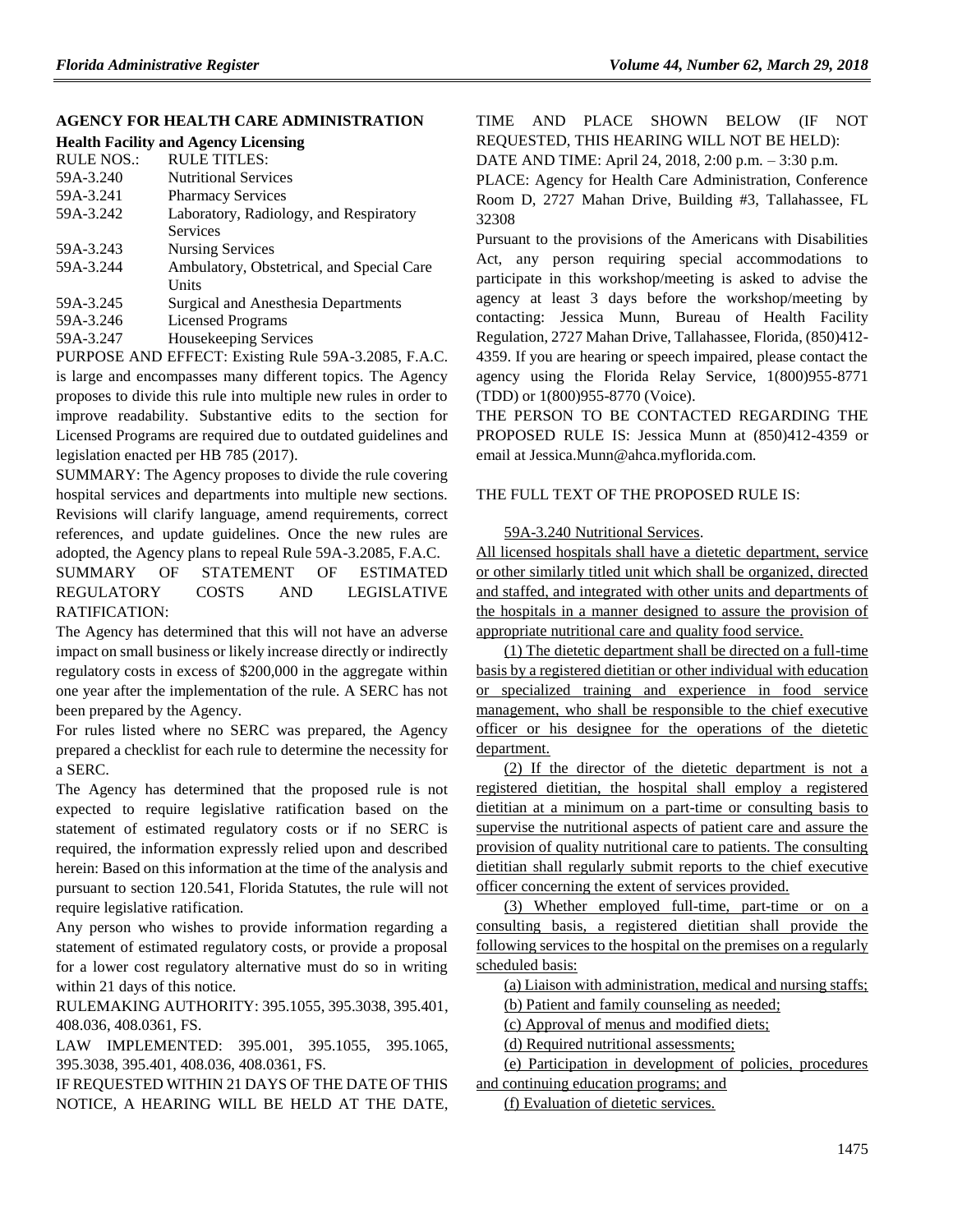## AGENCY FOR HEALTH CARE ADMINISTRATION

### Health Facility and Agency Licensing

| RULE NOS.: | RULE TITLES: |
|---|---|
| 59A-3.240 | Nutritional Services |
| 59A-3.241 | Pharmacy Services |
| 59A-3.242 | Laboratory, Radiology, and Respiratory Services |
| 59A-3.243 | Nursing Services |
| 59A-3.244 | Ambulatory, Obstetrical, and Special Care Units |
| 59A-3.245 | Surgical and Anesthesia Departments |
| 59A-3.246 | Licensed Programs |
| 59A-3.247 | Housekeeping Services |

PURPOSE AND EFFECT: Existing Rule 59A-3.2085, F.A.C. is large and encompasses many different topics. The Agency proposes to divide this rule into multiple new rules in order to improve readability. Substantive edits to the section for Licensed Programs are required due to outdated guidelines and legislation enacted per HB 785 (2017).

SUMMARY: The Agency proposes to divide the rule covering hospital services and departments into multiple new sections. Revisions will clarify language, amend requirements, correct references, and update guidelines. Once the new rules are adopted, the Agency plans to repeal Rule 59A-3.2085, F.A.C.

SUMMARY OF STATEMENT OF ESTIMATED REGULATORY COSTS AND LEGISLATIVE RATIFICATION:

The Agency has determined that this will not have an adverse impact on small business or likely increase directly or indirectly regulatory costs in excess of $200,000 in the aggregate within one year after the implementation of the rule. A SERC has not been prepared by the Agency.

For rules listed where no SERC was prepared, the Agency prepared a checklist for each rule to determine the necessity for a SERC.

The Agency has determined that the proposed rule is not expected to require legislative ratification based on the statement of estimated regulatory costs or if no SERC is required, the information expressly relied upon and described herein: Based on this information at the time of the analysis and pursuant to section 120.541, Florida Statutes, the rule will not require legislative ratification.

Any person who wishes to provide information regarding a statement of estimated regulatory costs, or provide a proposal for a lower cost regulatory alternative must do so in writing within 21 days of this notice.

RULEMAKING AUTHORITY: 395.1055, 395.3038, 395.401, 408.036, 408.0361, FS.

LAW IMPLEMENTED: 395.001, 395.1055, 395.1065, 395.3038, 395.401, 408.036, 408.0361, FS.

IF REQUESTED WITHIN 21 DAYS OF THE DATE OF THIS NOTICE, A HEARING WILL BE HELD AT THE DATE, TIME AND PLACE SHOWN BELOW (IF NOT REQUESTED, THIS HEARING WILL NOT BE HELD):

DATE AND TIME: April 24, 2018, 2:00 p.m. – 3:30 p.m.

PLACE: Agency for Health Care Administration, Conference Room D, 2727 Mahan Drive, Building #3, Tallahassee, FL 32308

Pursuant to the provisions of the Americans with Disabilities Act, any person requiring special accommodations to participate in this workshop/meeting is asked to advise the agency at least 3 days before the workshop/meeting by contacting: Jessica Munn, Bureau of Health Facility Regulation, 2727 Mahan Drive, Tallahassee, Florida, (850)412-4359. If you are hearing or speech impaired, please contact the agency using the Florida Relay Service, 1(800)955-8771 (TDD) or 1(800)955-8770 (Voice).

THE PERSON TO BE CONTACTED REGARDING THE PROPOSED RULE IS: Jessica Munn at (850)412-4359 or email at Jessica.Munn@ahca.myflorida.com.

THE FULL TEXT OF THE PROPOSED RULE IS:

59A-3.240 Nutritional Services.

All licensed hospitals shall have a dietetic department, service or other similarly titled unit which shall be organized, directed and staffed, and integrated with other units and departments of the hospitals in a manner designed to assure the provision of appropriate nutritional care and quality food service.

(1) The dietetic department shall be directed on a full-time basis by a registered dietitian or other individual with education or specialized training and experience in food service management, who shall be responsible to the chief executive officer or his designee for the operations of the dietetic department.

(2) If the director of the dietetic department is not a registered dietitian, the hospital shall employ a registered dietitian at a minimum on a part-time or consulting basis to supervise the nutritional aspects of patient care and assure the provision of quality nutritional care to patients. The consulting dietitian shall regularly submit reports to the chief executive officer concerning the extent of services provided.

(3) Whether employed full-time, part-time or on a consulting basis, a registered dietitian shall provide the following services to the hospital on the premises on a regularly scheduled basis:

(a) Liaison with administration, medical and nursing staffs;

(b) Patient and family counseling as needed;

(c) Approval of menus and modified diets;

(d) Required nutritional assessments;

(e) Participation in development of policies, procedures and continuing education programs; and

(f) Evaluation of dietetic services.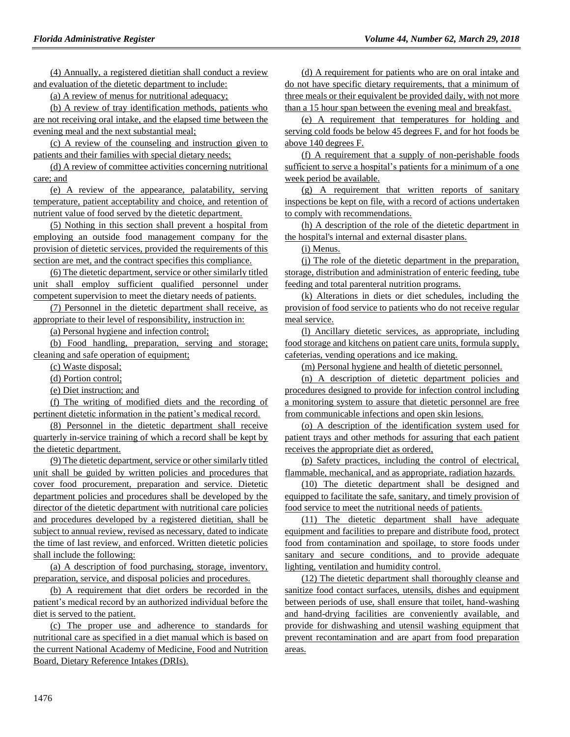(4) Annually, a registered dietitian shall conduct a review and evaluation of the dietetic department to include:

(a) A review of menus for nutritional adequacy;

(b) A review of tray identification methods, patients who are not receiving oral intake, and the elapsed time between the evening meal and the next substantial meal;

(c) A review of the counseling and instruction given to patients and their families with special dietary needs;

(d) A review of committee activities concerning nutritional care; and

(e) A review of the appearance, palatability, serving temperature, patient acceptability and choice, and retention of nutrient value of food served by the dietetic department.

(5) Nothing in this section shall prevent a hospital from employing an outside food management company for the provision of dietetic services, provided the requirements of this section are met, and the contract specifies this compliance.

(6) The dietetic department, service or other similarly titled unit shall employ sufficient qualified personnel under competent supervision to meet the dietary needs of patients.

(7) Personnel in the dietetic department shall receive, as appropriate to their level of responsibility, instruction in:

(a) Personal hygiene and infection control;

(b) Food handling, preparation, serving and storage; cleaning and safe operation of equipment;

(c) Waste disposal;

(d) Portion control;

(e) Diet instruction; and

(f) The writing of modified diets and the recording of pertinent dietetic information in the patient's medical record.

(8) Personnel in the dietetic department shall receive quarterly in-service training of which a record shall be kept by the dietetic department.

(9) The dietetic department, service or other similarly titled unit shall be guided by written policies and procedures that cover food procurement, preparation and service. Dietetic department policies and procedures shall be developed by the director of the dietetic department with nutritional care policies and procedures developed by a registered dietitian, shall be subject to annual review, revised as necessary, dated to indicate the time of last review, and enforced. Written dietetic policies shall include the following:

(a) A description of food purchasing, storage, inventory, preparation, service, and disposal policies and procedures.

(b) A requirement that diet orders be recorded in the patient's medical record by an authorized individual before the diet is served to the patient.

(c) The proper use and adherence to standards for nutritional care as specified in a diet manual which is based on the current National Academy of Medicine, Food and Nutrition Board, Dietary Reference Intakes (DRIs).

(d) A requirement for patients who are on oral intake and do not have specific dietary requirements, that a minimum of three meals or their equivalent be provided daily, with not more than a 15 hour span between the evening meal and breakfast.

(e) A requirement that temperatures for holding and serving cold foods be below 45 degrees F, and for hot foods be above 140 degrees F.

(f) A requirement that a supply of non-perishable foods sufficient to serve a hospital's patients for a minimum of a one week period be available.

(g) A requirement that written reports of sanitary inspections be kept on file, with a record of actions undertaken to comply with recommendations.

(h) A description of the role of the dietetic department in the hospital's internal and external disaster plans.

(i) Menus.

(j) The role of the dietetic department in the preparation, storage, distribution and administration of enteric feeding, tube feeding and total parenteral nutrition programs.

(k) Alterations in diets or diet schedules, including the provision of food service to patients who do not receive regular meal service.

(l) Ancillary dietetic services, as appropriate, including food storage and kitchens on patient care units, formula supply, cafeterias, vending operations and ice making.

(m) Personal hygiene and health of dietetic personnel.

(n) A description of dietetic department policies and procedures designed to provide for infection control including a monitoring system to assure that dietetic personnel are free from communicable infections and open skin lesions.

(o) A description of the identification system used for patient trays and other methods for assuring that each patient receives the appropriate diet as ordered,

(p) Safety practices, including the control of electrical, flammable, mechanical, and as appropriate, radiation hazards.

(10) The dietetic department shall be designed and equipped to facilitate the safe, sanitary, and timely provision of food service to meet the nutritional needs of patients.

(11) The dietetic department shall have adequate equipment and facilities to prepare and distribute food, protect food from contamination and spoilage, to store foods under sanitary and secure conditions, and to provide adequate lighting, ventilation and humidity control.

(12) The dietetic department shall thoroughly cleanse and sanitize food contact surfaces, utensils, dishes and equipment between periods of use, shall ensure that toilet, hand-washing and hand-drying facilities are conveniently available, and provide for dishwashing and utensil washing equipment that prevent recontamination and are apart from food preparation areas.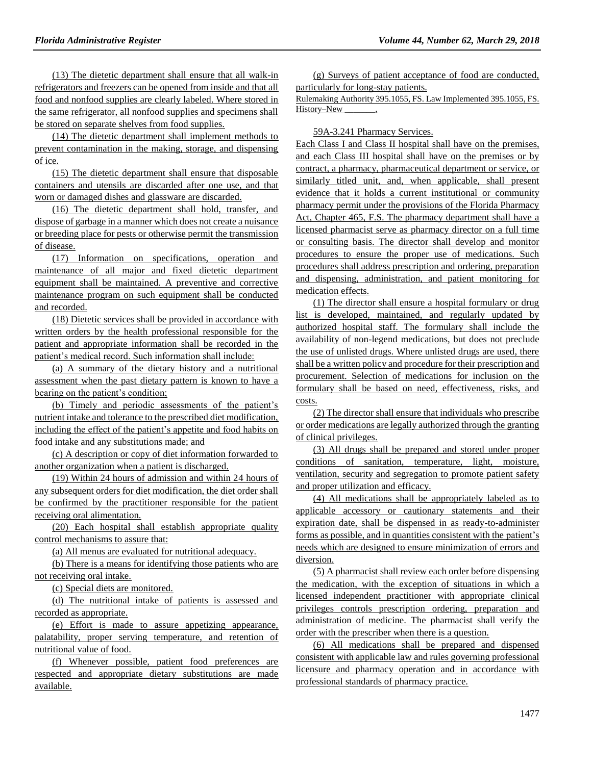(13) The dietetic department shall ensure that all walk-in refrigerators and freezers can be opened from inside and that all food and nonfood supplies are clearly labeled. Where stored in the same refrigerator, all nonfood supplies and specimens shall be stored on separate shelves from food supplies.

(14) The dietetic department shall implement methods to prevent contamination in the making, storage, and dispensing of ice.

(15) The dietetic department shall ensure that disposable containers and utensils are discarded after one use, and that worn or damaged dishes and glassware are discarded.

(16) The dietetic department shall hold, transfer, and dispose of garbage in a manner which does not create a nuisance or breeding place for pests or otherwise permit the transmission of disease.

(17) Information on specifications, operation and maintenance of all major and fixed dietetic department equipment shall be maintained. A preventive and corrective maintenance program on such equipment shall be conducted and recorded.

(18) Dietetic services shall be provided in accordance with written orders by the health professional responsible for the patient and appropriate information shall be recorded in the patient's medical record. Such information shall include:

(a) A summary of the dietary history and a nutritional assessment when the past dietary pattern is known to have a bearing on the patient's condition;

(b) Timely and periodic assessments of the patient's nutrient intake and tolerance to the prescribed diet modification, including the effect of the patient's appetite and food habits on food intake and any substitutions made; and

(c) A description or copy of diet information forwarded to another organization when a patient is discharged.

(19) Within 24 hours of admission and within 24 hours of any subsequent orders for diet modification, the diet order shall be confirmed by the practitioner responsible for the patient receiving oral alimentation.

(20) Each hospital shall establish appropriate quality control mechanisms to assure that:

(a) All menus are evaluated for nutritional adequacy.

(b) There is a means for identifying those patients who are not receiving oral intake.

(c) Special diets are monitored.

(d) The nutritional intake of patients is assessed and recorded as appropriate.

(e) Effort is made to assure appetizing appearance, palatability, proper serving temperature, and retention of nutritional value of food.

(f) Whenever possible, patient food preferences are respected and appropriate dietary substitutions are made available.

(g) Surveys of patient acceptance of food are conducted, particularly for long-stay patients.

Rulemaking Authority 395.1055, FS. Law Implemented 395.1055, FS. History–New ________.

59A-3.241 Pharmacy Services.

Each Class I and Class II hospital shall have on the premises, and each Class III hospital shall have on the premises or by contract, a pharmacy, pharmaceutical department or service, or similarly titled unit, and, when applicable, shall present evidence that it holds a current institutional or community pharmacy permit under the provisions of the Florida Pharmacy Act, Chapter 465, F.S. The pharmacy department shall have a licensed pharmacist serve as pharmacy director on a full time or consulting basis. The director shall develop and monitor procedures to ensure the proper use of medications. Such procedures shall address prescription and ordering, preparation and dispensing, administration, and patient monitoring for medication effects.

(1) The director shall ensure a hospital formulary or drug list is developed, maintained, and regularly updated by authorized hospital staff. The formulary shall include the availability of non-legend medications, but does not preclude the use of unlisted drugs. Where unlisted drugs are used, there shall be a written policy and procedure for their prescription and procurement. Selection of medications for inclusion on the formulary shall be based on need, effectiveness, risks, and costs.

(2) The director shall ensure that individuals who prescribe or order medications are legally authorized through the granting of clinical privileges.

(3) All drugs shall be prepared and stored under proper conditions of sanitation, temperature, light, moisture, ventilation, security and segregation to promote patient safety and proper utilization and efficacy.

(4) All medications shall be appropriately labeled as to applicable accessory or cautionary statements and their expiration date, shall be dispensed in as ready-to-administer forms as possible, and in quantities consistent with the patient's needs which are designed to ensure minimization of errors and diversion.

(5) A pharmacist shall review each order before dispensing the medication, with the exception of situations in which a licensed independent practitioner with appropriate clinical privileges controls prescription ordering, preparation and administration of medicine. The pharmacist shall verify the order with the prescriber when there is a question.

(6) All medications shall be prepared and dispensed consistent with applicable law and rules governing professional licensure and pharmacy operation and in accordance with professional standards of pharmacy practice.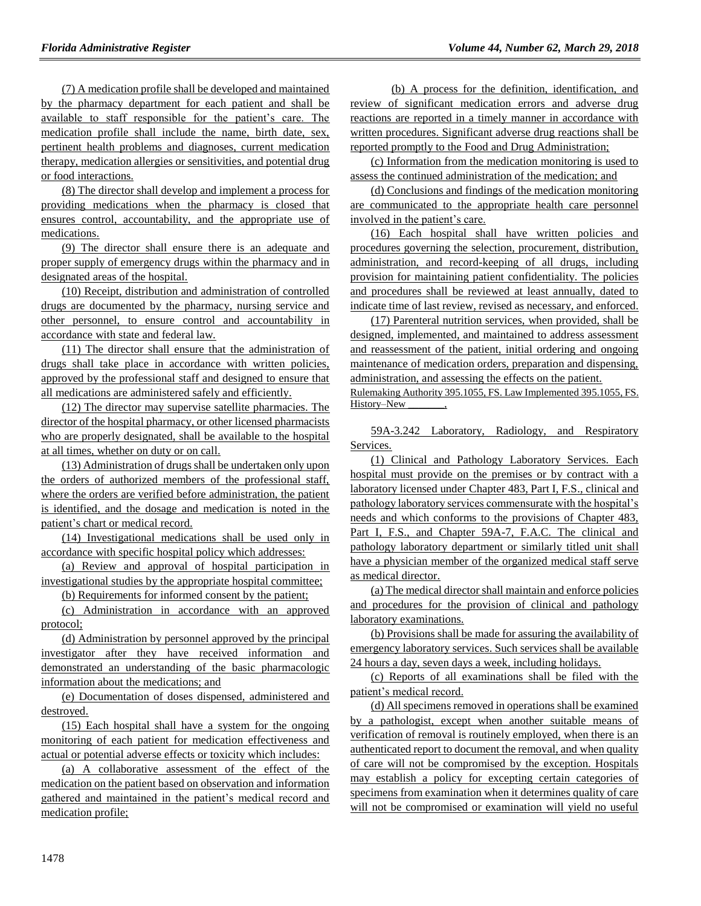(7) A medication profile shall be developed and maintained by the pharmacy department for each patient and shall be available to staff responsible for the patient's care. The medication profile shall include the name, birth date, sex, pertinent health problems and diagnoses, current medication therapy, medication allergies or sensitivities, and potential drug or food interactions.

(8) The director shall develop and implement a process for providing medications when the pharmacy is closed that ensures control, accountability, and the appropriate use of medications.

(9) The director shall ensure there is an adequate and proper supply of emergency drugs within the pharmacy and in designated areas of the hospital.

(10) Receipt, distribution and administration of controlled drugs are documented by the pharmacy, nursing service and other personnel, to ensure control and accountability in accordance with state and federal law.

(11) The director shall ensure that the administration of drugs shall take place in accordance with written policies, approved by the professional staff and designed to ensure that all medications are administered safely and efficiently.

(12) The director may supervise satellite pharmacies. The director of the hospital pharmacy, or other licensed pharmacists who are properly designated, shall be available to the hospital at all times, whether on duty or on call.

(13) Administration of drugs shall be undertaken only upon the orders of authorized members of the professional staff, where the orders are verified before administration, the patient is identified, and the dosage and medication is noted in the patient's chart or medical record.

(14) Investigational medications shall be used only in accordance with specific hospital policy which addresses:

(a) Review and approval of hospital participation in investigational studies by the appropriate hospital committee;

(b) Requirements for informed consent by the patient;

(c) Administration in accordance with an approved protocol;

(d) Administration by personnel approved by the principal investigator after they have received information and demonstrated an understanding of the basic pharmacologic information about the medications; and

(e) Documentation of doses dispensed, administered and destroyed.

(15) Each hospital shall have a system for the ongoing monitoring of each patient for medication effectiveness and actual or potential adverse effects or toxicity which includes:

(a) A collaborative assessment of the effect of the medication on the patient based on observation and information gathered and maintained in the patient's medical record and medication profile;

(b) A process for the definition, identification, and review of significant medication errors and adverse drug reactions are reported in a timely manner in accordance with written procedures. Significant adverse drug reactions shall be reported promptly to the Food and Drug Administration;

(c) Information from the medication monitoring is used to assess the continued administration of the medication; and

(d) Conclusions and findings of the medication monitoring are communicated to the appropriate health care personnel involved in the patient's care.

(16) Each hospital shall have written policies and procedures governing the selection, procurement, distribution, administration, and record-keeping of all drugs, including provision for maintaining patient confidentiality. The policies and procedures shall be reviewed at least annually, dated to indicate time of last review, revised as necessary, and enforced.

(17) Parenteral nutrition services, when provided, shall be designed, implemented, and maintained to address assessment and reassessment of the patient, initial ordering and ongoing maintenance of medication orders, preparation and dispensing, administration, and assessing the effects on the patient.

Rulemaking Authority 395.1055, FS. Law Implemented 395.1055, FS. History–New ________.

59A-3.242 Laboratory, Radiology, and Respiratory Services.

(1) Clinical and Pathology Laboratory Services. Each hospital must provide on the premises or by contract with a laboratory licensed under Chapter 483, Part I, F.S., clinical and pathology laboratory services commensurate with the hospital's needs and which conforms to the provisions of Chapter 483, Part I, F.S., and Chapter 59A-7, F.A.C. The clinical and pathology laboratory department or similarly titled unit shall have a physician member of the organized medical staff serve as medical director.

(a) The medical director shall maintain and enforce policies and procedures for the provision of clinical and pathology laboratory examinations.

(b) Provisions shall be made for assuring the availability of emergency laboratory services. Such services shall be available 24 hours a day, seven days a week, including holidays.

(c) Reports of all examinations shall be filed with the patient's medical record.

(d) All specimens removed in operations shall be examined by a pathologist, except when another suitable means of verification of removal is routinely employed, when there is an authenticated report to document the removal, and when quality of care will not be compromised by the exception. Hospitals may establish a policy for excepting certain categories of specimens from examination when it determines quality of care will not be compromised or examination will yield no useful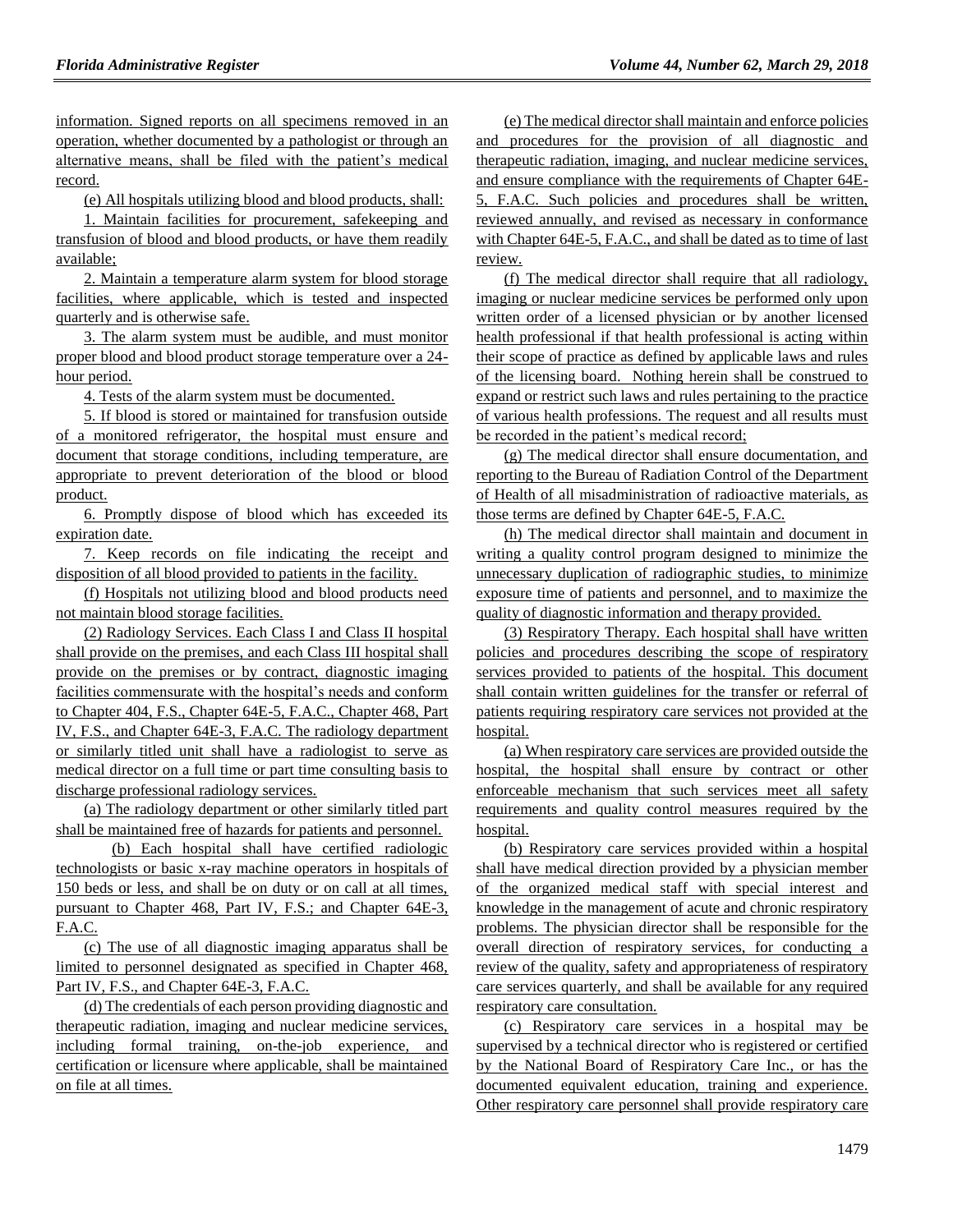information. Signed reports on all specimens removed in an operation, whether documented by a pathologist or through an alternative means, shall be filed with the patient's medical record.

(e) All hospitals utilizing blood and blood products, shall:

1. Maintain facilities for procurement, safekeeping and transfusion of blood and blood products, or have them readily available;

2. Maintain a temperature alarm system for blood storage facilities, where applicable, which is tested and inspected quarterly and is otherwise safe.

3. The alarm system must be audible, and must monitor proper blood and blood product storage temperature over a 24-hour period.

4. Tests of the alarm system must be documented.

5. If blood is stored or maintained for transfusion outside of a monitored refrigerator, the hospital must ensure and document that storage conditions, including temperature, are appropriate to prevent deterioration of the blood or blood product.

6. Promptly dispose of blood which has exceeded its expiration date.

7. Keep records on file indicating the receipt and disposition of all blood provided to patients in the facility.

(f) Hospitals not utilizing blood and blood products need not maintain blood storage facilities.

(2) Radiology Services. Each Class I and Class II hospital shall provide on the premises, and each Class III hospital shall provide on the premises or by contract, diagnostic imaging facilities commensurate with the hospital's needs and conform to Chapter 404, F.S., Chapter 64E-5, F.A.C., Chapter 468, Part IV, F.S., and Chapter 64E-3, F.A.C. The radiology department or similarly titled unit shall have a radiologist to serve as medical director on a full time or part time consulting basis to discharge professional radiology services.

(a) The radiology department or other similarly titled part shall be maintained free of hazards for patients and personnel.

(b) Each hospital shall have certified radiologic technologists or basic x-ray machine operators in hospitals of 150 beds or less, and shall be on duty or on call at all times, pursuant to Chapter 468, Part IV, F.S.; and Chapter 64E-3, F.A.C.

(c) The use of all diagnostic imaging apparatus shall be limited to personnel designated as specified in Chapter 468, Part IV, F.S., and Chapter 64E-3, F.A.C.

(d) The credentials of each person providing diagnostic and therapeutic radiation, imaging and nuclear medicine services, including formal training, on-the-job experience, and certification or licensure where applicable, shall be maintained on file at all times.

(e) The medical director shall maintain and enforce policies and procedures for the provision of all diagnostic and therapeutic radiation, imaging, and nuclear medicine services, and ensure compliance with the requirements of Chapter 64E-5, F.A.C. Such policies and procedures shall be written, reviewed annually, and revised as necessary in conformance with Chapter 64E-5, F.A.C., and shall be dated as to time of last review.

(f) The medical director shall require that all radiology, imaging or nuclear medicine services be performed only upon written order of a licensed physician or by another licensed health professional if that health professional is acting within their scope of practice as defined by applicable laws and rules of the licensing board. Nothing herein shall be construed to expand or restrict such laws and rules pertaining to the practice of various health professions. The request and all results must be recorded in the patient's medical record;

(g) The medical director shall ensure documentation, and reporting to the Bureau of Radiation Control of the Department of Health of all misadministration of radioactive materials, as those terms are defined by Chapter 64E-5, F.A.C.

(h) The medical director shall maintain and document in writing a quality control program designed to minimize the unnecessary duplication of radiographic studies, to minimize exposure time of patients and personnel, and to maximize the quality of diagnostic information and therapy provided.

(3) Respiratory Therapy. Each hospital shall have written policies and procedures describing the scope of respiratory services provided to patients of the hospital. This document shall contain written guidelines for the transfer or referral of patients requiring respiratory care services not provided at the hospital.

(a) When respiratory care services are provided outside the hospital, the hospital shall ensure by contract or other enforceable mechanism that such services meet all safety requirements and quality control measures required by the hospital.

(b) Respiratory care services provided within a hospital shall have medical direction provided by a physician member of the organized medical staff with special interest and knowledge in the management of acute and chronic respiratory problems. The physician director shall be responsible for the overall direction of respiratory services, for conducting a review of the quality, safety and appropriateness of respiratory care services quarterly, and shall be available for any required respiratory care consultation.

(c) Respiratory care services in a hospital may be supervised by a technical director who is registered or certified by the National Board of Respiratory Care Inc., or has the documented equivalent education, training and experience. Other respiratory care personnel shall provide respiratory care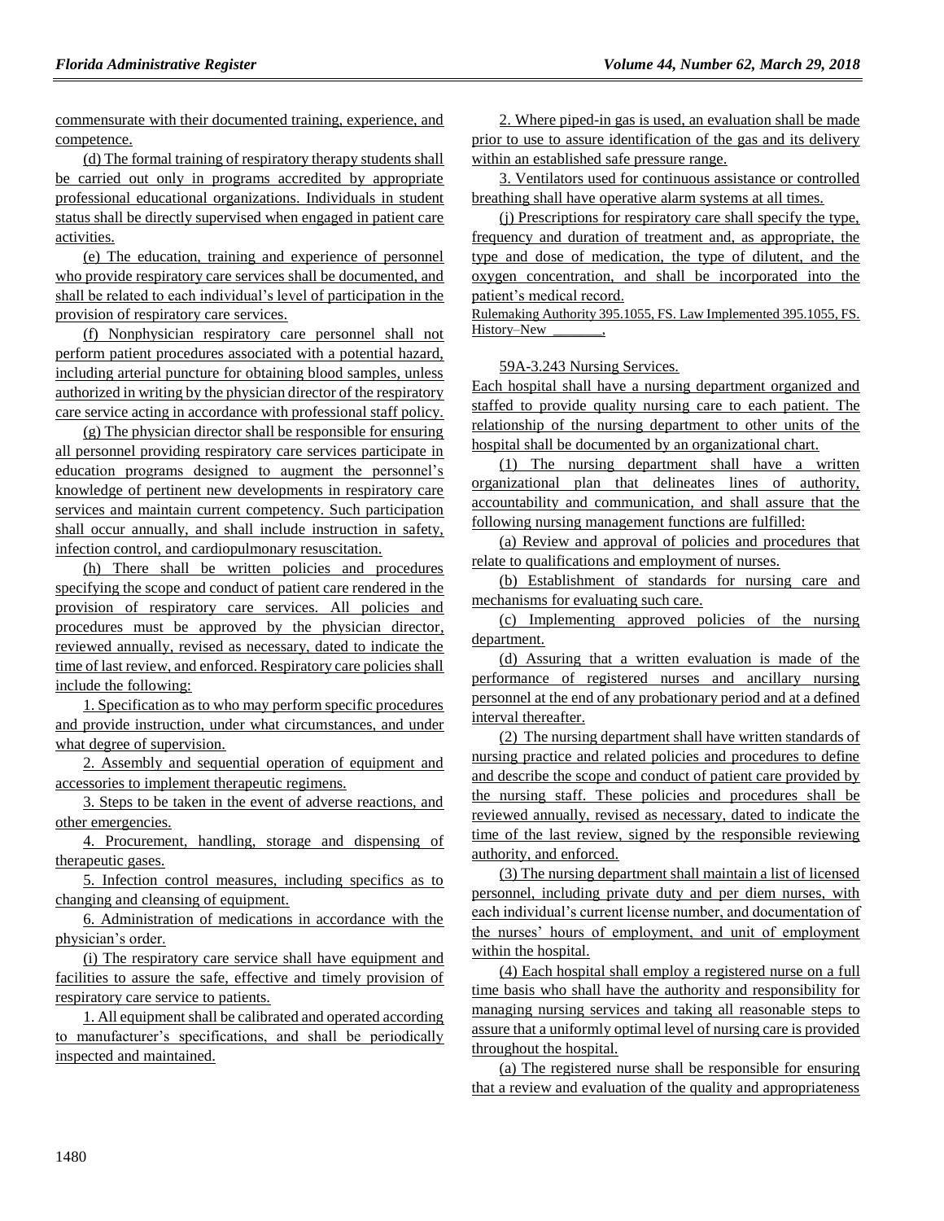commensurate with their documented training, experience, and competence.

(d) The formal training of respiratory therapy students shall be carried out only in programs accredited by appropriate professional educational organizations. Individuals in student status shall be directly supervised when engaged in patient care activities.

(e) The education, training and experience of personnel who provide respiratory care services shall be documented, and shall be related to each individual's level of participation in the provision of respiratory care services.

(f) Nonphysician respiratory care personnel shall not perform patient procedures associated with a potential hazard, including arterial puncture for obtaining blood samples, unless authorized in writing by the physician director of the respiratory care service acting in accordance with professional staff policy.

(g) The physician director shall be responsible for ensuring all personnel providing respiratory care services participate in education programs designed to augment the personnel's knowledge of pertinent new developments in respiratory care services and maintain current competency. Such participation shall occur annually, and shall include instruction in safety, infection control, and cardiopulmonary resuscitation.

(h) There shall be written policies and procedures specifying the scope and conduct of patient care rendered in the provision of respiratory care services. All policies and procedures must be approved by the physician director, reviewed annually, revised as necessary, dated to indicate the time of last review, and enforced. Respiratory care policies shall include the following:

1. Specification as to who may perform specific procedures and provide instruction, under what circumstances, and under what degree of supervision.

2. Assembly and sequential operation of equipment and accessories to implement therapeutic regimens.

3. Steps to be taken in the event of adverse reactions, and other emergencies.

4. Procurement, handling, storage and dispensing of therapeutic gases.

5. Infection control measures, including specifics as to changing and cleansing of equipment.

6. Administration of medications in accordance with the physician's order.

(i) The respiratory care service shall have equipment and facilities to assure the safe, effective and timely provision of respiratory care service to patients.

1. All equipment shall be calibrated and operated according to manufacturer's specifications, and shall be periodically inspected and maintained.

2. Where piped-in gas is used, an evaluation shall be made prior to use to assure identification of the gas and its delivery within an established safe pressure range.

3. Ventilators used for continuous assistance or controlled breathing shall have operative alarm systems at all times.

(j) Prescriptions for respiratory care shall specify the type, frequency and duration of treatment and, as appropriate, the type and dose of medication, the type of dilutent, and the oxygen concentration, and shall be incorporated into the patient's medical record.

Rulemaking Authority 395.1055, FS. Law Implemented 395.1055, FS. History–New ________,

59A-3.243 Nursing Services.

Each hospital shall have a nursing department organized and staffed to provide quality nursing care to each patient. The relationship of the nursing department to other units of the hospital shall be documented by an organizational chart.

(1) The nursing department shall have a written organizational plan that delineates lines of authority, accountability and communication, and shall assure that the following nursing management functions are fulfilled:

(a) Review and approval of policies and procedures that relate to qualifications and employment of nurses.

(b) Establishment of standards for nursing care and mechanisms for evaluating such care.

(c) Implementing approved policies of the nursing department.

(d) Assuring that a written evaluation is made of the performance of registered nurses and ancillary nursing personnel at the end of any probationary period and at a defined interval thereafter.

(2) The nursing department shall have written standards of nursing practice and related policies and procedures to define and describe the scope and conduct of patient care provided by the nursing staff. These policies and procedures shall be reviewed annually, revised as necessary, dated to indicate the time of the last review, signed by the responsible reviewing authority, and enforced.

(3) The nursing department shall maintain a list of licensed personnel, including private duty and per diem nurses, with each individual's current license number, and documentation of the nurses' hours of employment, and unit of employment within the hospital.

(4) Each hospital shall employ a registered nurse on a full time basis who shall have the authority and responsibility for managing nursing services and taking all reasonable steps to assure that a uniformly optimal level of nursing care is provided throughout the hospital.

(a) The registered nurse shall be responsible for ensuring that a review and evaluation of the quality and appropriateness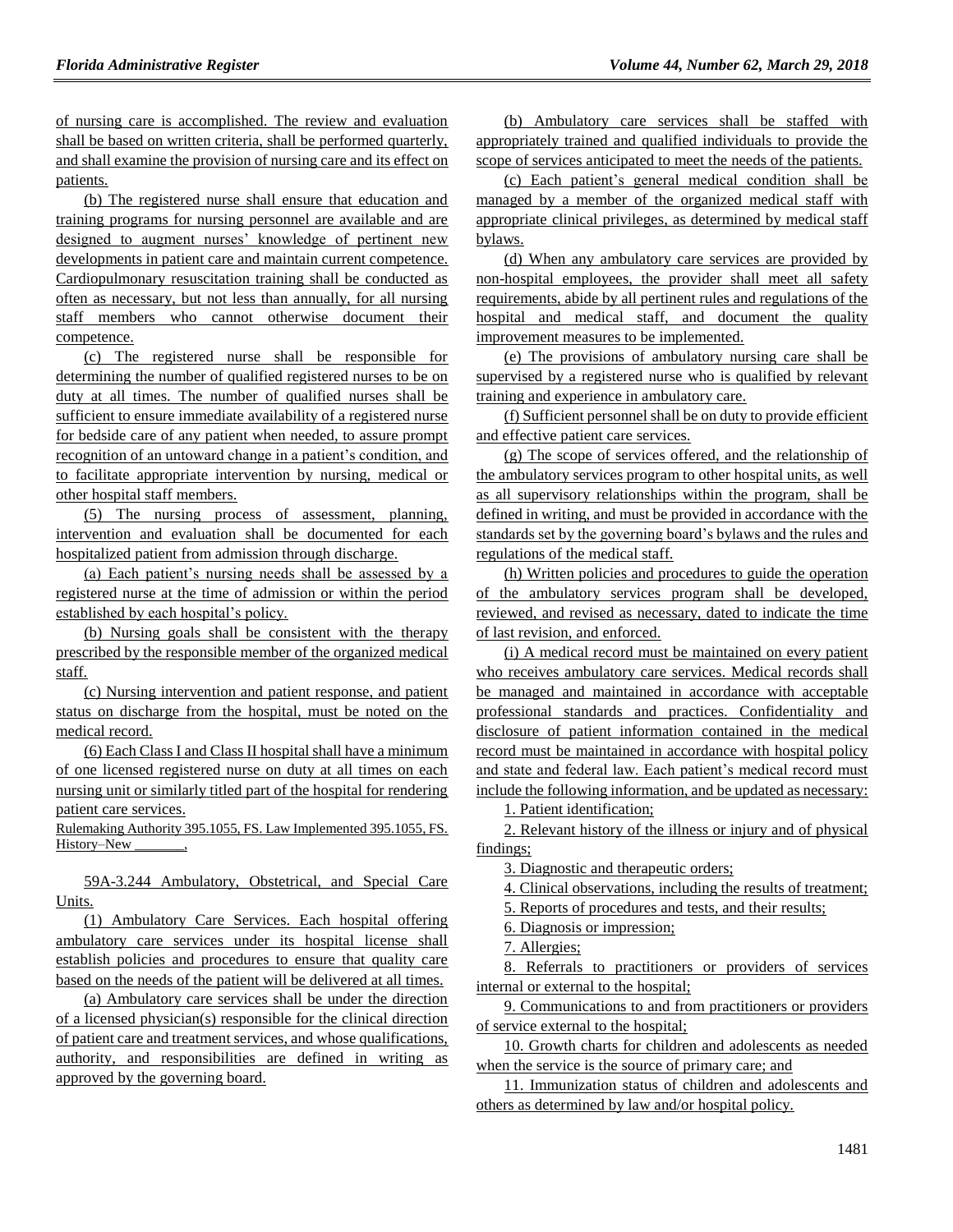of nursing care is accomplished. The review and evaluation shall be based on written criteria, shall be performed quarterly, and shall examine the provision of nursing care and its effect on patients.

(b) The registered nurse shall ensure that education and training programs for nursing personnel are available and are designed to augment nurses' knowledge of pertinent new developments in patient care and maintain current competence. Cardiopulmonary resuscitation training shall be conducted as often as necessary, but not less than annually, for all nursing staff members who cannot otherwise document their competence.

(c) The registered nurse shall be responsible for determining the number of qualified registered nurses to be on duty at all times. The number of qualified nurses shall be sufficient to ensure immediate availability of a registered nurse for bedside care of any patient when needed, to assure prompt recognition of an untoward change in a patient's condition, and to facilitate appropriate intervention by nursing, medical or other hospital staff members.

(5) The nursing process of assessment, planning, intervention and evaluation shall be documented for each hospitalized patient from admission through discharge.

(a) Each patient's nursing needs shall be assessed by a registered nurse at the time of admission or within the period established by each hospital's policy.

(b) Nursing goals shall be consistent with the therapy prescribed by the responsible member of the organized medical staff.

(c) Nursing intervention and patient response, and patient status on discharge from the hospital, must be noted on the medical record.

(6) Each Class I and Class II hospital shall have a minimum of one licensed registered nurse on duty at all times on each nursing unit or similarly titled part of the hospital for rendering patient care services.

Rulemaking Authority 395.1055, FS. Law Implemented 395.1055, FS. History–New ________,

59A-3.244 Ambulatory, Obstetrical, and Special Care Units.

(1) Ambulatory Care Services. Each hospital offering ambulatory care services under its hospital license shall establish policies and procedures to ensure that quality care based on the needs of the patient will be delivered at all times.

(a) Ambulatory care services shall be under the direction of a licensed physician(s) responsible for the clinical direction of patient care and treatment services, and whose qualifications, authority, and responsibilities are defined in writing as approved by the governing board.

(b) Ambulatory care services shall be staffed with appropriately trained and qualified individuals to provide the scope of services anticipated to meet the needs of the patients.

(c) Each patient's general medical condition shall be managed by a member of the organized medical staff with appropriate clinical privileges, as determined by medical staff bylaws.

(d) When any ambulatory care services are provided by non-hospital employees, the provider shall meet all safety requirements, abide by all pertinent rules and regulations of the hospital and medical staff, and document the quality improvement measures to be implemented.

(e) The provisions of ambulatory nursing care shall be supervised by a registered nurse who is qualified by relevant training and experience in ambulatory care.

(f) Sufficient personnel shall be on duty to provide efficient and effective patient care services.

(g) The scope of services offered, and the relationship of the ambulatory services program to other hospital units, as well as all supervisory relationships within the program, shall be defined in writing, and must be provided in accordance with the standards set by the governing board's bylaws and the rules and regulations of the medical staff.

(h) Written policies and procedures to guide the operation of the ambulatory services program shall be developed, reviewed, and revised as necessary, dated to indicate the time of last revision, and enforced.

(i) A medical record must be maintained on every patient who receives ambulatory care services. Medical records shall be managed and maintained in accordance with acceptable professional standards and practices. Confidentiality and disclosure of patient information contained in the medical record must be maintained in accordance with hospital policy and state and federal law. Each patient's medical record must include the following information, and be updated as necessary:

1. Patient identification;

2. Relevant history of the illness or injury and of physical findings;

3. Diagnostic and therapeutic orders;

4. Clinical observations, including the results of treatment;

5. Reports of procedures and tests, and their results;

6. Diagnosis or impression;

7. Allergies;

8. Referrals to practitioners or providers of services internal or external to the hospital;

9. Communications to and from practitioners or providers of service external to the hospital;

10. Growth charts for children and adolescents as needed when the service is the source of primary care; and

11. Immunization status of children and adolescents and others as determined by law and/or hospital policy.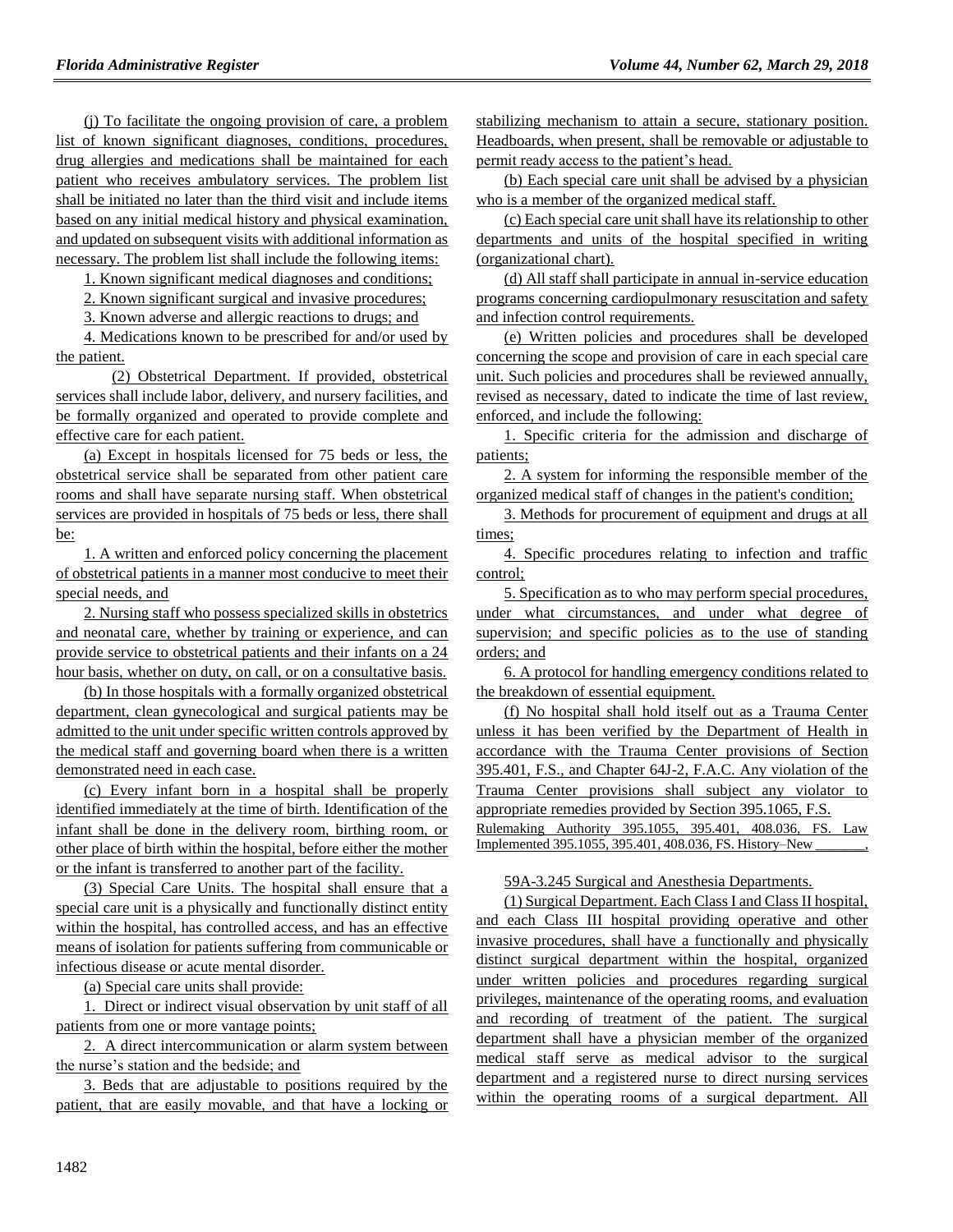(j) To facilitate the ongoing provision of care, a problem list of known significant diagnoses, conditions, procedures, drug allergies and medications shall be maintained for each patient who receives ambulatory services. The problem list shall be initiated no later than the third visit and include items based on any initial medical history and physical examination, and updated on subsequent visits with additional information as necessary. The problem list shall include the following items:

1. Known significant medical diagnoses and conditions;

2. Known significant surgical and invasive procedures;

3. Known adverse and allergic reactions to drugs; and

4. Medications known to be prescribed for and/or used by the patient.

(2) Obstetrical Department. If provided, obstetrical services shall include labor, delivery, and nursery facilities, and be formally organized and operated to provide complete and effective care for each patient.

(a) Except in hospitals licensed for 75 beds or less, the obstetrical service shall be separated from other patient care rooms and shall have separate nursing staff. When obstetrical services are provided in hospitals of 75 beds or less, there shall be:

1. A written and enforced policy concerning the placement of obstetrical patients in a manner most conducive to meet their special needs, and

2. Nursing staff who possess specialized skills in obstetrics and neonatal care, whether by training or experience, and can provide service to obstetrical patients and their infants on a 24 hour basis, whether on duty, on call, or on a consultative basis.

(b) In those hospitals with a formally organized obstetrical department, clean gynecological and surgical patients may be admitted to the unit under specific written controls approved by the medical staff and governing board when there is a written demonstrated need in each case.

(c) Every infant born in a hospital shall be properly identified immediately at the time of birth. Identification of the infant shall be done in the delivery room, birthing room, or other place of birth within the hospital, before either the mother or the infant is transferred to another part of the facility.

(3) Special Care Units. The hospital shall ensure that a special care unit is a physically and functionally distinct entity within the hospital, has controlled access, and has an effective means of isolation for patients suffering from communicable or infectious disease or acute mental disorder.

(a) Special care units shall provide:

1. Direct or indirect visual observation by unit staff of all patients from one or more vantage points;

2. A direct intercommunication or alarm system between the nurse's station and the bedside; and

3. Beds that are adjustable to positions required by the patient, that are easily movable, and that have a locking or stabilizing mechanism to attain a secure, stationary position. Headboards, when present, shall be removable or adjustable to permit ready access to the patient's head.

(b) Each special care unit shall be advised by a physician who is a member of the organized medical staff.

(c) Each special care unit shall have its relationship to other departments and units of the hospital specified in writing (organizational chart).

(d) All staff shall participate in annual in-service education programs concerning cardiopulmonary resuscitation and safety and infection control requirements.

(e) Written policies and procedures shall be developed concerning the scope and provision of care in each special care unit. Such policies and procedures shall be reviewed annually, revised as necessary, dated to indicate the time of last review, enforced, and include the following:

1. Specific criteria for the admission and discharge of patients;

2. A system for informing the responsible member of the organized medical staff of changes in the patient's condition;

3. Methods for procurement of equipment and drugs at all times;

4. Specific procedures relating to infection and traffic control;

5. Specification as to who may perform special procedures, under what circumstances, and under what degree of supervision; and specific policies as to the use of standing orders; and

6. A protocol for handling emergency conditions related to the breakdown of essential equipment.

(f) No hospital shall hold itself out as a Trauma Center unless it has been verified by the Department of Health in accordance with the Trauma Center provisions of Section 395.401, F.S., and Chapter 64J-2, F.A.C. Any violation of the Trauma Center provisions shall subject any violator to appropriate remedies provided by Section 395.1065, F.S.

Rulemaking Authority 395.1055, 395.401, 408.036, FS. Law Implemented 395.1055, 395.401, 408.036, FS. History–New ________,

59A-3.245 Surgical and Anesthesia Departments.

(1) Surgical Department. Each Class I and Class II hospital, and each Class III hospital providing operative and other invasive procedures, shall have a functionally and physically distinct surgical department within the hospital, organized under written policies and procedures regarding surgical privileges, maintenance of the operating rooms, and evaluation and recording of treatment of the patient. The surgical department shall have a physician member of the organized medical staff serve as medical advisor to the surgical department and a registered nurse to direct nursing services within the operating rooms of a surgical department. All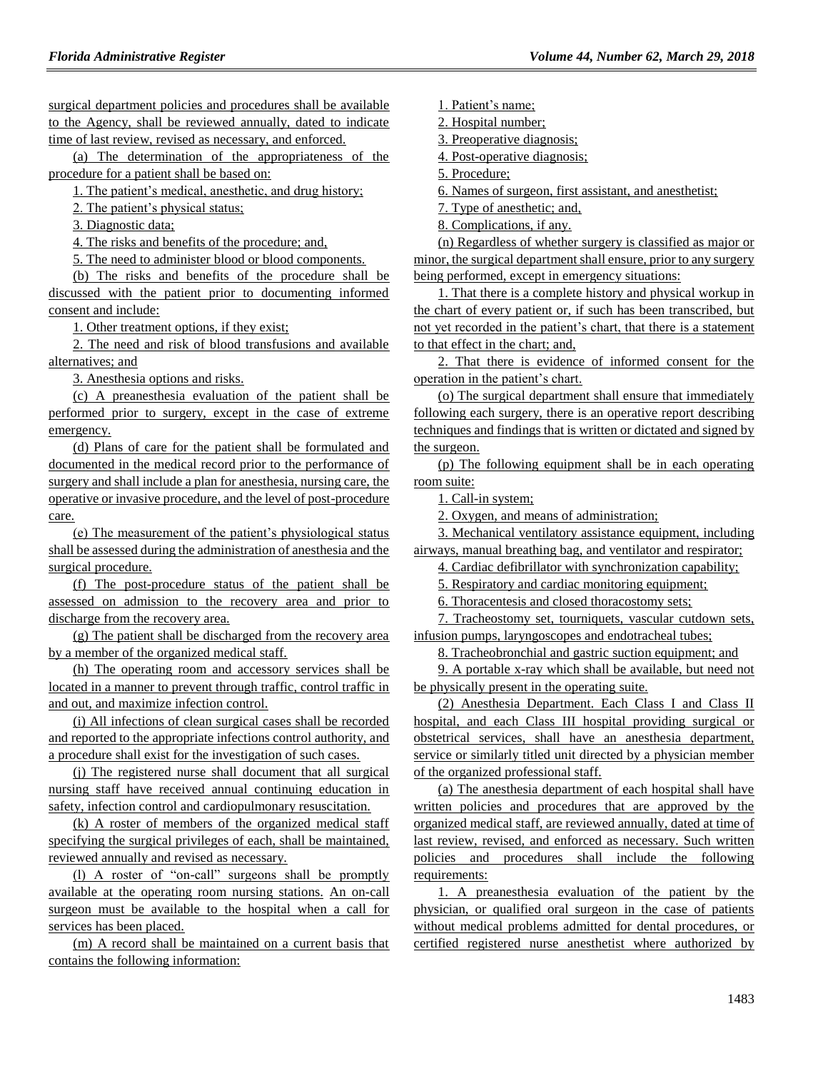surgical department policies and procedures shall be available to the Agency, shall be reviewed annually, dated to indicate time of last review, revised as necessary, and enforced.

(a) The determination of the appropriateness of the procedure for a patient shall be based on:

1. The patient's medical, anesthetic, and drug history;

2. The patient's physical status;

3. Diagnostic data;

4. The risks and benefits of the procedure; and,

5. The need to administer blood or blood components.

(b) The risks and benefits of the procedure shall be discussed with the patient prior to documenting informed consent and include:

1. Other treatment options, if they exist;

2. The need and risk of blood transfusions and available alternatives; and

3. Anesthesia options and risks.

(c) A preanesthesia evaluation of the patient shall be performed prior to surgery, except in the case of extreme emergency.

(d) Plans of care for the patient shall be formulated and documented in the medical record prior to the performance of surgery and shall include a plan for anesthesia, nursing care, the operative or invasive procedure, and the level of post-procedure care.

(e) The measurement of the patient's physiological status shall be assessed during the administration of anesthesia and the surgical procedure.

(f) The post-procedure status of the patient shall be assessed on admission to the recovery area and prior to discharge from the recovery area.

(g) The patient shall be discharged from the recovery area by a member of the organized medical staff.

(h) The operating room and accessory services shall be located in a manner to prevent through traffic, control traffic in and out, and maximize infection control.

(i) All infections of clean surgical cases shall be recorded and reported to the appropriate infections control authority, and a procedure shall exist for the investigation of such cases.

(j) The registered nurse shall document that all surgical nursing staff have received annual continuing education in safety, infection control and cardiopulmonary resuscitation.

(k) A roster of members of the organized medical staff specifying the surgical privileges of each, shall be maintained, reviewed annually and revised as necessary.

(l) A roster of "on-call" surgeons shall be promptly available at the operating room nursing stations. An on-call surgeon must be available to the hospital when a call for services has been placed.

(m) A record shall be maintained on a current basis that contains the following information:

1. Patient's name;

2. Hospital number;

3. Preoperative diagnosis;

4. Post-operative diagnosis;

5. Procedure;

6. Names of surgeon, first assistant, and anesthetist;

7. Type of anesthetic; and,

8. Complications, if any.

(n) Regardless of whether surgery is classified as major or minor, the surgical department shall ensure, prior to any surgery being performed, except in emergency situations:

1. That there is a complete history and physical workup in the chart of every patient or, if such has been transcribed, but not yet recorded in the patient's chart, that there is a statement to that effect in the chart; and,

2. That there is evidence of informed consent for the operation in the patient's chart.

(o) The surgical department shall ensure that immediately following each surgery, there is an operative report describing techniques and findings that is written or dictated and signed by the surgeon.

(p) The following equipment shall be in each operating room suite:

1. Call-in system;

2. Oxygen, and means of administration;

3. Mechanical ventilatory assistance equipment, including airways, manual breathing bag, and ventilator and respirator;

4. Cardiac defibrillator with synchronization capability;

5. Respiratory and cardiac monitoring equipment;

6. Thoracentesis and closed thoracostomy sets;

7. Tracheostomy set, tourniquets, vascular cutdown sets, infusion pumps, laryngoscopes and endotracheal tubes;

8. Tracheobronchial and gastric suction equipment; and

9. A portable x-ray which shall be available, but need not be physically present in the operating suite.

(2) Anesthesia Department. Each Class I and Class II hospital, and each Class III hospital providing surgical or obstetrical services, shall have an anesthesia department, service or similarly titled unit directed by a physician member of the organized professional staff.

(a) The anesthesia department of each hospital shall have written policies and procedures that are approved by the organized medical staff, are reviewed annually, dated at time of last review, revised, and enforced as necessary. Such written policies and procedures shall include the following requirements:

1. A preanesthesia evaluation of the patient by the physician, or qualified oral surgeon in the case of patients without medical problems admitted for dental procedures, or certified registered nurse anesthetist where authorized by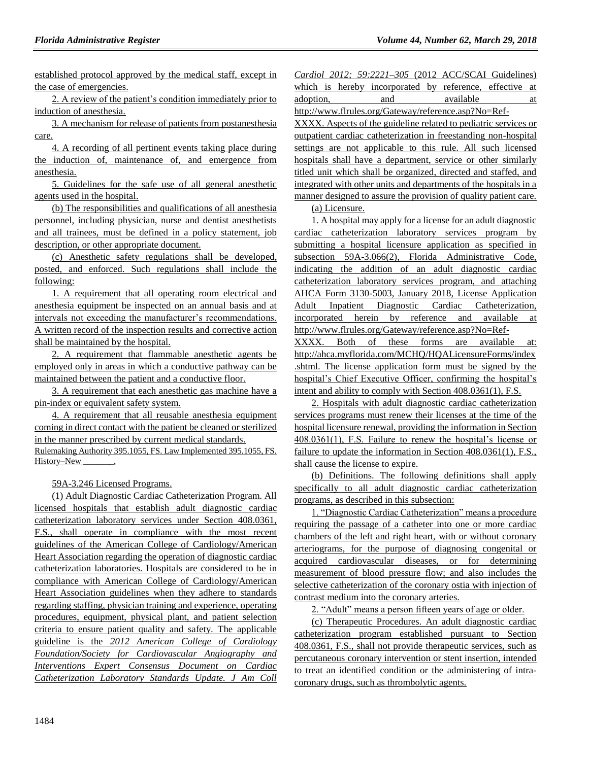established protocol approved by the medical staff, except in the case of emergencies.

2. A review of the patient's condition immediately prior to induction of anesthesia.

3. A mechanism for release of patients from postanesthesia care.

4. A recording of all pertinent events taking place during the induction of, maintenance of, and emergence from anesthesia.

5. Guidelines for the safe use of all general anesthetic agents used in the hospital.

(b) The responsibilities and qualifications of all anesthesia personnel, including physician, nurse and dentist anesthetists and all trainees, must be defined in a policy statement, job description, or other appropriate document.

(c) Anesthetic safety regulations shall be developed, posted, and enforced. Such regulations shall include the following:

1. A requirement that all operating room electrical and anesthesia equipment be inspected on an annual basis and at intervals not exceeding the manufacturer's recommendations. A written record of the inspection results and corrective action shall be maintained by the hospital.

2. A requirement that flammable anesthetic agents be employed only in areas in which a conductive pathway can be maintained between the patient and a conductive floor.

3. A requirement that each anesthetic gas machine have a pin-index or equivalent safety system.

4. A requirement that all reusable anesthesia equipment coming in direct contact with the patient be cleaned or sterilized in the manner prescribed by current medical standards.

Rulemaking Authority 395.1055, FS. Law Implemented 395.1055, FS. History–New ________,

59A-3.246 Licensed Programs.

(1) Adult Diagnostic Cardiac Catheterization Program. All licensed hospitals that establish adult diagnostic cardiac catheterization laboratory services under Section 408.0361, F.S., shall operate in compliance with the most recent guidelines of the American College of Cardiology/American Heart Association regarding the operation of diagnostic cardiac catheterization laboratories. Hospitals are considered to be in compliance with American College of Cardiology/American Heart Association guidelines when they adhere to standards regarding staffing, physician training and experience, operating procedures, equipment, physical plant, and patient selection criteria to ensure patient quality and safety. The applicable guideline is the *2012 American College of Cardiology Foundation/Society for Cardiovascular Angiography and Interventions Expert Consensus Document on Cardiac Catheterization Laboratory Standards Update. J Am Coll Cardiol 2012; 59:2221–305* (2012 ACC/SCAI Guidelines) which is hereby incorporated by reference, effective at adoption, and available at http://www.flrules.org/Gateway/reference.asp?No=Ref-XXXX. Aspects of the guideline related to pediatric services or outpatient cardiac catheterization in freestanding non-hospital settings are not applicable to this rule. All such licensed hospitals shall have a department, service or other similarly titled unit which shall be organized, directed and staffed, and integrated with other units and departments of the hospitals in a manner designed to assure the provision of quality patient care.

(a) Licensure.

1. A hospital may apply for a license for an adult diagnostic cardiac catheterization laboratory services program by submitting a hospital licensure application as specified in subsection 59A-3.066(2), Florida Administrative Code, indicating the addition of an adult diagnostic cardiac catheterization laboratory services program, and attaching AHCA Form 3130-5003, January 2018, License Application Adult Inpatient Diagnostic Cardiac Catheterization, incorporated herein by reference and available at http://www.flrules.org/Gateway/reference.asp?No=Ref-XXXX. Both of these forms are available at: http://ahca.myflorida.com/MCHQ/HQALicensureForms/index.shtml. The license application form must be signed by the hospital's Chief Executive Officer, confirming the hospital's intent and ability to comply with Section 408.0361(1), F.S.

2. Hospitals with adult diagnostic cardiac catheterization services programs must renew their licenses at the time of the hospital licensure renewal, providing the information in Section 408.0361(1), F.S. Failure to renew the hospital's license or failure to update the information in Section 408.0361(1), F.S., shall cause the license to expire.

(b) Definitions. The following definitions shall apply specifically to all adult diagnostic cardiac catheterization programs, as described in this subsection:

1. "Diagnostic Cardiac Catheterization" means a procedure requiring the passage of a catheter into one or more cardiac chambers of the left and right heart, with or without coronary arteriograms, for the purpose of diagnosing congenital or acquired cardiovascular diseases, or for determining measurement of blood pressure flow; and also includes the selective catheterization of the coronary ostia with injection of contrast medium into the coronary arteries.

2. "Adult" means a person fifteen years of age or older.

(c) Therapeutic Procedures. An adult diagnostic cardiac catheterization program established pursuant to Section 408.0361, F.S., shall not provide therapeutic services, such as percutaneous coronary intervention or stent insertion, intended to treat an identified condition or the administering of intra-coronary drugs, such as thrombolytic agents.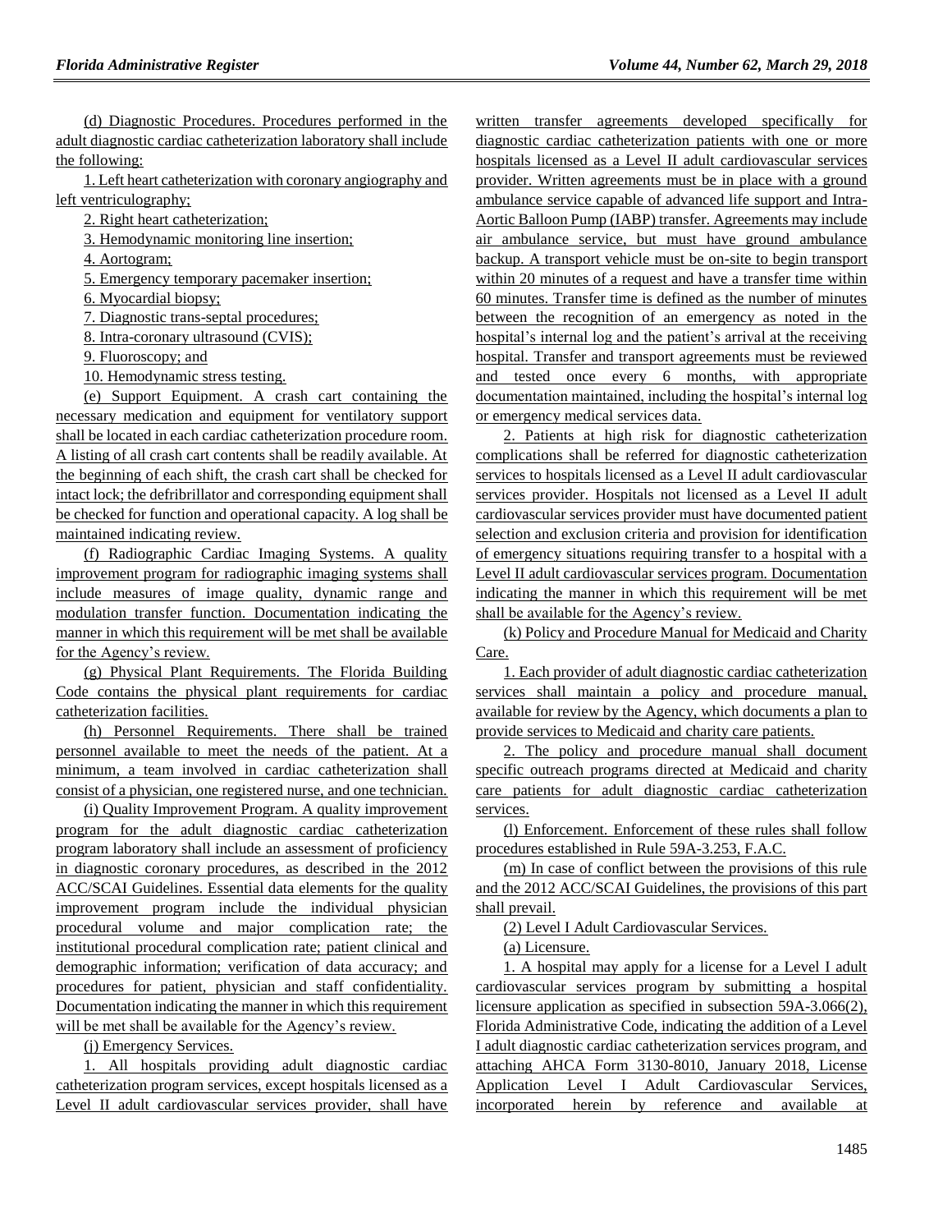(d) Diagnostic Procedures. Procedures performed in the adult diagnostic cardiac catheterization laboratory shall include the following:

1. Left heart catheterization with coronary angiography and left ventriculography;

2. Right heart catheterization;

3. Hemodynamic monitoring line insertion;

4. Aortogram;

5. Emergency temporary pacemaker insertion;

6. Myocardial biopsy;

7. Diagnostic trans-septal procedures;

8. Intra-coronary ultrasound (CVIS);

9. Fluoroscopy; and

10. Hemodynamic stress testing.

(e) Support Equipment. A crash cart containing the necessary medication and equipment for ventilatory support shall be located in each cardiac catheterization procedure room. A listing of all crash cart contents shall be readily available. At the beginning of each shift, the crash cart shall be checked for intact lock; the defribrillator and corresponding equipment shall be checked for function and operational capacity. A log shall be maintained indicating review.

(f) Radiographic Cardiac Imaging Systems. A quality improvement program for radiographic imaging systems shall include measures of image quality, dynamic range and modulation transfer function. Documentation indicating the manner in which this requirement will be met shall be available for the Agency's review.

(g) Physical Plant Requirements. The Florida Building Code contains the physical plant requirements for cardiac catheterization facilities.

(h) Personnel Requirements. There shall be trained personnel available to meet the needs of the patient. At a minimum, a team involved in cardiac catheterization shall consist of a physician, one registered nurse, and one technician.

(i) Quality Improvement Program. A quality improvement program for the adult diagnostic cardiac catheterization program laboratory shall include an assessment of proficiency in diagnostic coronary procedures, as described in the 2012 ACC/SCAI Guidelines. Essential data elements for the quality improvement program include the individual physician procedural volume and major complication rate; the institutional procedural complication rate; patient clinical and demographic information; verification of data accuracy; and procedures for patient, physician and staff confidentiality. Documentation indicating the manner in which this requirement will be met shall be available for the Agency's review.

(j) Emergency Services.

1. All hospitals providing adult diagnostic cardiac catheterization program services, except hospitals licensed as a Level II adult cardiovascular services provider, shall have written transfer agreements developed specifically for diagnostic cardiac catheterization patients with one or more hospitals licensed as a Level II adult cardiovascular services provider. Written agreements must be in place with a ground ambulance service capable of advanced life support and Intra-Aortic Balloon Pump (IABP) transfer. Agreements may include air ambulance service, but must have ground ambulance backup. A transport vehicle must be on-site to begin transport within 20 minutes of a request and have a transfer time within 60 minutes. Transfer time is defined as the number of minutes between the recognition of an emergency as noted in the hospital's internal log and the patient's arrival at the receiving hospital. Transfer and transport agreements must be reviewed and tested once every 6 months, with appropriate documentation maintained, including the hospital's internal log or emergency medical services data.

2. Patients at high risk for diagnostic catheterization complications shall be referred for diagnostic catheterization services to hospitals licensed as a Level II adult cardiovascular services provider. Hospitals not licensed as a Level II adult cardiovascular services provider must have documented patient selection and exclusion criteria and provision for identification of emergency situations requiring transfer to a hospital with a Level II adult cardiovascular services program. Documentation indicating the manner in which this requirement will be met shall be available for the Agency's review.

(k) Policy and Procedure Manual for Medicaid and Charity Care.

1. Each provider of adult diagnostic cardiac catheterization services shall maintain a policy and procedure manual, available for review by the Agency, which documents a plan to provide services to Medicaid and charity care patients.

2. The policy and procedure manual shall document specific outreach programs directed at Medicaid and charity care patients for adult diagnostic cardiac catheterization services.

(l) Enforcement. Enforcement of these rules shall follow procedures established in Rule 59A-3.253, F.A.C.

(m) In case of conflict between the provisions of this rule and the 2012 ACC/SCAI Guidelines, the provisions of this part shall prevail.

(2) Level I Adult Cardiovascular Services.

(a) Licensure.

1. A hospital may apply for a license for a Level I adult cardiovascular services program by submitting a hospital licensure application as specified in subsection 59A-3.066(2), Florida Administrative Code, indicating the addition of a Level I adult diagnostic cardiac catheterization services program, and attaching AHCA Form 3130-8010, January 2018, License Application Level I Adult Cardiovascular Services, incorporated herein by reference and available at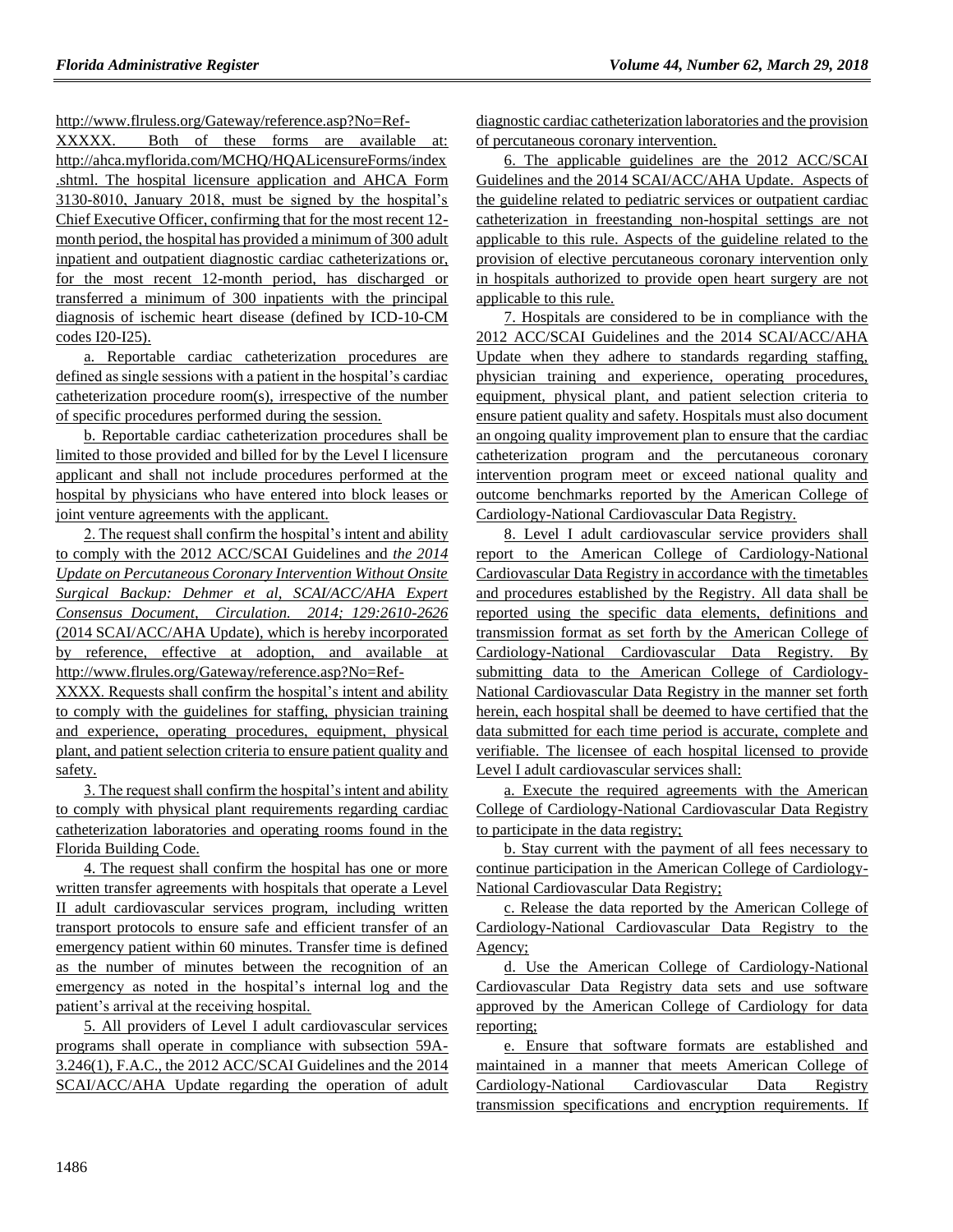http://www.flruless.org/Gateway/reference.asp?No=Ref-XXXXX. Both of these forms are available at: http://ahca.myflorida.com/MCHQ/HQALicensureForms/index.shtml. The hospital licensure application and AHCA Form 3130-8010, January 2018, must be signed by the hospital's Chief Executive Officer, confirming that for the most recent 12-month period, the hospital has provided a minimum of 300 adult inpatient and outpatient diagnostic cardiac catheterizations or, for the most recent 12-month period, has discharged or transferred a minimum of 300 inpatients with the principal diagnosis of ischemic heart disease (defined by ICD-10-CM codes I20-I25).

a. Reportable cardiac catheterization procedures are defined as single sessions with a patient in the hospital's cardiac catheterization procedure room(s), irrespective of the number of specific procedures performed during the session.

b. Reportable cardiac catheterization procedures shall be limited to those provided and billed for by the Level I licensure applicant and shall not include procedures performed at the hospital by physicians who have entered into block leases or joint venture agreements with the applicant.

2. The request shall confirm the hospital's intent and ability to comply with the 2012 ACC/SCAI Guidelines and *the 2014 Update on Percutaneous Coronary Intervention Without Onsite Surgical Backup: Dehmer et al, SCAI/ACC/AHA Expert Consensus Document, Circulation. 2014; 129:2610-2626* (2014 SCAI/ACC/AHA Update), which is hereby incorporated by reference, effective at adoption, and available at http://www.flrules.org/Gateway/reference.asp?No=Ref-XXXX. Requests shall confirm the hospital's intent and ability to comply with the guidelines for staffing, physician training and experience, operating procedures, equipment, physical plant, and patient selection criteria to ensure patient quality and safety.

3. The request shall confirm the hospital's intent and ability to comply with physical plant requirements regarding cardiac catheterization laboratories and operating rooms found in the Florida Building Code.

4. The request shall confirm the hospital has one or more written transfer agreements with hospitals that operate a Level II adult cardiovascular services program, including written transport protocols to ensure safe and efficient transfer of an emergency patient within 60 minutes. Transfer time is defined as the number of minutes between the recognition of an emergency as noted in the hospital's internal log and the patient's arrival at the receiving hospital.

5. All providers of Level I adult cardiovascular services programs shall operate in compliance with subsection 59A-3.246(1), F.A.C., the 2012 ACC/SCAI Guidelines and the 2014 SCAI/ACC/AHA Update regarding the operation of adult diagnostic cardiac catheterization laboratories and the provision of percutaneous coronary intervention.

6. The applicable guidelines are the 2012 ACC/SCAI Guidelines and the 2014 SCAI/ACC/AHA Update. Aspects of the guideline related to pediatric services or outpatient cardiac catheterization in freestanding non-hospital settings are not applicable to this rule. Aspects of the guideline related to the provision of elective percutaneous coronary intervention only in hospitals authorized to provide open heart surgery are not applicable to this rule.

7. Hospitals are considered to be in compliance with the 2012 ACC/SCAI Guidelines and the 2014 SCAI/ACC/AHA Update when they adhere to standards regarding staffing, physician training and experience, operating procedures, equipment, physical plant, and patient selection criteria to ensure patient quality and safety. Hospitals must also document an ongoing quality improvement plan to ensure that the cardiac catheterization program and the percutaneous coronary intervention program meet or exceed national quality and outcome benchmarks reported by the American College of Cardiology-National Cardiovascular Data Registry.

8. Level I adult cardiovascular service providers shall report to the American College of Cardiology-National Cardiovascular Data Registry in accordance with the timetables and procedures established by the Registry. All data shall be reported using the specific data elements, definitions and transmission format as set forth by the American College of Cardiology-National Cardiovascular Data Registry. By submitting data to the American College of Cardiology-National Cardiovascular Data Registry in the manner set forth herein, each hospital shall be deemed to have certified that the data submitted for each time period is accurate, complete and verifiable. The licensee of each hospital licensed to provide Level I adult cardiovascular services shall:

a. Execute the required agreements with the American College of Cardiology-National Cardiovascular Data Registry to participate in the data registry;

b. Stay current with the payment of all fees necessary to continue participation in the American College of Cardiology-National Cardiovascular Data Registry;

c. Release the data reported by the American College of Cardiology-National Cardiovascular Data Registry to the Agency;

d. Use the American College of Cardiology-National Cardiovascular Data Registry data sets and use software approved by the American College of Cardiology for data reporting;

e. Ensure that software formats are established and maintained in a manner that meets American College of Cardiology-National Cardiovascular Data Registry transmission specifications and encryption requirements. If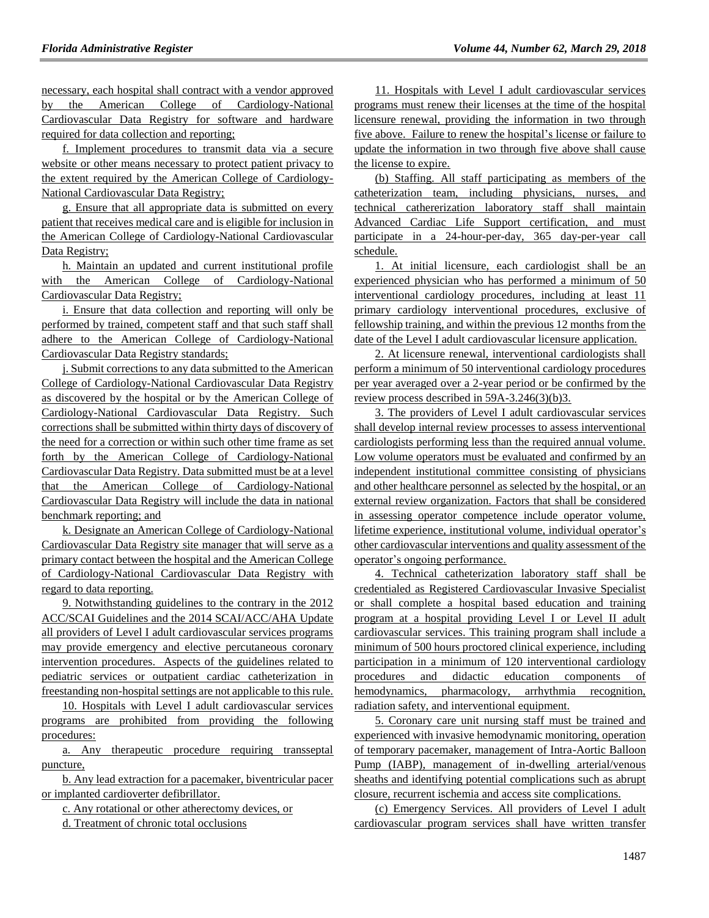necessary, each hospital shall contract with a vendor approved by the American College of Cardiology-National Cardiovascular Data Registry for software and hardware required for data collection and reporting;

f. Implement procedures to transmit data via a secure website or other means necessary to protect patient privacy to the extent required by the American College of Cardiology-National Cardiovascular Data Registry;

g. Ensure that all appropriate data is submitted on every patient that receives medical care and is eligible for inclusion in the American College of Cardiology-National Cardiovascular Data Registry;

h. Maintain an updated and current institutional profile with the American College of Cardiology-National Cardiovascular Data Registry;

i. Ensure that data collection and reporting will only be performed by trained, competent staff and that such staff shall adhere to the American College of Cardiology-National Cardiovascular Data Registry standards;

j. Submit corrections to any data submitted to the American College of Cardiology-National Cardiovascular Data Registry as discovered by the hospital or by the American College of Cardiology-National Cardiovascular Data Registry. Such corrections shall be submitted within thirty days of discovery of the need for a correction or within such other time frame as set forth by the American College of Cardiology-National Cardiovascular Data Registry. Data submitted must be at a level that the American College of Cardiology-National Cardiovascular Data Registry will include the data in national benchmark reporting; and

k. Designate an American College of Cardiology-National Cardiovascular Data Registry site manager that will serve as a primary contact between the hospital and the American College of Cardiology-National Cardiovascular Data Registry with regard to data reporting.

9. Notwithstanding guidelines to the contrary in the 2012 ACC/SCAI Guidelines and the 2014 SCAI/ACC/AHA Update all providers of Level I adult cardiovascular services programs may provide emergency and elective percutaneous coronary intervention procedures. Aspects of the guidelines related to pediatric services or outpatient cardiac catheterization in freestanding non-hospital settings are not applicable to this rule.

10. Hospitals with Level I adult cardiovascular services programs are prohibited from providing the following procedures:

a. Any therapeutic procedure requiring transseptal puncture,

b. Any lead extraction for a pacemaker, biventricular pacer or implanted cardioverter defibrillator.

c. Any rotational or other atherectomy devices, or

d. Treatment of chronic total occlusions

11. Hospitals with Level I adult cardiovascular services programs must renew their licenses at the time of the hospital licensure renewal, providing the information in two through five above. Failure to renew the hospital's license or failure to update the information in two through five above shall cause the license to expire.

(b) Staffing. All staff participating as members of the catheterization team, including physicians, nurses, and technical catehererization laboratory staff shall maintain Advanced Cardiac Life Support certification, and must participate in a 24-hour-per-day, 365 day-per-year call schedule.

1. At initial licensure, each cardiologist shall be an experienced physician who has performed a minimum of 50 interventional cardiology procedures, including at least 11 primary cardiology interventional procedures, exclusive of fellowship training, and within the previous 12 months from the date of the Level I adult cardiovascular licensure application.

2. At licensure renewal, interventional cardiologists shall perform a minimum of 50 interventional cardiology procedures per year averaged over a 2-year period or be confirmed by the review process described in 59A-3.246(3)(b)3.

3. The providers of Level I adult cardiovascular services shall develop internal review processes to assess interventional cardiologists performing less than the required annual volume. Low volume operators must be evaluated and confirmed by an independent institutional committee consisting of physicians and other healthcare personnel as selected by the hospital, or an external review organization. Factors that shall be considered in assessing operator competence include operator volume, lifetime experience, institutional volume, individual operator's other cardiovascular interventions and quality assessment of the operator's ongoing performance.

4. Technical catheterization laboratory staff shall be credentialed as Registered Cardiovascular Invasive Specialist or shall complete a hospital based education and training program at a hospital providing Level I or Level II adult cardiovascular services. This training program shall include a minimum of 500 hours proctored clinical experience, including participation in a minimum of 120 interventional cardiology procedures and didactic education components of hemodynamics, pharmacology, arrhythmia recognition, radiation safety, and interventional equipment.

5. Coronary care unit nursing staff must be trained and experienced with invasive hemodynamic monitoring, operation of temporary pacemaker, management of Intra-Aortic Balloon Pump (IABP), management of in-dwelling arterial/venous sheaths and identifying potential complications such as abrupt closure, recurrent ischemia and access site complications.

(c) Emergency Services. All providers of Level I adult cardiovascular program services shall have written transfer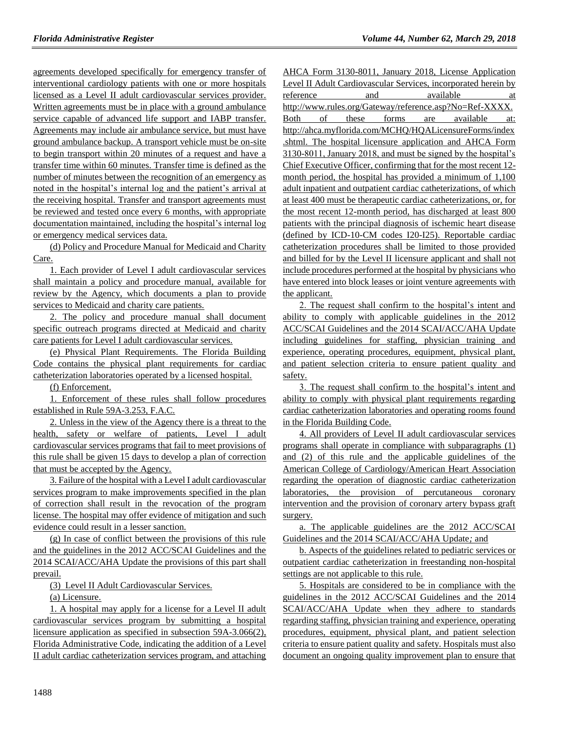agreements developed specifically for emergency transfer of interventional cardiology patients with one or more hospitals licensed as a Level II adult cardiovascular services provider. Written agreements must be in place with a ground ambulance service capable of advanced life support and IABP transfer. Agreements may include air ambulance service, but must have ground ambulance backup. A transport vehicle must be on-site to begin transport within 20 minutes of a request and have a transfer time within 60 minutes. Transfer time is defined as the number of minutes between the recognition of an emergency as noted in the hospital's internal log and the patient's arrival at the receiving hospital. Transfer and transport agreements must be reviewed and tested once every 6 months, with appropriate documentation maintained, including the hospital's internal log or emergency medical services data.

(d) Policy and Procedure Manual for Medicaid and Charity Care.

1. Each provider of Level I adult cardiovascular services shall maintain a policy and procedure manual, available for review by the Agency, which documents a plan to provide services to Medicaid and charity care patients.

2. The policy and procedure manual shall document specific outreach programs directed at Medicaid and charity care patients for Level I adult cardiovascular services.

(e) Physical Plant Requirements. The Florida Building Code contains the physical plant requirements for cardiac catheterization laboratories operated by a licensed hospital.

(f) Enforcement.

1. Enforcement of these rules shall follow procedures established in Rule 59A-3.253, F.A.C.

2. Unless in the view of the Agency there is a threat to the health, safety or welfare of patients, Level I adult cardiovascular services programs that fail to meet provisions of this rule shall be given 15 days to develop a plan of correction that must be accepted by the Agency.

3. Failure of the hospital with a Level I adult cardiovascular services program to make improvements specified in the plan of correction shall result in the revocation of the program license. The hospital may offer evidence of mitigation and such evidence could result in a lesser sanction.

(g) In case of conflict between the provisions of this rule and the guidelines in the 2012 ACC/SCAI Guidelines and the 2014 SCAI/ACC/AHA Update the provisions of this part shall prevail.

(3) Level II Adult Cardiovascular Services.

(a) Licensure.

1. A hospital may apply for a license for a Level II adult cardiovascular services program by submitting a hospital licensure application as specified in subsection 59A-3.066(2), Florida Administrative Code, indicating the addition of a Level II adult cardiac catheterization services program, and attaching AHCA Form 3130-8011, January 2018, License Application Level II Adult Cardiovascular Services, incorporated herein by reference and available at http://www.rules.org/Gateway/reference.asp?No=Ref-XXXX. Both of these forms are available at: http://ahca.myflorida.com/MCHQ/HQALicensureForms/index.shtml. The hospital licensure application and AHCA Form 3130-8011, January 2018, and must be signed by the hospital's Chief Executive Officer, confirming that for the most recent 12-month period, the hospital has provided a minimum of 1,100 adult inpatient and outpatient cardiac catheterizations, of which at least 400 must be therapeutic cardiac catheterizations, or, for the most recent 12-month period, has discharged at least 800 patients with the principal diagnosis of ischemic heart disease (defined by ICD-10-CM codes I20-I25). Reportable cardiac catheterization procedures shall be limited to those provided and billed for by the Level II licensure applicant and shall not include procedures performed at the hospital by physicians who have entered into block leases or joint venture agreements with the applicant.

2. The request shall confirm to the hospital's intent and ability to comply with applicable guidelines in the 2012 ACC/SCAI Guidelines and the 2014 SCAI/ACC/AHA Update including guidelines for staffing, physician training and experience, operating procedures, equipment, physical plant, and patient selection criteria to ensure patient quality and safety.

3. The request shall confirm to the hospital's intent and ability to comply with physical plant requirements regarding cardiac catheterization laboratories and operating rooms found in the Florida Building Code.

4. All providers of Level II adult cardiovascular services programs shall operate in compliance with subparagraphs (1) and (2) of this rule and the applicable guidelines of the American College of Cardiology/American Heart Association regarding the operation of diagnostic cardiac catheterization laboratories, the provision of percutaneous coronary intervention and the provision of coronary artery bypass graft surgery.

a. The applicable guidelines are the 2012 ACC/SCAI Guidelines and the 2014 SCAI/ACC/AHA Update*;* and

b. Aspects of the guidelines related to pediatric services or outpatient cardiac catheterization in freestanding non-hospital settings are not applicable to this rule.

5. Hospitals are considered to be in compliance with the guidelines in the 2012 ACC/SCAI Guidelines and the 2014 SCAI/ACC/AHA Update when they adhere to standards regarding staffing, physician training and experience, operating procedures, equipment, physical plant, and patient selection criteria to ensure patient quality and safety. Hospitals must also document an ongoing quality improvement plan to ensure that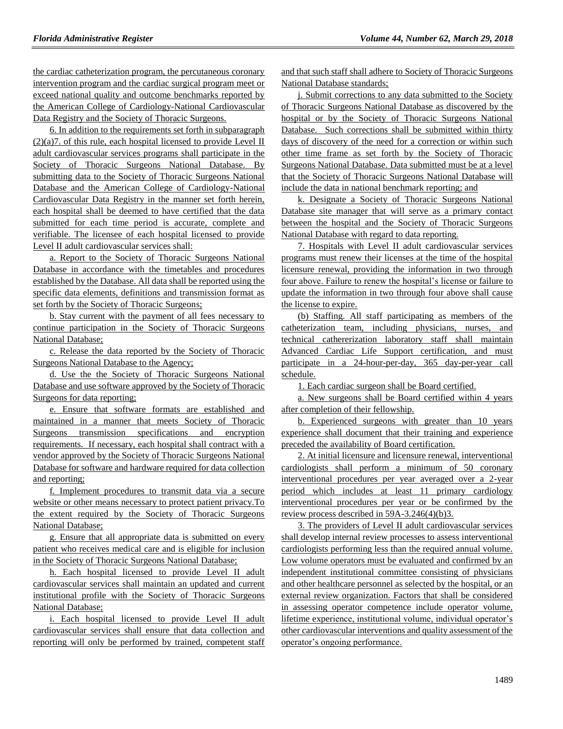the cardiac catheterization program, the percutaneous coronary intervention program and the cardiac surgical program meet or exceed national quality and outcome benchmarks reported by the American College of Cardiology-National Cardiovascular Data Registry and the Society of Thoracic Surgeons.

6. In addition to the requirements set forth in subparagraph (2)(a)7. of this rule, each hospital licensed to provide Level II adult cardiovascular services programs shall participate in the Society of Thoracic Surgeons National Database. By submitting data to the Society of Thoracic Surgeons National Database and the American College of Cardiology-National Cardiovascular Data Registry in the manner set forth herein, each hospital shall be deemed to have certified that the data submitted for each time period is accurate, complete and verifiable. The licensee of each hospital licensed to provide Level II adult cardiovascular services shall:

a. Report to the Society of Thoracic Surgeons National Database in accordance with the timetables and procedures established by the Database. All data shall be reported using the specific data elements, definitions and transmission format as set forth by the Society of Thoracic Surgeons;

b. Stay current with the payment of all fees necessary to continue participation in the Society of Thoracic Surgeons National Database;

c. Release the data reported by the Society of Thoracic Surgeons National Database to the Agency;

d. Use the the Society of Thoracic Surgeons National Database and use software approved by the Society of Thoracic Surgeons for data reporting;

e. Ensure that software formats are established and maintained in a manner that meets Society of Thoracic Surgeons transmission specifications and encryption requirements. If necessary, each hospital shall contract with a vendor approved by the Society of Thoracic Surgeons National Database for software and hardware required for data collection and reporting;

f. Implement procedures to transmit data via a secure website or other means necessary to protect patient privacy.To the extent required by the Society of Thoracic Surgeons National Database;

g. Ensure that all appropriate data is submitted on every patient who receives medical care and is eligible for inclusion in the Society of Thoracic Surgeons National Database;

h. Each hospital licensed to provide Level II adult cardiovascular services shall maintain an updated and current institutional profile with the Society of Thoracic Surgeons National Database;

i. Each hospital licensed to provide Level II adult cardiovascular services shall ensure that data collection and reporting will only be performed by trained, competent staff and that such staff shall adhere to Society of Thoracic Surgeons National Database standards;

j. Submit corrections to any data submitted to the Society of Thoracic Surgeons National Database as discovered by the hospital or by the Society of Thoracic Surgeons National Database. Such corrections shall be submitted within thirty days of discovery of the need for a correction or within such other time frame as set forth by the Society of Thoracic Surgeons National Database. Data submitted must be at a level that the Society of Thoracic Surgeons National Database will include the data in national benchmark reporting; and

k. Designate a Society of Thoracic Surgeons National Database site manager that will serve as a primary contact between the hospital and the Society of Thoracic Surgeons National Database with regard to data reporting.

7. Hospitals with Level II adult cardiovascular services programs must renew their licenses at the time of the hospital licensure renewal, providing the information in two through four above. Failure to renew the hospital's license or failure to update the information in two through four above shall cause the license to expire.

(b) Staffing. All staff participating as members of the catheterization team, including physicians, nurses, and technical cathererization laboratory staff shall maintain Advanced Cardiac Life Support certification, and must participate in a 24-hour-per-day, 365 day-per-year call schedule.

1. Each cardiac surgeon shall be Board certified.

a. New surgeons shall be Board certified within 4 years after completion of their fellowship.

b. Experienced surgeons with greater than 10 years experience shall document that their training and experience preceded the availability of Board certification.

2. At initial licensure and licensure renewal, interventional cardiologists shall perform a minimum of 50 coronary interventional procedures per year averaged over a 2-year period which includes at least 11 primary cardiology interventional procedures per year or be confirmed by the review process described in 59A-3.246(4)(b)3.

3. The providers of Level II adult cardiovascular services shall develop internal review processes to assess interventional cardiologists performing less than the required annual volume. Low volume operators must be evaluated and confirmed by an independent institutional committee consisting of physicians and other healthcare personnel as selected by the hospital, or an external review organization. Factors that shall be considered in assessing operator competence include operator volume, lifetime experience, institutional volume, individual operator's other cardiovascular interventions and quality assessment of the operator's ongoing performance.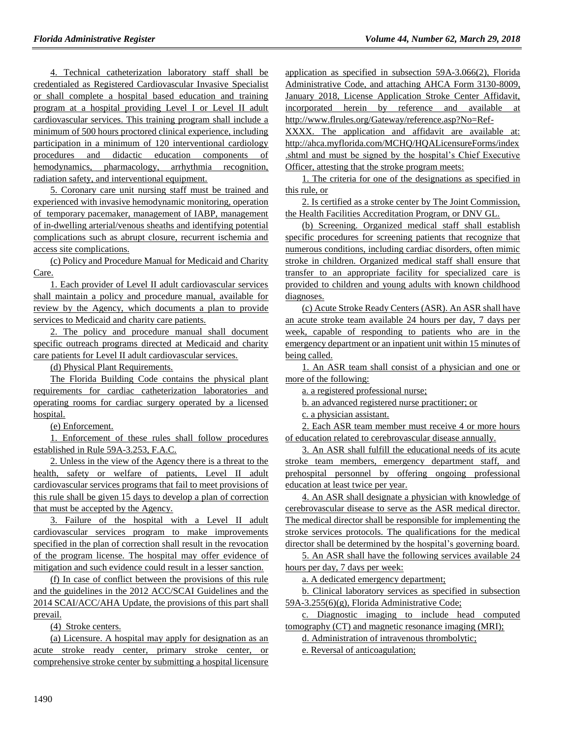4. Technical catheterization laboratory staff shall be credentialed as Registered Cardiovascular Invasive Specialist or shall complete a hospital based education and training program at a hospital providing Level I or Level II adult cardiovascular services. This training program shall include a minimum of 500 hours proctored clinical experience, including participation in a minimum of 120 interventional cardiology procedures and didactic education components of hemodynamics, pharmacology, arrhythmia recognition, radiation safety, and interventional equipment.

5. Coronary care unit nursing staff must be trained and experienced with invasive hemodynamic monitoring, operation of temporary pacemaker, management of IABP, management of in-dwelling arterial/venous sheaths and identifying potential complications such as abrupt closure, recurrent ischemia and access site complications.

(c) Policy and Procedure Manual for Medicaid and Charity Care.

1. Each provider of Level II adult cardiovascular services shall maintain a policy and procedure manual, available for review by the Agency, which documents a plan to provide services to Medicaid and charity care patients.

2. The policy and procedure manual shall document specific outreach programs directed at Medicaid and charity care patients for Level II adult cardiovascular services.

(d) Physical Plant Requirements.

The Florida Building Code contains the physical plant requirements for cardiac catheterization laboratories and operating rooms for cardiac surgery operated by a licensed hospital.

(e) Enforcement.

1. Enforcement of these rules shall follow procedures established in Rule 59A-3.253, F.A.C.

2. Unless in the view of the Agency there is a threat to the health, safety or welfare of patients, Level II adult cardiovascular services programs that fail to meet provisions of this rule shall be given 15 days to develop a plan of correction that must be accepted by the Agency.

3. Failure of the hospital with a Level II adult cardiovascular services program to make improvements specified in the plan of correction shall result in the revocation of the program license. The hospital may offer evidence of mitigation and such evidence could result in a lesser sanction.

(f) In case of conflict between the provisions of this rule and the guidelines in the 2012 ACC/SCAI Guidelines and the 2014 SCAI/ACC/AHA Update, the provisions of this part shall prevail.

(4) Stroke centers.

(a) Licensure. A hospital may apply for designation as an acute stroke ready center, primary stroke center, or comprehensive stroke center by submitting a hospital licensure application as specified in subsection 59A-3.066(2), Florida Administrative Code, and attaching AHCA Form 3130-8009, January 2018, License Application Stroke Center Affidavit, incorporated herein by reference and available at http://www.flrules.org/Gateway/reference.asp?No=Ref-XXXX. The application and affidavit are available at: http://ahca.myflorida.com/MCHQ/HQALicensureForms/index.shtml and must be signed by the hospital's Chief Executive Officer, attesting that the stroke program meets:

1. The criteria for one of the designations as specified in this rule, or

2. Is certified as a stroke center by The Joint Commission, the Health Facilities Accreditation Program, or DNV GL.

(b) Screening. Organized medical staff shall establish specific procedures for screening patients that recognize that numerous conditions, including cardiac disorders, often mimic stroke in children. Organized medical staff shall ensure that transfer to an appropriate facility for specialized care is provided to children and young adults with known childhood diagnoses.

(c) Acute Stroke Ready Centers (ASR). An ASR shall have an acute stroke team available 24 hours per day, 7 days per week, capable of responding to patients who are in the emergency department or an inpatient unit within 15 minutes of being called.

1. An ASR team shall consist of a physician and one or more of the following:

a. a registered professional nurse;

b. an advanced registered nurse practitioner; or

c. a physician assistant.

2. Each ASR team member must receive 4 or more hours of education related to cerebrovascular disease annually.

3. An ASR shall fulfill the educational needs of its acute stroke team members, emergency department staff, and prehospital personnel by offering ongoing professional education at least twice per year.

4. An ASR shall designate a physician with knowledge of cerebrovascular disease to serve as the ASR medical director. The medical director shall be responsible for implementing the stroke services protocols. The qualifications for the medical director shall be determined by the hospital's governing board.

5. An ASR shall have the following services available 24 hours per day, 7 days per week:

a. A dedicated emergency department;

b. Clinical laboratory services as specified in subsection 59A-3.255(6)(g), Florida Administrative Code;

c. Diagnostic imaging to include head computed tomography (CT) and magnetic resonance imaging (MRI);

d. Administration of intravenous thrombolytic;

e. Reversal of anticoagulation;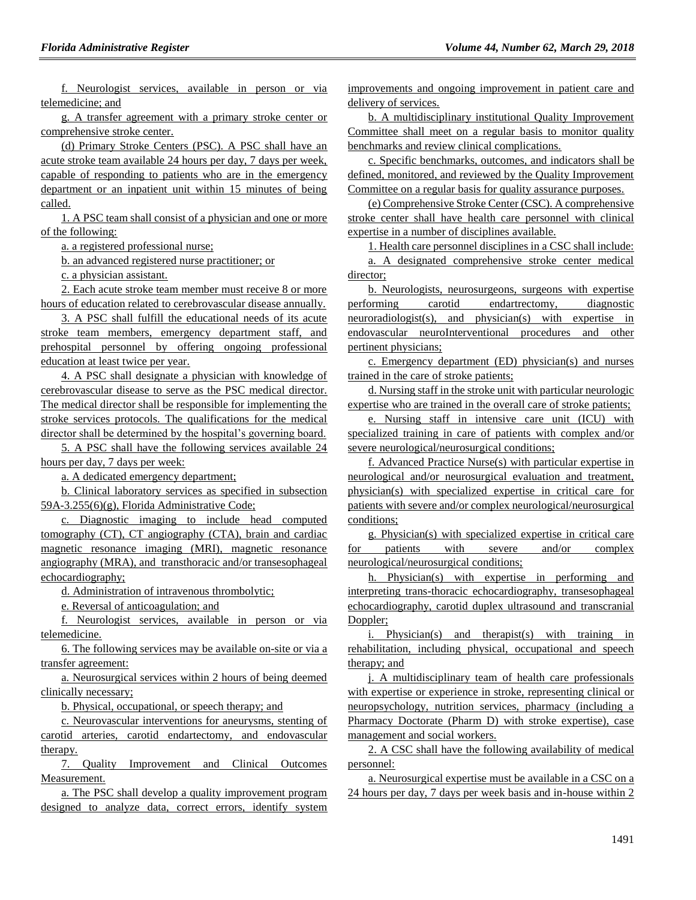f. Neurologist services, available in person or via telemedicine; and

g. A transfer agreement with a primary stroke center or comprehensive stroke center.

(d) Primary Stroke Centers (PSC). A PSC shall have an acute stroke team available 24 hours per day, 7 days per week, capable of responding to patients who are in the emergency department or an inpatient unit within 15 minutes of being called.

1. A PSC team shall consist of a physician and one or more of the following:

a. a registered professional nurse;

b. an advanced registered nurse practitioner; or

c. a physician assistant.

2. Each acute stroke team member must receive 8 or more hours of education related to cerebrovascular disease annually.

3. A PSC shall fulfill the educational needs of its acute stroke team members, emergency department staff, and prehospital personnel by offering ongoing professional education at least twice per year.

4. A PSC shall designate a physician with knowledge of cerebrovascular disease to serve as the PSC medical director. The medical director shall be responsible for implementing the stroke services protocols. The qualifications for the medical director shall be determined by the hospital's governing board.

5. A PSC shall have the following services available 24 hours per day, 7 days per week:

a. A dedicated emergency department;

b. Clinical laboratory services as specified in subsection 59A-3.255(6)(g), Florida Administrative Code;

c. Diagnostic imaging to include head computed tomography (CT), CT angiography (CTA), brain and cardiac magnetic resonance imaging (MRI), magnetic resonance angiography (MRA), and transthoracic and/or transesophageal echocardiography;

d. Administration of intravenous thrombolytic;

e. Reversal of anticoagulation; and

f. Neurologist services, available in person or via telemedicine.

6. The following services may be available on-site or via a transfer agreement:

a. Neurosurgical services within 2 hours of being deemed clinically necessary;

b. Physical, occupational, or speech therapy; and

c. Neurovascular interventions for aneurysms, stenting of carotid arteries, carotid endartectomy, and endovascular therapy.

7. Quality Improvement and Clinical Outcomes Measurement.

a. The PSC shall develop a quality improvement program designed to analyze data, correct errors, identify system improvements and ongoing improvement in patient care and delivery of services.

b. A multidisciplinary institutional Quality Improvement Committee shall meet on a regular basis to monitor quality benchmarks and review clinical complications.

c. Specific benchmarks, outcomes, and indicators shall be defined, monitored, and reviewed by the Quality Improvement Committee on a regular basis for quality assurance purposes.

(e) Comprehensive Stroke Center (CSC). A comprehensive stroke center shall have health care personnel with clinical expertise in a number of disciplines available.

1. Health care personnel disciplines in a CSC shall include:

a. A designated comprehensive stroke center medical director;

b. Neurologists, neurosurgeons, surgeons with expertise performing carotid endartrectomy, diagnostic neuroradiologist(s), and physician(s) with expertise in endovascular neuroInterventional procedures and other pertinent physicians;

c. Emergency department (ED) physician(s) and nurses trained in the care of stroke patients;

d. Nursing staff in the stroke unit with particular neurologic expertise who are trained in the overall care of stroke patients;

e. Nursing staff in intensive care unit (ICU) with specialized training in care of patients with complex and/or severe neurological/neurosurgical conditions;

f. Advanced Practice Nurse(s) with particular expertise in neurological and/or neurosurgical evaluation and treatment, physician(s) with specialized expertise in critical care for patients with severe and/or complex neurological/neurosurgical conditions;

g. Physician(s) with specialized expertise in critical care for patients with severe and/or complex neurological/neurosurgical conditions;

h. Physician(s) with expertise in performing and interpreting trans-thoracic echocardiography, transesophageal echocardiography, carotid duplex ultrasound and transcranial Doppler;

i. Physician(s) and therapist(s) with training in rehabilitation, including physical, occupational and speech therapy; and

j. A multidisciplinary team of health care professionals with expertise or experience in stroke, representing clinical or neuropsychology, nutrition services, pharmacy (including a Pharmacy Doctorate (Pharm D) with stroke expertise), case management and social workers.

2. A CSC shall have the following availability of medical personnel:

a. Neurosurgical expertise must be available in a CSC on a 24 hours per day, 7 days per week basis and in-house within 2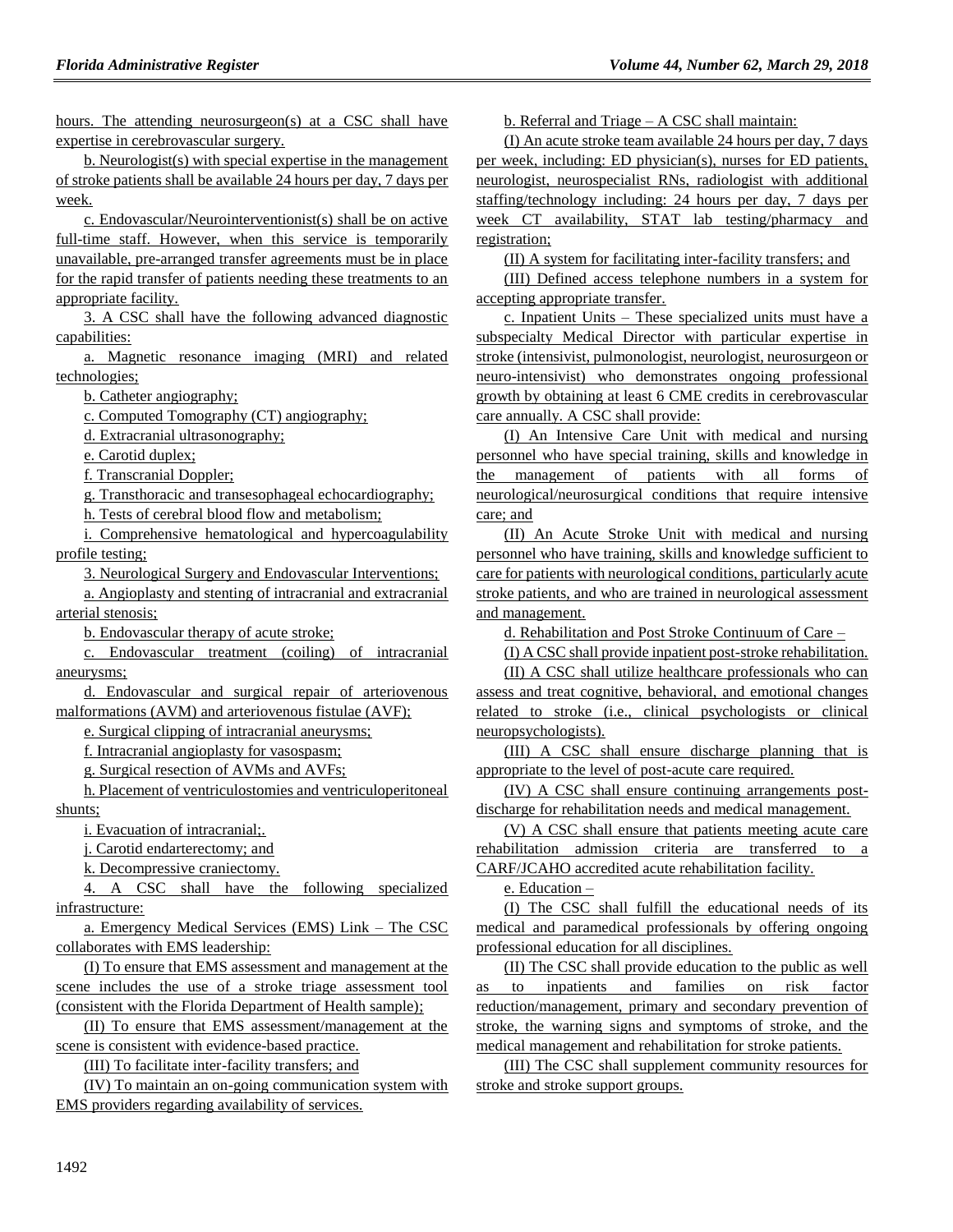hours. The attending neurosurgeon(s) at a CSC shall have expertise in cerebrovascular surgery.

b. Neurologist(s) with special expertise in the management of stroke patients shall be available 24 hours per day, 7 days per week.

c. Endovascular/Neurointerventionist(s) shall be on active full-time staff. However, when this service is temporarily unavailable, pre-arranged transfer agreements must be in place for the rapid transfer of patients needing these treatments to an appropriate facility.

3. A CSC shall have the following advanced diagnostic capabilities:

a. Magnetic resonance imaging (MRI) and related technologies;

b. Catheter angiography;

c. Computed Tomography (CT) angiography;

d. Extracranial ultrasonography;

e. Carotid duplex;

f. Transcranial Doppler;

g. Transthoracic and transesophageal echocardiography;

h. Tests of cerebral blood flow and metabolism;

i. Comprehensive hematological and hypercoagulability profile testing;

3. Neurological Surgery and Endovascular Interventions;

a. Angioplasty and stenting of intracranial and extracranial arterial stenosis;

b. Endovascular therapy of acute stroke;

c. Endovascular treatment (coiling) of intracranial aneurysms;

d. Endovascular and surgical repair of arteriovenous malformations (AVM) and arteriovenous fistulae (AVF);

e. Surgical clipping of intracranial aneurysms;

f. Intracranial angioplasty for vasospasm;

g. Surgical resection of AVMs and AVFs;

h. Placement of ventriculostomies and ventriculoperitoneal shunts;

i. Evacuation of intracranial;.

j. Carotid endarterectomy; and

k. Decompressive craniectomy.

4. A CSC shall have the following specialized infrastructure:

a. Emergency Medical Services (EMS) Link – The CSC collaborates with EMS leadership:

(I) To ensure that EMS assessment and management at the scene includes the use of a stroke triage assessment tool (consistent with the Florida Department of Health sample);

(II) To ensure that EMS assessment/management at the scene is consistent with evidence-based practice.

(III) To facilitate inter-facility transfers; and

(IV) To maintain an on-going communication system with EMS providers regarding availability of services.

b. Referral and Triage – A CSC shall maintain:

(I) An acute stroke team available 24 hours per day, 7 days per week, including: ED physician(s), nurses for ED patients, neurologist, neurospecialist RNs, radiologist with additional staffing/technology including: 24 hours per day, 7 days per week CT availability, STAT lab testing/pharmacy and registration;

(II) A system for facilitating inter-facility transfers; and

(III) Defined access telephone numbers in a system for accepting appropriate transfer.

c. Inpatient Units – These specialized units must have a subspecialty Medical Director with particular expertise in stroke (intensivist, pulmonologist, neurologist, neurosurgeon or neuro-intensivist) who demonstrates ongoing professional growth by obtaining at least 6 CME credits in cerebrovascular care annually. A CSC shall provide:

(I) An Intensive Care Unit with medical and nursing personnel who have special training, skills and knowledge in the management of patients with all forms of neurological/neurosurgical conditions that require intensive care; and

(II) An Acute Stroke Unit with medical and nursing personnel who have training, skills and knowledge sufficient to care for patients with neurological conditions, particularly acute stroke patients, and who are trained in neurological assessment and management.

d. Rehabilitation and Post Stroke Continuum of Care –

(I) A CSC shall provide inpatient post-stroke rehabilitation.

(II) A CSC shall utilize healthcare professionals who can assess and treat cognitive, behavioral, and emotional changes related to stroke (i.e., clinical psychologists or clinical neuropsychologists).

(III) A CSC shall ensure discharge planning that is appropriate to the level of post-acute care required.

(IV) A CSC shall ensure continuing arrangements post-discharge for rehabilitation needs and medical management.

(V) A CSC shall ensure that patients meeting acute care rehabilitation admission criteria are transferred to a CARF/JCAHO accredited acute rehabilitation facility.

e. Education –

(I) The CSC shall fulfill the educational needs of its medical and paramedical professionals by offering ongoing professional education for all disciplines.

(II) The CSC shall provide education to the public as well as to inpatients and families on risk factor reduction/management, primary and secondary prevention of stroke, the warning signs and symptoms of stroke, and the medical management and rehabilitation for stroke patients.

(III) The CSC shall supplement community resources for stroke and stroke support groups.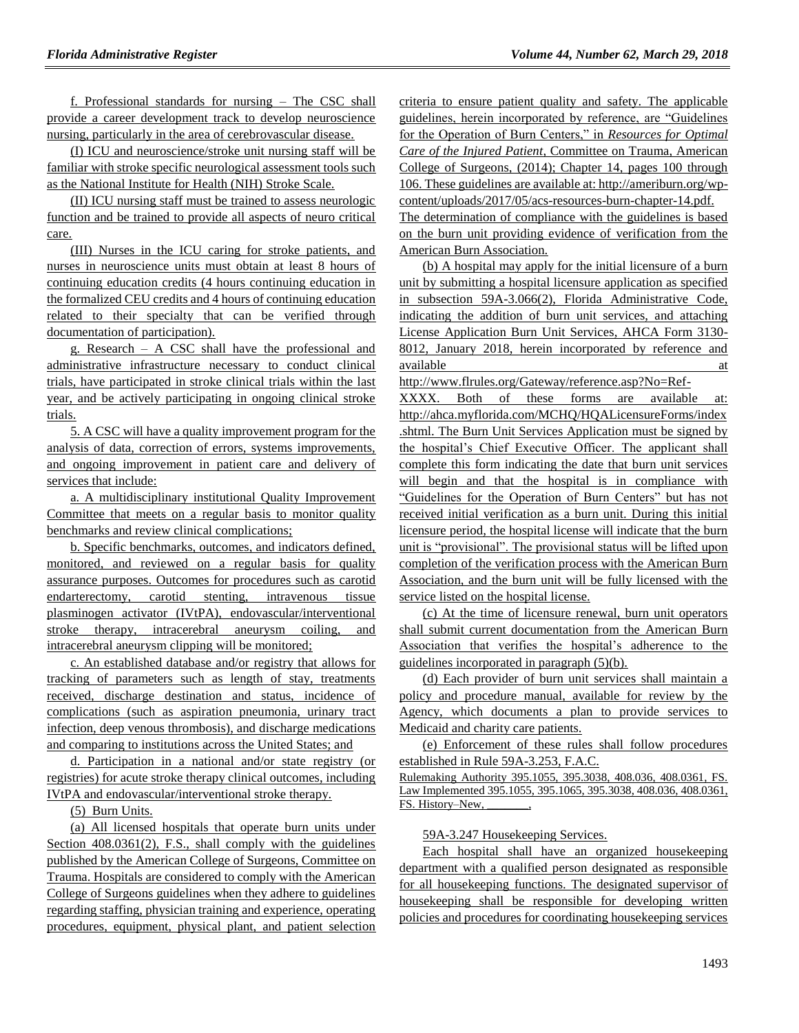f. Professional standards for nursing – The CSC shall provide a career development track to develop neuroscience nursing, particularly in the area of cerebrovascular disease.

(I) ICU and neuroscience/stroke unit nursing staff will be familiar with stroke specific neurological assessment tools such as the National Institute for Health (NIH) Stroke Scale.

(II) ICU nursing staff must be trained to assess neurologic function and be trained to provide all aspects of neuro critical care.

(III) Nurses in the ICU caring for stroke patients, and nurses in neuroscience units must obtain at least 8 hours of continuing education credits (4 hours continuing education in the formalized CEU credits and 4 hours of continuing education related to their specialty that can be verified through documentation of participation).

g. Research – A CSC shall have the professional and administrative infrastructure necessary to conduct clinical trials, have participated in stroke clinical trials within the last year, and be actively participating in ongoing clinical stroke trials.

5. A CSC will have a quality improvement program for the analysis of data, correction of errors, systems improvements, and ongoing improvement in patient care and delivery of services that include:

a. A multidisciplinary institutional Quality Improvement Committee that meets on a regular basis to monitor quality benchmarks and review clinical complications;

b. Specific benchmarks, outcomes, and indicators defined, monitored, and reviewed on a regular basis for quality assurance purposes. Outcomes for procedures such as carotid endarterectomy, carotid stenting, intravenous tissue plasminogen activator (IVtPA), endovascular/interventional stroke therapy, intracerebral aneurysm coiling, and intracerebral aneurysm clipping will be monitored;

c. An established database and/or registry that allows for tracking of parameters such as length of stay, treatments received, discharge destination and status, incidence of complications (such as aspiration pneumonia, urinary tract infection, deep venous thrombosis), and discharge medications and comparing to institutions across the United States; and

d. Participation in a national and/or state registry (or registries) for acute stroke therapy clinical outcomes, including IVtPA and endovascular/interventional stroke therapy.

(5) Burn Units.

(a) All licensed hospitals that operate burn units under Section 408.0361(2), F.S., shall comply with the guidelines published by the American College of Surgeons, Committee on Trauma. Hospitals are considered to comply with the American College of Surgeons guidelines when they adhere to guidelines regarding staffing, physician training and experience, operating procedures, equipment, physical plant, and patient selection criteria to ensure patient quality and safety. The applicable guidelines, herein incorporated by reference, are "Guidelines for the Operation of Burn Centers," in *Resources for Optimal Care of the Injured Patient*, Committee on Trauma, American College of Surgeons, (2014); Chapter 14, pages 100 through 106. These guidelines are available at: http://ameriburn.org/wp-content/uploads/2017/05/acs-resources-burn-chapter-14.pdf. The determination of compliance with the guidelines is based on the burn unit providing evidence of verification from the American Burn Association.

(b) A hospital may apply for the initial licensure of a burn unit by submitting a hospital licensure application as specified in subsection 59A-3.066(2), Florida Administrative Code, indicating the addition of burn unit services, and attaching License Application Burn Unit Services, AHCA Form 3130-8012, January 2018, herein incorporated by reference and available at http://www.flrules.org/Gateway/reference.asp?No=Ref-XXXX. Both of these forms are available at: http://ahca.myflorida.com/MCHQ/HQALicensureForms/index.shtml. The Burn Unit Services Application must be signed by the hospital's Chief Executive Officer. The applicant shall complete this form indicating the date that burn unit services will begin and that the hospital is in compliance with "Guidelines for the Operation of Burn Centers" but has not received initial verification as a burn unit. During this initial licensure period, the hospital license will indicate that the burn unit is "provisional". The provisional status will be lifted upon completion of the verification process with the American Burn Association, and the burn unit will be fully licensed with the service listed on the hospital license.

(c) At the time of licensure renewal, burn unit operators shall submit current documentation from the American Burn Association that verifies the hospital's adherence to the guidelines incorporated in paragraph (5)(b).

(d) Each provider of burn unit services shall maintain a policy and procedure manual, available for review by the Agency, which documents a plan to provide services to Medicaid and charity care patients.

(e) Enforcement of these rules shall follow procedures established in Rule 59A-3.253, F.A.C.

Rulemaking Authority 395.1055, 395.3038, 408.036, 408.0361, FS. Law Implemented 395.1055, 395.1065, 395.3038, 408.036, 408.0361, FS. History–New, ________.

59A-3.247 Housekeeping Services.

Each hospital shall have an organized housekeeping department with a qualified person designated as responsible for all housekeeping functions. The designated supervisor of housekeeping shall be responsible for developing written policies and procedures for coordinating housekeeping services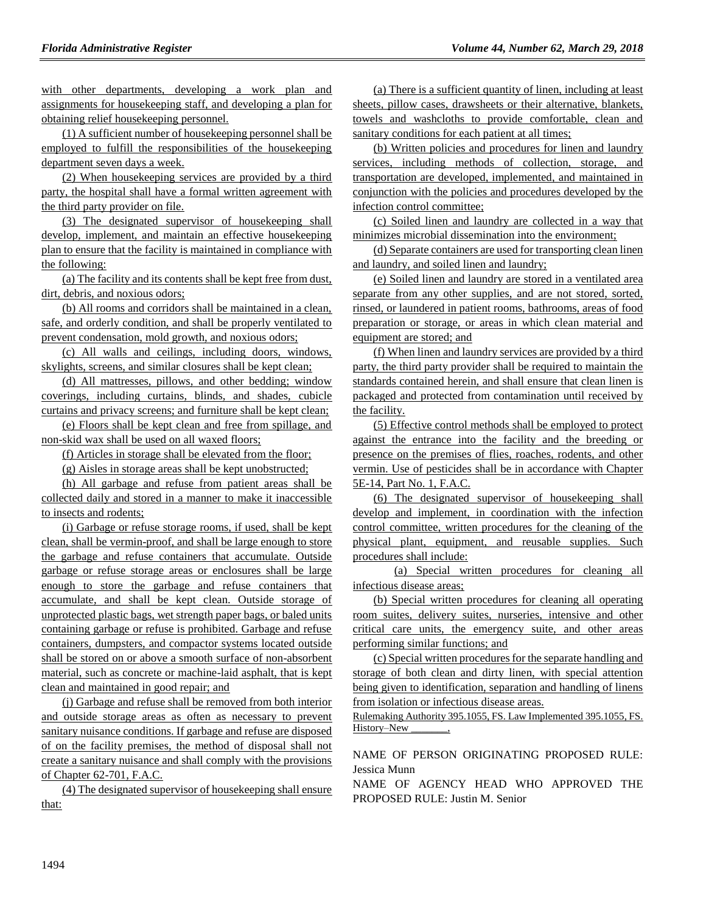with other departments, developing a work plan and assignments for housekeeping staff, and developing a plan for obtaining relief housekeeping personnel.

(1) A sufficient number of housekeeping personnel shall be employed to fulfill the responsibilities of the housekeeping department seven days a week.

(2) When housekeeping services are provided by a third party, the hospital shall have a formal written agreement with the third party provider on file.

(3) The designated supervisor of housekeeping shall develop, implement, and maintain an effective housekeeping plan to ensure that the facility is maintained in compliance with the following:

(a) The facility and its contents shall be kept free from dust, dirt, debris, and noxious odors;

(b) All rooms and corridors shall be maintained in a clean, safe, and orderly condition, and shall be properly ventilated to prevent condensation, mold growth, and noxious odors;

(c) All walls and ceilings, including doors, windows, skylights, screens, and similar closures shall be kept clean;

(d) All mattresses, pillows, and other bedding; window coverings, including curtains, blinds, and shades, cubicle curtains and privacy screens; and furniture shall be kept clean;

(e) Floors shall be kept clean and free from spillage, and non-skid wax shall be used on all waxed floors;

(f) Articles in storage shall be elevated from the floor;

(g) Aisles in storage areas shall be kept unobstructed;

(h) All garbage and refuse from patient areas shall be collected daily and stored in a manner to make it inaccessible to insects and rodents;

(i) Garbage or refuse storage rooms, if used, shall be kept clean, shall be vermin-proof, and shall be large enough to store the garbage and refuse containers that accumulate. Outside garbage or refuse storage areas or enclosures shall be large enough to store the garbage and refuse containers that accumulate, and shall be kept clean. Outside storage of unprotected plastic bags, wet strength paper bags, or baled units containing garbage or refuse is prohibited. Garbage and refuse containers, dumpsters, and compactor systems located outside shall be stored on or above a smooth surface of non-absorbent material, such as concrete or machine-laid asphalt, that is kept clean and maintained in good repair; and

(j) Garbage and refuse shall be removed from both interior and outside storage areas as often as necessary to prevent sanitary nuisance conditions. If garbage and refuse are disposed of on the facility premises, the method of disposal shall not create a sanitary nuisance and shall comply with the provisions of Chapter 62-701, F.A.C.

(4) The designated supervisor of housekeeping shall ensure that:

(a) There is a sufficient quantity of linen, including at least sheets, pillow cases, drawsheets or their alternative, blankets, towels and washcloths to provide comfortable, clean and sanitary conditions for each patient at all times;

(b) Written policies and procedures for linen and laundry services, including methods of collection, storage, and transportation are developed, implemented, and maintained in conjunction with the policies and procedures developed by the infection control committee;

(c) Soiled linen and laundry are collected in a way that minimizes microbial dissemination into the environment;

(d) Separate containers are used for transporting clean linen and laundry, and soiled linen and laundry;

(e) Soiled linen and laundry are stored in a ventilated area separate from any other supplies, and are not stored, sorted, rinsed, or laundered in patient rooms, bathrooms, areas of food preparation or storage, or areas in which clean material and equipment are stored; and

(f) When linen and laundry services are provided by a third party, the third party provider shall be required to maintain the standards contained herein, and shall ensure that clean linen is packaged and protected from contamination until received by the facility.

(5) Effective control methods shall be employed to protect against the entrance into the facility and the breeding or presence on the premises of flies, roaches, rodents, and other vermin. Use of pesticides shall be in accordance with Chapter 5E-14, Part No. 1, F.A.C.

(6) The designated supervisor of housekeeping shall develop and implement, in coordination with the infection control committee, written procedures for the cleaning of the physical plant, equipment, and reusable supplies. Such procedures shall include:

(a) Special written procedures for cleaning all infectious disease areas;

(b) Special written procedures for cleaning all operating room suites, delivery suites, nurseries, intensive and other critical care units, the emergency suite, and other areas performing similar functions; and

(c) Special written procedures for the separate handling and storage of both clean and dirty linen, with special attention being given to identification, separation and handling of linens from isolation or infectious disease areas.

Rulemaking Authority 395.1055, FS. Law Implemented 395.1055, FS. History–New ________.

NAME OF PERSON ORIGINATING PROPOSED RULE: Jessica Munn

NAME OF AGENCY HEAD WHO APPROVED THE PROPOSED RULE: Justin M. Senior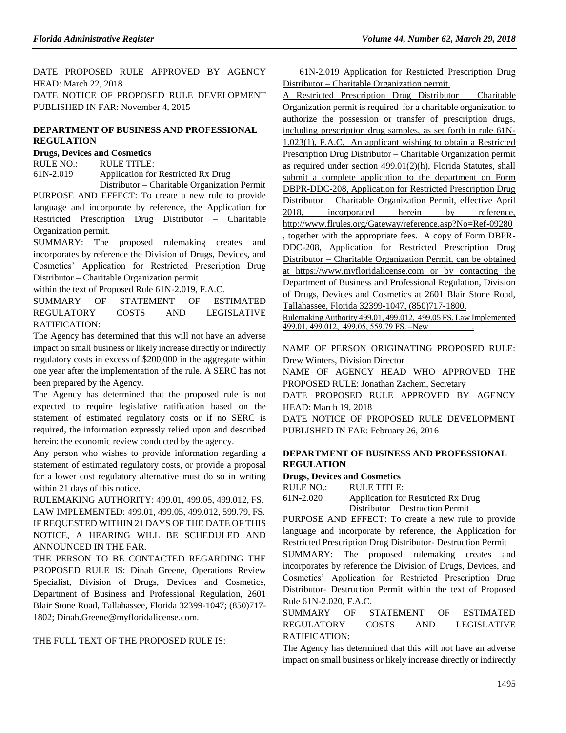DATE PROPOSED RULE APPROVED BY AGENCY HEAD: March 22, 2018

DATE NOTICE OF PROPOSED RULE DEVELOPMENT PUBLISHED IN FAR: November 4, 2015

### DEPARTMENT OF BUSINESS AND PROFESSIONAL REGULATION

#### Drugs, Devices and Cosmetics

RULE NO.: RULE TITLE:

61N-2.019 Application for Restricted Rx Drug Distributor – Charitable Organization Permit

PURPOSE AND EFFECT: To create a new rule to provide language and incorporate by reference, the Application for Restricted Prescription Drug Distributor – Charitable Organization permit.

SUMMARY: The proposed rulemaking creates and incorporates by reference the Division of Drugs, Devices, and Cosmetics' Application for Restricted Prescription Drug Distributor – Charitable Organization permit within the text of Proposed Rule 61N-2.019, F.A.C.

SUMMARY OF STATEMENT OF ESTIMATED REGULATORY COSTS AND LEGISLATIVE RATIFICATION:

The Agency has determined that this will not have an adverse impact on small business or likely increase directly or indirectly regulatory costs in excess of $200,000 in the aggregate within one year after the implementation of the rule. A SERC has not been prepared by the Agency.

The Agency has determined that the proposed rule is not expected to require legislative ratification based on the statement of estimated regulatory costs or if no SERC is required, the information expressly relied upon and described herein: the economic review conducted by the agency.

Any person who wishes to provide information regarding a statement of estimated regulatory costs, or provide a proposal for a lower cost regulatory alternative must do so in writing within 21 days of this notice.

RULEMAKING AUTHORITY: 499.01, 499.05, 499.012, FS.

LAW IMPLEMENTED: 499.01, 499.05, 499.012, 599.79, FS.

IF REQUESTED WITHIN 21 DAYS OF THE DATE OF THIS NOTICE, A HEARING WILL BE SCHEDULED AND ANNOUNCED IN THE FAR.

THE PERSON TO BE CONTACTED REGARDING THE PROPOSED RULE IS: Dinah Greene, Operations Review Specialist, Division of Drugs, Devices and Cosmetics, Department of Business and Professional Regulation, 2601 Blair Stone Road, Tallahassee, Florida 32399-1047; (850)717-1802; Dinah.Greene@myfloridalicense.com.

THE FULL TEXT OF THE PROPOSED RULE IS:

61N-2.019 Application for Restricted Prescription Drug Distributor – Charitable Organization permit.

A Restricted Prescription Drug Distributor – Charitable Organization permit is required for a charitable organization to authorize the possession or transfer of prescription drugs, including prescription drug samples, as set forth in rule 61N-1.023(1), F.A.C. An applicant wishing to obtain a Restricted Prescription Drug Distributor – Charitable Organization permit as required under section 499.01(2)(h), Florida Statutes, shall submit a complete application to the department on Form DBPR-DDC-208, Application for Restricted Prescription Drug Distributor – Charitable Organization Permit, effective April 2018, incorporated herein by reference, http://www.flrules.org/Gateway/reference.asp?No=Ref-09280, together with the appropriate fees. A copy of Form DBPR-DDC-208, Application for Restricted Prescription Drug Distributor – Charitable Organization Permit, can be obtained at https://www.myfloridalicense.com or by contacting the Department of Business and Professional Regulation, Division of Drugs, Devices and Cosmetics at 2601 Blair Stone Road, Tallahassee, Florida 32399-1047, (850)717-1800.

Rulemaking Authority 499.01, 499.012, 499.05 FS. Law Implemented 499.01, 499.012, 499.05, 559.79 FS. –New __________.

NAME OF PERSON ORIGINATING PROPOSED RULE: Drew Winters, Division Director

NAME OF AGENCY HEAD WHO APPROVED THE PROPOSED RULE: Jonathan Zachem, Secretary

DATE PROPOSED RULE APPROVED BY AGENCY HEAD: March 19, 2018

DATE NOTICE OF PROPOSED RULE DEVELOPMENT PUBLISHED IN FAR: February 26, 2016

### DEPARTMENT OF BUSINESS AND PROFESSIONAL REGULATION

#### Drugs, Devices and Cosmetics

RULE NO.: RULE TITLE:

61N-2.020 Application for Restricted Rx Drug Distributor – Destruction Permit

PURPOSE AND EFFECT: To create a new rule to provide language and incorporate by reference, the Application for Restricted Prescription Drug Distributor- Destruction Permit

SUMMARY: The proposed rulemaking creates and incorporates by reference the Division of Drugs, Devices, and Cosmetics' Application for Restricted Prescription Drug Distributor- Destruction Permit within the text of Proposed Rule 61N-2.020, F.A.C.

SUMMARY OF STATEMENT OF ESTIMATED REGULATORY COSTS AND LEGISLATIVE RATIFICATION:

The Agency has determined that this will not have an adverse impact on small business or likely increase directly or indirectly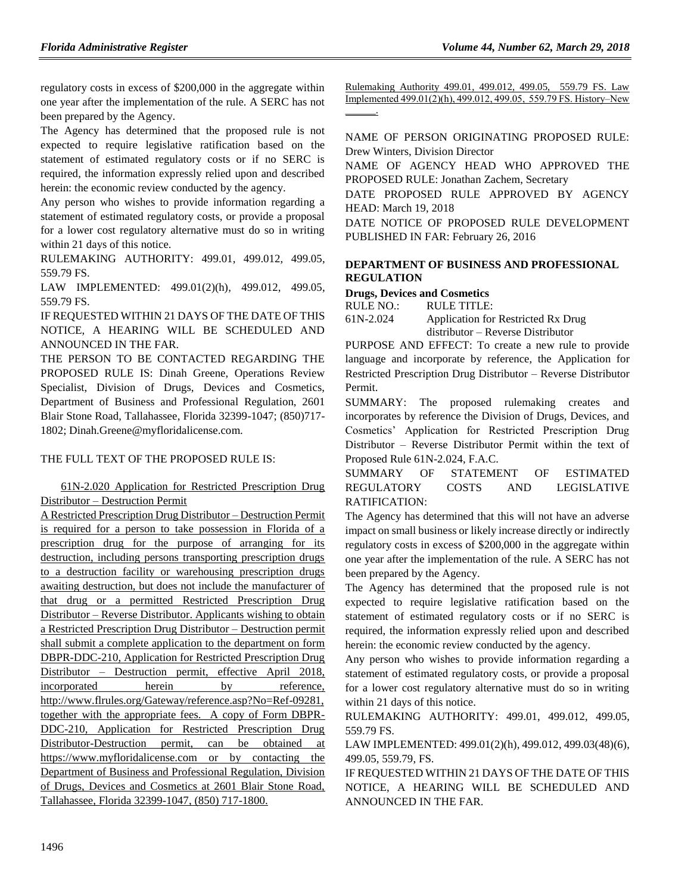regulatory costs in excess of $200,000 in the aggregate within one year after the implementation of the rule. A SERC has not been prepared by the Agency.

The Agency has determined that the proposed rule is not expected to require legislative ratification based on the statement of estimated regulatory costs or if no SERC is required, the information expressly relied upon and described herein: the economic review conducted by the agency.

Any person who wishes to provide information regarding a statement of estimated regulatory costs, or provide a proposal for a lower cost regulatory alternative must do so in writing within 21 days of this notice.

RULEMAKING AUTHORITY: 499.01, 499.012, 499.05, 559.79 FS.

LAW IMPLEMENTED: 499.01(2)(h), 499.012, 499.05, 559.79 FS.

IF REQUESTED WITHIN 21 DAYS OF THE DATE OF THIS NOTICE, A HEARING WILL BE SCHEDULED AND ANNOUNCED IN THE FAR.

THE PERSON TO BE CONTACTED REGARDING THE PROPOSED RULE IS: Dinah Greene, Operations Review Specialist, Division of Drugs, Devices and Cosmetics, Department of Business and Professional Regulation, 2601 Blair Stone Road, Tallahassee, Florida 32399-1047; (850)717-1802; Dinah.Greene@myfloridalicense.com.

THE FULL TEXT OF THE PROPOSED RULE IS:

61N-2.020 Application for Restricted Prescription Drug Distributor – Destruction Permit

A Restricted Prescription Drug Distributor – Destruction Permit is required for a person to take possession in Florida of a prescription drug for the purpose of arranging for its destruction, including persons transporting prescription drugs to a destruction facility or warehousing prescription drugs awaiting destruction, but does not include the manufacturer of that drug or a permitted Restricted Prescription Drug Distributor – Reverse Distributor. Applicants wishing to obtain a Restricted Prescription Drug Distributor – Destruction permit shall submit a complete application to the department on form DBPR-DDC-210, Application for Restricted Prescription Drug Distributor – Destruction permit, effective April 2018, incorporated herein by reference, http://www.flrules.org/Gateway/reference.asp?No=Ref-09281, together with the appropriate fees. A copy of Form DBPR-DDC-210, Application for Restricted Prescription Drug Distributor-Destruction permit, can be obtained at https://www.myfloridalicense.com or by contacting the Department of Business and Professional Regulation, Division of Drugs, Devices and Cosmetics at 2601 Blair Stone Road, Tallahassee, Florida 32399-1047, (850) 717-1800.

Rulemaking Authority 499.01, 499.012, 499.05, 559.79 FS. Law Implemented 499.01(2)(h), 499.012, 499.05, 559.79 FS. History–New ______.

NAME OF PERSON ORIGINATING PROPOSED RULE: Drew Winters, Division Director

NAME OF AGENCY HEAD WHO APPROVED THE PROPOSED RULE: Jonathan Zachem, Secretary

DATE PROPOSED RULE APPROVED BY AGENCY HEAD: March 19, 2018

DATE NOTICE OF PROPOSED RULE DEVELOPMENT PUBLISHED IN FAR: February 26, 2016

## DEPARTMENT OF BUSINESS AND PROFESSIONAL REGULATION

### Drugs, Devices and Cosmetics

| RULE NO.: | RULE TITLE: |
| --- | --- |
| 61N-2.024 | Application for Restricted Rx Drug distributor – Reverse Distributor |

PURPOSE AND EFFECT: To create a new rule to provide language and incorporate by reference, the Application for Restricted Prescription Drug Distributor – Reverse Distributor Permit.

SUMMARY: The proposed rulemaking creates and incorporates by reference the Division of Drugs, Devices, and Cosmetics' Application for Restricted Prescription Drug Distributor – Reverse Distributor Permit within the text of Proposed Rule 61N-2.024, F.A.C.

SUMMARY OF STATEMENT OF ESTIMATED REGULATORY COSTS AND LEGISLATIVE RATIFICATION:

The Agency has determined that this will not have an adverse impact on small business or likely increase directly or indirectly regulatory costs in excess of $200,000 in the aggregate within one year after the implementation of the rule. A SERC has not been prepared by the Agency.

The Agency has determined that the proposed rule is not expected to require legislative ratification based on the statement of estimated regulatory costs or if no SERC is required, the information expressly relied upon and described herein: the economic review conducted by the agency.

Any person who wishes to provide information regarding a statement of estimated regulatory costs, or provide a proposal for a lower cost regulatory alternative must do so in writing within 21 days of this notice.

RULEMAKING AUTHORITY: 499.01, 499.012, 499.05, 559.79 FS.

LAW IMPLEMENTED: 499.01(2)(h), 499.012, 499.03(48)(6), 499.05, 559.79, FS.

IF REQUESTED WITHIN 21 DAYS OF THE DATE OF THIS NOTICE, A HEARING WILL BE SCHEDULED AND ANNOUNCED IN THE FAR.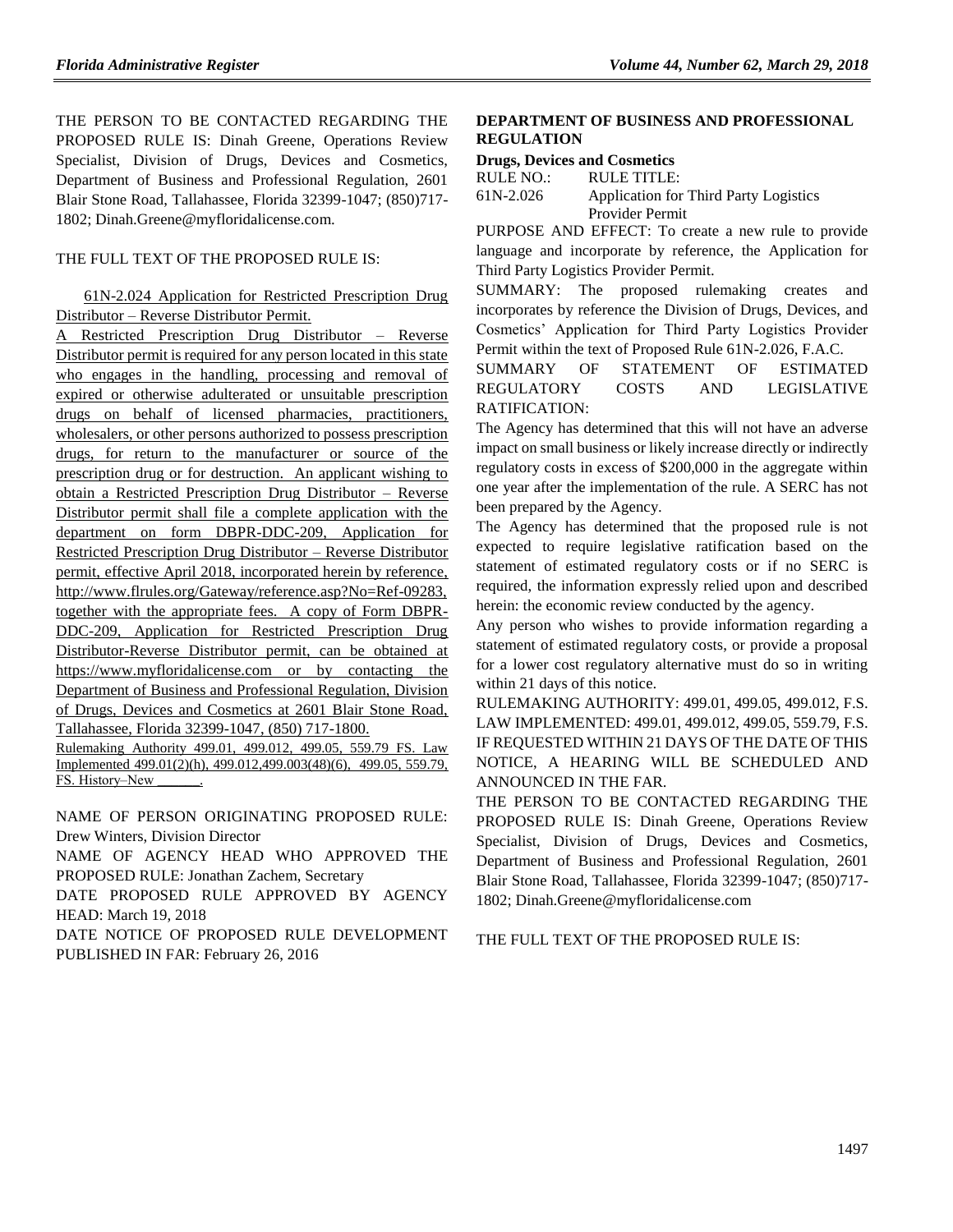THE PERSON TO BE CONTACTED REGARDING THE PROPOSED RULE IS: Dinah Greene, Operations Review Specialist, Division of Drugs, Devices and Cosmetics, Department of Business and Professional Regulation, 2601 Blair Stone Road, Tallahassee, Florida 32399-1047; (850)717-1802; Dinah.Greene@myfloridalicense.com.

THE FULL TEXT OF THE PROPOSED RULE IS:

61N-2.024 Application for Restricted Prescription Drug Distributor – Reverse Distributor Permit.

A Restricted Prescription Drug Distributor – Reverse Distributor permit is required for any person located in this state who engages in the handling, processing and removal of expired or otherwise adulterated or unsuitable prescription drugs on behalf of licensed pharmacies, practitioners, wholesalers, or other persons authorized to possess prescription drugs, for return to the manufacturer or source of the prescription drug or for destruction. An applicant wishing to obtain a Restricted Prescription Drug Distributor – Reverse Distributor permit shall file a complete application with the department on form DBPR-DDC-209, Application for Restricted Prescription Drug Distributor – Reverse Distributor permit, effective April 2018, incorporated herein by reference, http://www.flrules.org/Gateway/reference.asp?No=Ref-09283, together with the appropriate fees. A copy of Form DBPR-DDC-209, Application for Restricted Prescription Drug Distributor-Reverse Distributor permit, can be obtained at https://www.myfloridalicense.com or by contacting the Department of Business and Professional Regulation, Division of Drugs, Devices and Cosmetics at 2601 Blair Stone Road, Tallahassee, Florida 32399-1047, (850) 717-1800.

Rulemaking Authority 499.01, 499.012, 499.05, 559.79 FS. Law Implemented 499.01(2)(h), 499.012,499.003(48)(6), 499.05, 559.79, FS. History–New ______.

NAME OF PERSON ORIGINATING PROPOSED RULE: Drew Winters, Division Director

NAME OF AGENCY HEAD WHO APPROVED THE PROPOSED RULE: Jonathan Zachem, Secretary

DATE PROPOSED RULE APPROVED BY AGENCY HEAD: March 19, 2018

DATE NOTICE OF PROPOSED RULE DEVELOPMENT PUBLISHED IN FAR: February 26, 2016

## DEPARTMENT OF BUSINESS AND PROFESSIONAL REGULATION

### Drugs, Devices and Cosmetics

| RULE NO.: | RULE TITLE: |
|---|---|
| 61N-2.026 | Application for Third Party Logistics Provider Permit |

PURPOSE AND EFFECT: To create a new rule to provide language and incorporate by reference, the Application for Third Party Logistics Provider Permit.

SUMMARY: The proposed rulemaking creates and incorporates by reference the Division of Drugs, Devices, and Cosmetics' Application for Third Party Logistics Provider Permit within the text of Proposed Rule 61N-2.026, F.A.C.

SUMMARY OF STATEMENT OF ESTIMATED REGULATORY COSTS AND LEGISLATIVE RATIFICATION:

The Agency has determined that this will not have an adverse impact on small business or likely increase directly or indirectly regulatory costs in excess of $200,000 in the aggregate within one year after the implementation of the rule. A SERC has not been prepared by the Agency.

The Agency has determined that the proposed rule is not expected to require legislative ratification based on the statement of estimated regulatory costs or if no SERC is required, the information expressly relied upon and described herein: the economic review conducted by the agency.

Any person who wishes to provide information regarding a statement of estimated regulatory costs, or provide a proposal for a lower cost regulatory alternative must do so in writing within 21 days of this notice.

RULEMAKING AUTHORITY: 499.01, 499.05, 499.012, F.S.

LAW IMPLEMENTED: 499.01, 499.012, 499.05, 559.79, F.S.

IF REQUESTED WITHIN 21 DAYS OF THE DATE OF THIS NOTICE, A HEARING WILL BE SCHEDULED AND ANNOUNCED IN THE FAR.

THE PERSON TO BE CONTACTED REGARDING THE PROPOSED RULE IS: Dinah Greene, Operations Review Specialist, Division of Drugs, Devices and Cosmetics, Department of Business and Professional Regulation, 2601 Blair Stone Road, Tallahassee, Florida 32399-1047; (850)717-1802; Dinah.Greene@myfloridalicense.com

THE FULL TEXT OF THE PROPOSED RULE IS: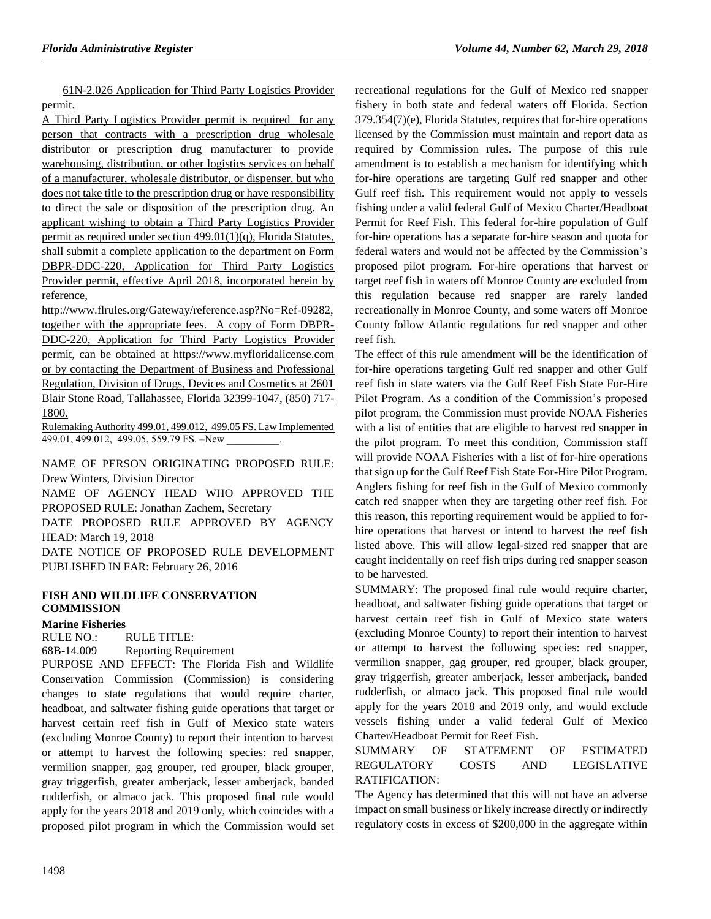61N-2.026 Application for Third Party Logistics Provider permit.

A Third Party Logistics Provider permit is required for any person that contracts with a prescription drug wholesale distributor or prescription drug manufacturer to provide warehousing, distribution, or other logistics services on behalf of a manufacturer, wholesale distributor, or dispenser, but who does not take title to the prescription drug or have responsibility to direct the sale or disposition of the prescription drug. An applicant wishing to obtain a Third Party Logistics Provider permit as required under section 499.01(1)(q), Florida Statutes, shall submit a complete application to the department on Form DBPR-DDC-220, Application for Third Party Logistics Provider permit, effective April 2018, incorporated herein by reference, http://www.flrules.org/Gateway/reference.asp?No=Ref-09282, together with the appropriate fees. A copy of Form DBPR-DDC-220, Application for Third Party Logistics Provider permit, can be obtained at https://www.myfloridalicense.com or by contacting the Department of Business and Professional Regulation, Division of Drugs, Devices and Cosmetics at 2601 Blair Stone Road, Tallahassee, Florida 32399-1047, (850) 717-1800.

Rulemaking Authority 499.01, 499.012, 499.05 FS. Law Implemented 499.01, 499.012, 499.05, 559.79 FS. –New __________.

NAME OF PERSON ORIGINATING PROPOSED RULE: Drew Winters, Division Director

NAME OF AGENCY HEAD WHO APPROVED THE PROPOSED RULE: Jonathan Zachem, Secretary

DATE PROPOSED RULE APPROVED BY AGENCY HEAD: March 19, 2018

DATE NOTICE OF PROPOSED RULE DEVELOPMENT PUBLISHED IN FAR: February 26, 2016

## FISH AND WILDLIFE CONSERVATION COMMISSION

### Marine Fisheries

RULE NO.: RULE TITLE:

68B-14.009 Reporting Requirement

PURPOSE AND EFFECT: The Florida Fish and Wildlife Conservation Commission (Commission) is considering changes to state regulations that would require charter, headboat, and saltwater fishing guide operations that target or harvest certain reef fish in Gulf of Mexico state waters (excluding Monroe County) to report their intention to harvest or attempt to harvest the following species: red snapper, vermilion snapper, gag grouper, red grouper, black grouper, gray triggerfish, greater amberjack, lesser amberjack, banded rudderfish, or almaco jack. This proposed final rule would apply for the years 2018 and 2019 only, which coincides with a proposed pilot program in which the Commission would set recreational regulations for the Gulf of Mexico red snapper fishery in both state and federal waters off Florida. Section 379.354(7)(e), Florida Statutes, requires that for-hire operations licensed by the Commission must maintain and report data as required by Commission rules. The purpose of this rule amendment is to establish a mechanism for identifying which for-hire operations are targeting Gulf red snapper and other Gulf reef fish. This requirement would not apply to vessels fishing under a valid federal Gulf of Mexico Charter/Headboat Permit for Reef Fish. This federal for-hire population of Gulf for-hire operations has a separate for-hire season and quota for federal waters and would not be affected by the Commission's proposed pilot program. For-hire operations that harvest or target reef fish in waters off Monroe County are excluded from this regulation because red snapper are rarely landed recreationally in Monroe County, and some waters off Monroe County follow Atlantic regulations for red snapper and other reef fish.

The effect of this rule amendment will be the identification of for-hire operations targeting Gulf red snapper and other Gulf reef fish in state waters via the Gulf Reef Fish State For-Hire Pilot Program. As a condition of the Commission's proposed pilot program, the Commission must provide NOAA Fisheries with a list of entities that are eligible to harvest red snapper in the pilot program. To meet this condition, Commission staff will provide NOAA Fisheries with a list of for-hire operations that sign up for the Gulf Reef Fish State For-Hire Pilot Program. Anglers fishing for reef fish in the Gulf of Mexico commonly catch red snapper when they are targeting other reef fish. For this reason, this reporting requirement would be applied to for-hire operations that harvest or intend to harvest the reef fish listed above. This will allow legal-sized red snapper that are caught incidentally on reef fish trips during red snapper season to be harvested.

SUMMARY: The proposed final rule would require charter, headboat, and saltwater fishing guide operations that target or harvest certain reef fish in Gulf of Mexico state waters (excluding Monroe County) to report their intention to harvest or attempt to harvest the following species: red snapper, vermilion snapper, gag grouper, red grouper, black grouper, gray triggerfish, greater amberjack, lesser amberjack, banded rudderfish, or almaco jack. This proposed final rule would apply for the years 2018 and 2019 only, and would exclude vessels fishing under a valid federal Gulf of Mexico Charter/Headboat Permit for Reef Fish.

SUMMARY OF STATEMENT OF ESTIMATED REGULATORY COSTS AND LEGISLATIVE RATIFICATION:

The Agency has determined that this will not have an adverse impact on small business or likely increase directly or indirectly regulatory costs in excess of $200,000 in the aggregate within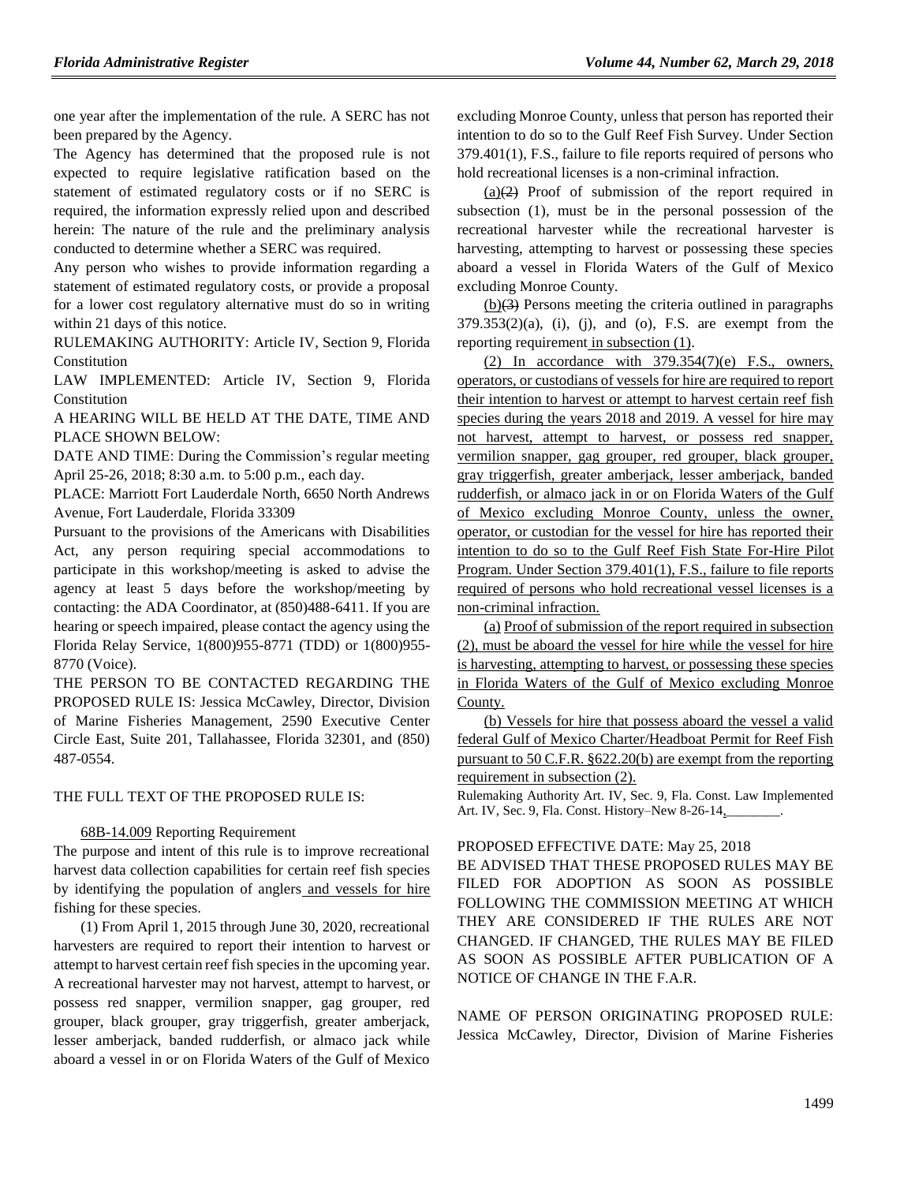one year after the implementation of the rule. A SERC has not been prepared by the Agency.

The Agency has determined that the proposed rule is not expected to require legislative ratification based on the statement of estimated regulatory costs or if no SERC is required, the information expressly relied upon and described herein: The nature of the rule and the preliminary analysis conducted to determine whether a SERC was required.

Any person who wishes to provide information regarding a statement of estimated regulatory costs, or provide a proposal for a lower cost regulatory alternative must do so in writing within 21 days of this notice.

RULEMAKING AUTHORITY: Article IV, Section 9, Florida Constitution

LAW IMPLEMENTED: Article IV, Section 9, Florida Constitution

A HEARING WILL BE HELD AT THE DATE, TIME AND PLACE SHOWN BELOW:

DATE AND TIME: During the Commission's regular meeting April 25-26, 2018; 8:30 a.m. to 5:00 p.m., each day.

PLACE: Marriott Fort Lauderdale North, 6650 North Andrews Avenue, Fort Lauderdale, Florida 33309

Pursuant to the provisions of the Americans with Disabilities Act, any person requiring special accommodations to participate in this workshop/meeting is asked to advise the agency at least 5 days before the workshop/meeting by contacting: the ADA Coordinator, at (850)488-6411. If you are hearing or speech impaired, please contact the agency using the Florida Relay Service, 1(800)955-8771 (TDD) or 1(800)955-8770 (Voice).

THE PERSON TO BE CONTACTED REGARDING THE PROPOSED RULE IS: Jessica McCawley, Director, Division of Marine Fisheries Management, 2590 Executive Center Circle East, Suite 201, Tallahassee, Florida 32301, and (850) 487-0554.

THE FULL TEXT OF THE PROPOSED RULE IS:

68B-14.009 Reporting Requirement

The purpose and intent of this rule is to improve recreational harvest data collection capabilities for certain reef fish species by identifying the population of anglers and vessels for hire fishing for these species.

(1) From April 1, 2015 through June 30, 2020, recreational harvesters are required to report their intention to harvest or attempt to harvest certain reef fish species in the upcoming year. A recreational harvester may not harvest, attempt to harvest, or possess red snapper, vermilion snapper, gag grouper, red grouper, black grouper, gray triggerfish, greater amberjack, lesser amberjack, banded rudderfish, or almaco jack while aboard a vessel in or on Florida Waters of the Gulf of Mexico excluding Monroe County, unless that person has reported their intention to do so to the Gulf Reef Fish Survey. Under Section 379.401(1), F.S., failure to file reports required of persons who hold recreational licenses is a non-criminal infraction.

(a)~~(2)~~ Proof of submission of the report required in subsection (1), must be in the personal possession of the recreational harvester while the recreational harvester is harvesting, attempting to harvest or possessing these species aboard a vessel in Florida Waters of the Gulf of Mexico excluding Monroe County.

(b)~~(3)~~ Persons meeting the criteria outlined in paragraphs 379.353(2)(a), (i), (j), and (o), F.S. are exempt from the reporting requirement in subsection (1).

(2) In accordance with 379.354(7)(e) F.S., owners, operators, or custodians of vessels for hire are required to report their intention to harvest or attempt to harvest certain reef fish species during the years 2018 and 2019. A vessel for hire may not harvest, attempt to harvest, or possess red snapper, vermilion snapper, gag grouper, red grouper, black grouper, gray triggerfish, greater amberjack, lesser amberjack, banded rudderfish, or almaco jack in or on Florida Waters of the Gulf of Mexico excluding Monroe County, unless the owner, operator, or custodian for the vessel for hire has reported their intention to do so to the Gulf Reef Fish State For-Hire Pilot Program. Under Section 379.401(1), F.S., failure to file reports required of persons who hold recreational vessel licenses is a non-criminal infraction.

(a) Proof of submission of the report required in subsection (2), must be aboard the vessel for hire while the vessel for hire is harvesting, attempting to harvest, or possessing these species in Florida Waters of the Gulf of Mexico excluding Monroe County.

(b) Vessels for hire that possess aboard the vessel a valid federal Gulf of Mexico Charter/Headboat Permit for Reef Fish pursuant to 50 C.F.R. §622.20(b) are exempt from the reporting requirement in subsection (2).

Rulemaking Authority Art. IV, Sec. 9, Fla. Const. Law Implemented Art. IV, Sec. 9, Fla. Const. History–New 8-26-14, ________.

PROPOSED EFFECTIVE DATE: May 25, 2018

BE ADVISED THAT THESE PROPOSED RULES MAY BE FILED FOR ADOPTION AS SOON AS POSSIBLE FOLLOWING THE COMMISSION MEETING AT WHICH THEY ARE CONSIDERED IF THE RULES ARE NOT CHANGED. IF CHANGED, THE RULES MAY BE FILED AS SOON AS POSSIBLE AFTER PUBLICATION OF A NOTICE OF CHANGE IN THE F.A.R.

NAME OF PERSON ORIGINATING PROPOSED RULE: Jessica McCawley, Director, Division of Marine Fisheries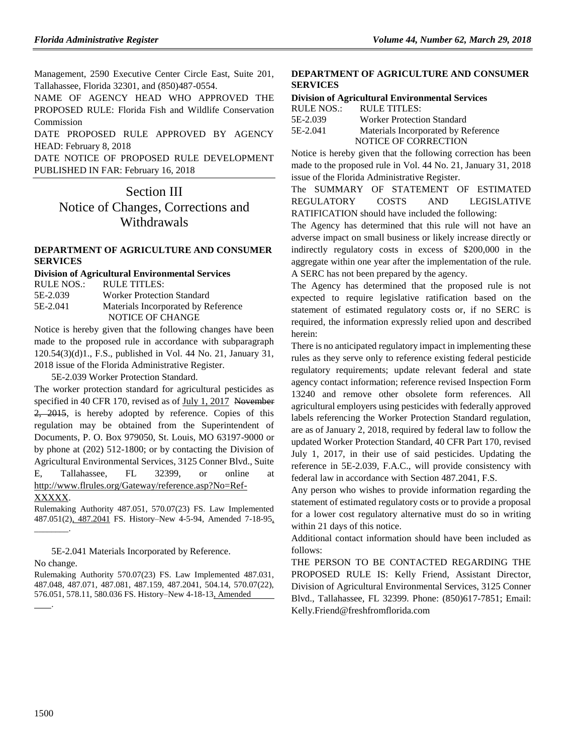Management, 2590 Executive Center Circle East, Suite 201, Tallahassee, Florida 32301, and (850)487-0554.

NAME OF AGENCY HEAD WHO APPROVED THE PROPOSED RULE: Florida Fish and Wildlife Conservation Commission

DATE PROPOSED RULE APPROVED BY AGENCY HEAD: February 8, 2018

DATE NOTICE OF PROPOSED RULE DEVELOPMENT PUBLISHED IN FAR: February 16, 2018

# Section III Notice of Changes, Corrections and Withdrawals

### DEPARTMENT OF AGRICULTURE AND CONSUMER SERVICES

**Division of Agricultural Environmental Services**

| RULE NOS.: | RULE TITLES: |
|---|---|
| 5E-2.039 | Worker Protection Standard |
| 5E-2.041 | Materials Incorporated by Reference |

NOTICE OF CHANGE

Notice is hereby given that the following changes have been made to the proposed rule in accordance with subparagraph 120.54(3)(d)1., F.S., published in Vol. 44 No. 21, January 31, 2018 issue of the Florida Administrative Register.

5E-2.039 Worker Protection Standard.

The worker protection standard for agricultural pesticides as specified in 40 CFR 170, revised as of July 1, 2017 ~~November 2, 2015~~, is hereby adopted by reference. Copies of this regulation may be obtained from the Superintendent of Documents, P. O. Box 979050, St. Louis, MO 63197-9000 or by phone at (202) 512-1800; or by contacting the Division of Agricultural Environmental Services, 3125 Conner Blvd., Suite E, Tallahassee, FL 32399, or online at http://www.flrules.org/Gateway/reference.asp?No=Ref-XXXXX.

Rulemaking Authority 487.051, 570.07(23) FS. Law Implemented 487.051(2), 487.2041 FS. History–New 4-5-94, Amended 7-18-95, ________.

5E-2.041 Materials Incorporated by Reference.

No change.

Rulemaking Authority 570.07(23) FS. Law Implemented 487.031, 487.048, 487.071, 487.081, 487.159, 487.2041, 504.14, 570.07(22), 576.051, 578.11, 580.036 FS. History–New 4-18-13, Amended ____.

### DEPARTMENT OF AGRICULTURE AND CONSUMER SERVICES

**Division of Agricultural Environmental Services**

| RULE NOS.: | RULE TITLES: |
|---|---|
| 5E-2.039 | Worker Protection Standard |
| 5E-2.041 | Materials Incorporated by Reference |

NOTICE OF CORRECTION

Notice is hereby given that the following correction has been made to the proposed rule in Vol. 44 No. 21, January 31, 2018 issue of the Florida Administrative Register.

The SUMMARY OF STATEMENT OF ESTIMATED REGULATORY COSTS AND LEGISLATIVE RATIFICATION should have included the following:

The Agency has determined that this rule will not have an adverse impact on small business or likely increase directly or indirectly regulatory costs in excess of $200,000 in the aggregate within one year after the implementation of the rule. A SERC has not been prepared by the agency.

The Agency has determined that the proposed rule is not expected to require legislative ratification based on the statement of estimated regulatory costs or, if no SERC is required, the information expressly relied upon and described herein:

There is no anticipated regulatory impact in implementing these rules as they serve only to reference existing federal pesticide regulatory requirements; update relevant federal and state agency contact information; reference revised Inspection Form 13240 and remove other obsolete form references. All agricultural employers using pesticides with federally approved labels referencing the Worker Protection Standard regulation, are as of January 2, 2018, required by federal law to follow the updated Worker Protection Standard, 40 CFR Part 170, revised July 1, 2017, in their use of said pesticides. Updating the reference in 5E-2.039, F.A.C., will provide consistency with federal law in accordance with Section 487.2041, F.S.

Any person who wishes to provide information regarding the statement of estimated regulatory costs or to provide a proposal for a lower cost regulatory alternative must do so in writing within 21 days of this notice.

Additional contact information should have been included as follows:

THE PERSON TO BE CONTACTED REGARDING THE PROPOSED RULE IS: Kelly Friend, Assistant Director, Division of Agricultural Environmental Services, 3125 Conner Blvd., Tallahassee, FL 32399. Phone: (850)617-7851; Email: Kelly.Friend@freshfromflorida.com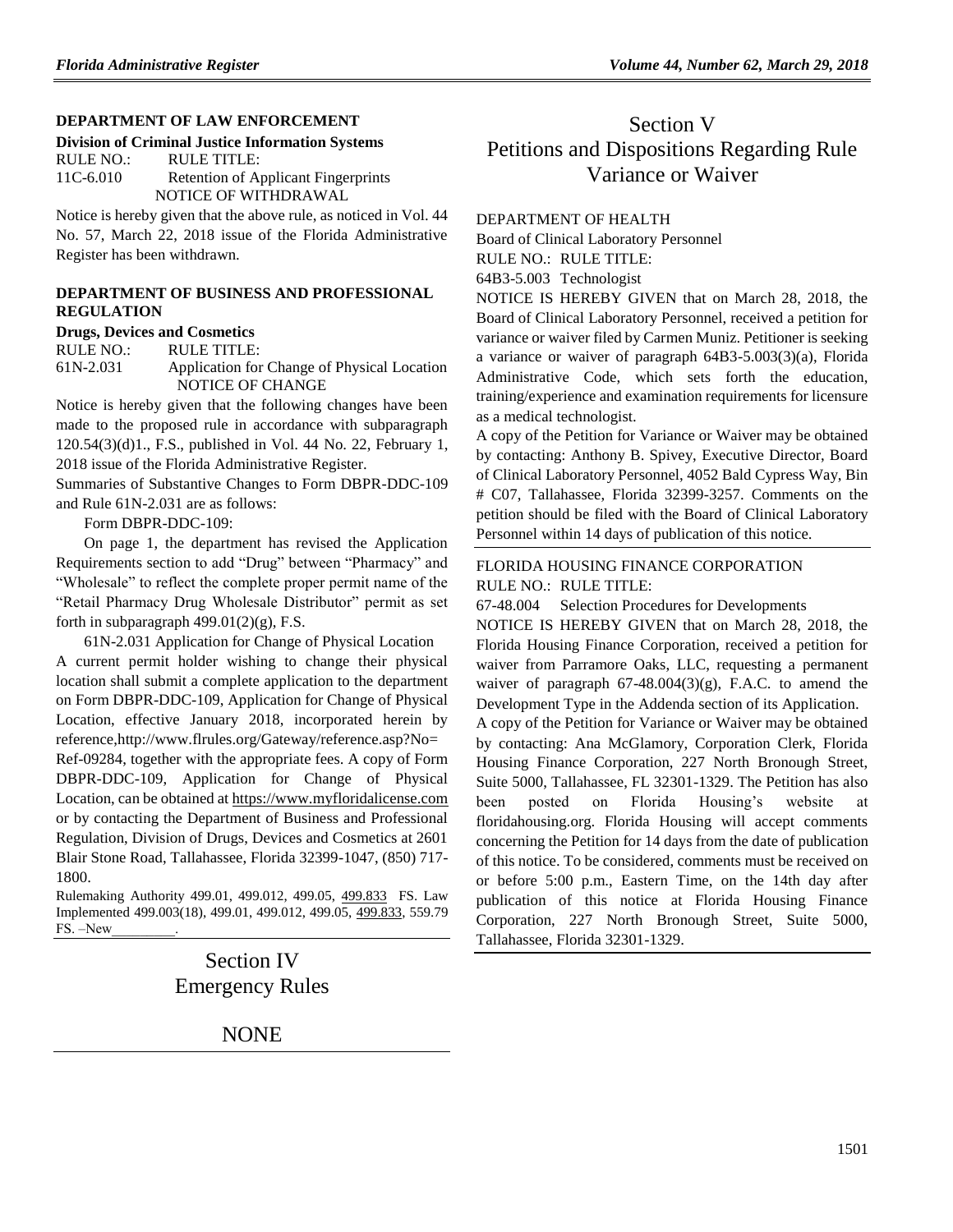### DEPARTMENT OF LAW ENFORCEMENT

**Division of Criminal Justice Information Systems**

RULE NO.: RULE TITLE:

11C-6.010 Retention of Applicant Fingerprints

NOTICE OF WITHDRAWAL

Notice is hereby given that the above rule, as noticed in Vol. 44 No. 57, March 22, 2018 issue of the Florida Administrative Register has been withdrawn.

### DEPARTMENT OF BUSINESS AND PROFESSIONAL REGULATION

**Drugs, Devices and Cosmetics**

RULE NO.: RULE TITLE:

61N-2.031 Application for Change of Physical Location

NOTICE OF CHANGE

Notice is hereby given that the following changes have been made to the proposed rule in accordance with subparagraph 120.54(3)(d)1., F.S., published in Vol. 44 No. 22, February 1, 2018 issue of the Florida Administrative Register.

Summaries of Substantive Changes to Form DBPR-DDC-109 and Rule 61N-2.031 are as follows:

Form DBPR-DDC-109:

On page 1, the department has revised the Application Requirements section to add "Drug" between "Pharmacy" and "Wholesale" to reflect the complete proper permit name of the "Retail Pharmacy Drug Wholesale Distributor" permit as set forth in subparagraph 499.01(2)(g), F.S.

61N-2.031 Application for Change of Physical Location

A current permit holder wishing to change their physical location shall submit a complete application to the department on Form DBPR-DDC-109, Application for Change of Physical Location, effective January 2018, incorporated herein by reference,http://www.flrules.org/Gateway/reference.asp?No=Ref-09284, together with the appropriate fees. A copy of Form DBPR-DDC-109, Application for Change of Physical Location, can be obtained at https://www.myfloridalicense.com or by contacting the Department of Business and Professional Regulation, Division of Drugs, Devices and Cosmetics at 2601 Blair Stone Road, Tallahassee, Florida 32399-1047, (850) 717-1800.

Rulemaking Authority 499.01, 499.012, 499.05, 499.833 FS. Law Implemented 499.003(18), 499.01, 499.012, 499.05, 499.833, 559.79 FS. –New\_\_\_\_\_\_\_\_\_.

# Section IV Emergency Rules

NONE

# Section V Petitions and Dispositions Regarding Rule Variance or Waiver

DEPARTMENT OF HEALTH

Board of Clinical Laboratory Personnel

RULE NO.: RULE TITLE:

64B3-5.003 Technologist

NOTICE IS HEREBY GIVEN that on March 28, 2018, the Board of Clinical Laboratory Personnel, received a petition for variance or waiver filed by Carmen Muniz. Petitioner is seeking a variance or waiver of paragraph 64B3-5.003(3)(a), Florida Administrative Code, which sets forth the education, training/experience and examination requirements for licensure as a medical technologist.

A copy of the Petition for Variance or Waiver may be obtained by contacting: Anthony B. Spivey, Executive Director, Board of Clinical Laboratory Personnel, 4052 Bald Cypress Way, Bin # C07, Tallahassee, Florida 32399-3257. Comments on the petition should be filed with the Board of Clinical Laboratory Personnel within 14 days of publication of this notice.

FLORIDA HOUSING FINANCE CORPORATION

RULE NO.: RULE TITLE:

67-48.004 Selection Procedures for Developments

NOTICE IS HEREBY GIVEN that on March 28, 2018, the Florida Housing Finance Corporation, received a petition for waiver from Parramore Oaks, LLC, requesting a permanent waiver of paragraph 67-48.004(3)(g), F.A.C. to amend the Development Type in the Addenda section of its Application.

A copy of the Petition for Variance or Waiver may be obtained by contacting: Ana McGlamory, Corporation Clerk, Florida Housing Finance Corporation, 227 North Bronough Street, Suite 5000, Tallahassee, FL 32301-1329. The Petition has also been posted on Florida Housing's website at floridahousing.org. Florida Housing will accept comments concerning the Petition for 14 days from the date of publication of this notice. To be considered, comments must be received on or before 5:00 p.m., Eastern Time, on the 14th day after publication of this notice at Florida Housing Finance Corporation, 227 North Bronough Street, Suite 5000, Tallahassee, Florida 32301-1329.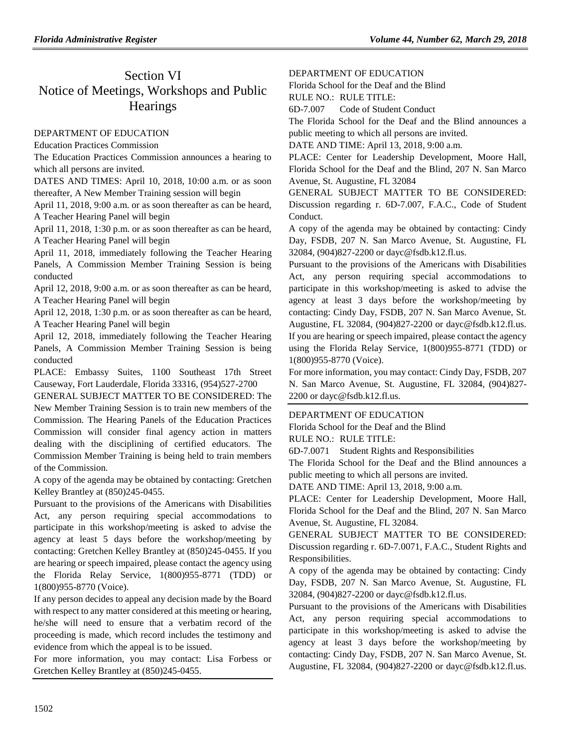# Section VI
# Notice of Meetings, Workshops and Public Hearings

DEPARTMENT OF EDUCATION

Education Practices Commission

The Education Practices Commission announces a hearing to which all persons are invited.

DATES AND TIMES: April 10, 2018, 10:00 a.m. or as soon thereafter, A New Member Training session will begin

April 11, 2018, 9:00 a.m. or as soon thereafter as can be heard, A Teacher Hearing Panel will begin

April 11, 2018, 1:30 p.m. or as soon thereafter as can be heard, A Teacher Hearing Panel will begin

April 11, 2018, immediately following the Teacher Hearing Panels, A Commission Member Training Session is being conducted

April 12, 2018, 9:00 a.m. or as soon thereafter as can be heard, A Teacher Hearing Panel will begin

April 12, 2018, 1:30 p.m. or as soon thereafter as can be heard, A Teacher Hearing Panel will begin

April 12, 2018, immediately following the Teacher Hearing Panels, A Commission Member Training Session is being conducted

PLACE: Embassy Suites, 1100 Southeast 17th Street Causeway, Fort Lauderdale, Florida 33316, (954)527-2700

GENERAL SUBJECT MATTER TO BE CONSIDERED: The New Member Training Session is to train new members of the Commission. The Hearing Panels of the Education Practices Commission will consider final agency action in matters dealing with the disciplining of certified educators. The Commission Member Training is being held to train members of the Commission.

A copy of the agenda may be obtained by contacting: Gretchen Kelley Brantley at (850)245-0455.

Pursuant to the provisions of the Americans with Disabilities Act, any person requiring special accommodations to participate in this workshop/meeting is asked to advise the agency at least 5 days before the workshop/meeting by contacting: Gretchen Kelley Brantley at (850)245-0455. If you are hearing or speech impaired, please contact the agency using the Florida Relay Service, 1(800)955-8771 (TDD) or 1(800)955-8770 (Voice).

If any person decides to appeal any decision made by the Board with respect to any matter considered at this meeting or hearing, he/she will need to ensure that a verbatim record of the proceeding is made, which record includes the testimony and evidence from which the appeal is to be issued.

For more information, you may contact: Lisa Forbess or Gretchen Kelley Brantley at (850)245-0455.

---

DEPARTMENT OF EDUCATION

Florida School for the Deaf and the Blind

RULE NO.: RULE TITLE:

6D-7.007 Code of Student Conduct

The Florida School for the Deaf and the Blind announces a public meeting to which all persons are invited.

DATE AND TIME: April 13, 2018, 9:00 a.m.

PLACE: Center for Leadership Development, Moore Hall, Florida School for the Deaf and the Blind, 207 N. San Marco Avenue, St. Augustine, FL 32084

GENERAL SUBJECT MATTER TO BE CONSIDERED: Discussion regarding r. 6D-7.007, F.A.C., Code of Student Conduct.

A copy of the agenda may be obtained by contacting: Cindy Day, FSDB, 207 N. San Marco Avenue, St. Augustine, FL 32084, (904)827-2200 or dayc@fsdb.k12.fl.us.

Pursuant to the provisions of the Americans with Disabilities Act, any person requiring special accommodations to participate in this workshop/meeting is asked to advise the agency at least 3 days before the workshop/meeting by contacting: Cindy Day, FSDB, 207 N. San Marco Avenue, St. Augustine, FL 32084, (904)827-2200 or dayc@fsdb.k12.fl.us. If you are hearing or speech impaired, please contact the agency using the Florida Relay Service, 1(800)955-8771 (TDD) or 1(800)955-8770 (Voice).

For more information, you may contact: Cindy Day, FSDB, 207 N. San Marco Avenue, St. Augustine, FL 32084, (904)827-2200 or dayc@fsdb.k12.fl.us.

---

DEPARTMENT OF EDUCATION

Florida School for the Deaf and the Blind

RULE NO.: RULE TITLE:

6D-7.0071 Student Rights and Responsibilities

The Florida School for the Deaf and the Blind announces a public meeting to which all persons are invited.

DATE AND TIME: April 13, 2018, 9:00 a.m.

PLACE: Center for Leadership Development, Moore Hall, Florida School for the Deaf and the Blind, 207 N. San Marco Avenue, St. Augustine, FL 32084.

GENERAL SUBJECT MATTER TO BE CONSIDERED: Discussion regarding r. 6D-7.0071, F.A.C., Student Rights and Responsibilities.

A copy of the agenda may be obtained by contacting: Cindy Day, FSDB, 207 N. San Marco Avenue, St. Augustine, FL 32084, (904)827-2200 or dayc@fsdb.k12.fl.us.

Pursuant to the provisions of the Americans with Disabilities Act, any person requiring special accommodations to participate in this workshop/meeting is asked to advise the agency at least 3 days before the workshop/meeting by contacting: Cindy Day, FSDB, 207 N. San Marco Avenue, St. Augustine, FL 32084, (904)827-2200 or dayc@fsdb.k12.fl.us.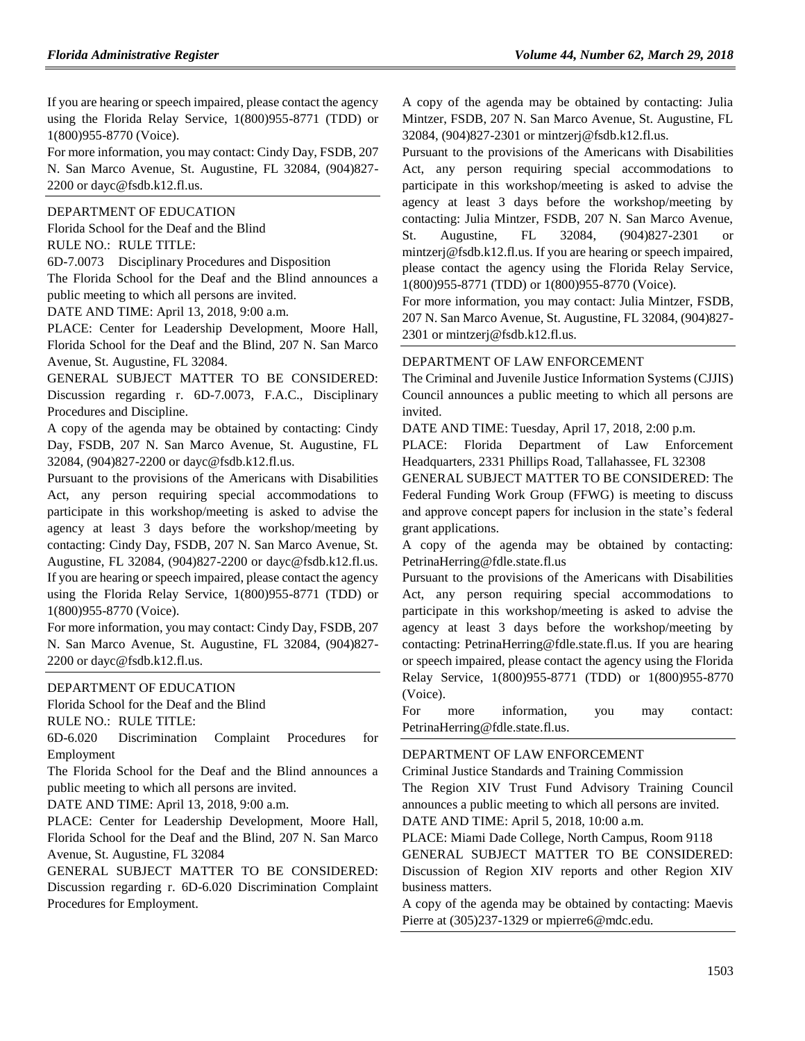If you are hearing or speech impaired, please contact the agency using the Florida Relay Service, 1(800)955-8771 (TDD) or 1(800)955-8770 (Voice).

For more information, you may contact: Cindy Day, FSDB, 207 N. San Marco Avenue, St. Augustine, FL 32084, (904)827-2200 or dayc@fsdb.k12.fl.us.

DEPARTMENT OF EDUCATION

Florida School for the Deaf and the Blind

RULE NO.: RULE TITLE:

6D-7.0073 Disciplinary Procedures and Disposition

The Florida School for the Deaf and the Blind announces a public meeting to which all persons are invited.

DATE AND TIME: April 13, 2018, 9:00 a.m.

PLACE: Center for Leadership Development, Moore Hall, Florida School for the Deaf and the Blind, 207 N. San Marco Avenue, St. Augustine, FL 32084.

GENERAL SUBJECT MATTER TO BE CONSIDERED: Discussion regarding r. 6D-7.0073, F.A.C., Disciplinary Procedures and Discipline.

A copy of the agenda may be obtained by contacting: Cindy Day, FSDB, 207 N. San Marco Avenue, St. Augustine, FL 32084, (904)827-2200 or dayc@fsdb.k12.fl.us.

Pursuant to the provisions of the Americans with Disabilities Act, any person requiring special accommodations to participate in this workshop/meeting is asked to advise the agency at least 3 days before the workshop/meeting by contacting: Cindy Day, FSDB, 207 N. San Marco Avenue, St. Augustine, FL 32084, (904)827-2200 or dayc@fsdb.k12.fl.us. If you are hearing or speech impaired, please contact the agency using the Florida Relay Service, 1(800)955-8771 (TDD) or 1(800)955-8770 (Voice).

For more information, you may contact: Cindy Day, FSDB, 207 N. San Marco Avenue, St. Augustine, FL 32084, (904)827-2200 or dayc@fsdb.k12.fl.us.

DEPARTMENT OF EDUCATION

Florida School for the Deaf and the Blind

RULE NO.: RULE TITLE:

6D-6.020 Discrimination Complaint Procedures for Employment

The Florida School for the Deaf and the Blind announces a public meeting to which all persons are invited.

DATE AND TIME: April 13, 2018, 9:00 a.m.

PLACE: Center for Leadership Development, Moore Hall, Florida School for the Deaf and the Blind, 207 N. San Marco Avenue, St. Augustine, FL 32084

GENERAL SUBJECT MATTER TO BE CONSIDERED: Discussion regarding r. 6D-6.020 Discrimination Complaint Procedures for Employment.

A copy of the agenda may be obtained by contacting: Julia Mintzer, FSDB, 207 N. San Marco Avenue, St. Augustine, FL 32084, (904)827-2301 or mintzerj@fsdb.k12.fl.us.

Pursuant to the provisions of the Americans with Disabilities Act, any person requiring special accommodations to participate in this workshop/meeting is asked to advise the agency at least 3 days before the workshop/meeting by contacting: Julia Mintzer, FSDB, 207 N. San Marco Avenue, St. Augustine, FL 32084, (904)827-2301 or mintzerj@fsdb.k12.fl.us. If you are hearing or speech impaired, please contact the agency using the Florida Relay Service, 1(800)955-8771 (TDD) or 1(800)955-8770 (Voice).

For more information, you may contact: Julia Mintzer, FSDB, 207 N. San Marco Avenue, St. Augustine, FL 32084, (904)827-2301 or mintzerj@fsdb.k12.fl.us.

DEPARTMENT OF LAW ENFORCEMENT

The Criminal and Juvenile Justice Information Systems (CJJIS) Council announces a public meeting to which all persons are invited.

DATE AND TIME: Tuesday, April 17, 2018, 2:00 p.m.

PLACE: Florida Department of Law Enforcement Headquarters, 2331 Phillips Road, Tallahassee, FL 32308

GENERAL SUBJECT MATTER TO BE CONSIDERED: The Federal Funding Work Group (FFWG) is meeting to discuss and approve concept papers for inclusion in the state's federal grant applications.

A copy of the agenda may be obtained by contacting: PetrinaHerring@fdle.state.fl.us

Pursuant to the provisions of the Americans with Disabilities Act, any person requiring special accommodations to participate in this workshop/meeting is asked to advise the agency at least 3 days before the workshop/meeting by contacting: PetrinaHerring@fdle.state.fl.us. If you are hearing or speech impaired, please contact the agency using the Florida Relay Service, 1(800)955-8771 (TDD) or 1(800)955-8770 (Voice).

For more information, you may contact: PetrinaHerring@fdle.state.fl.us.

DEPARTMENT OF LAW ENFORCEMENT

Criminal Justice Standards and Training Commission

The Region XIV Trust Fund Advisory Training Council announces a public meeting to which all persons are invited.

DATE AND TIME: April 5, 2018, 10:00 a.m.

PLACE: Miami Dade College, North Campus, Room 9118

GENERAL SUBJECT MATTER TO BE CONSIDERED: Discussion of Region XIV reports and other Region XIV business matters.

A copy of the agenda may be obtained by contacting: Maevis Pierre at (305)237-1329 or mpierre6@mdc.edu.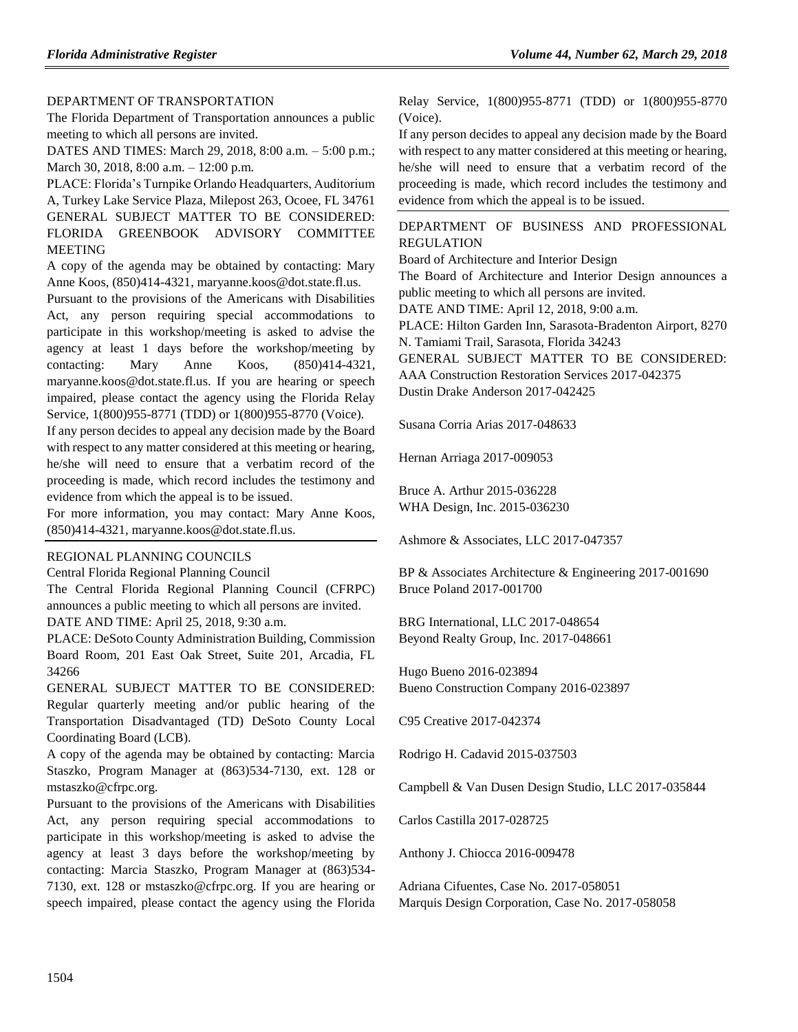DEPARTMENT OF TRANSPORTATION

The Florida Department of Transportation announces a public meeting to which all persons are invited.

DATES AND TIMES: March 29, 2018, 8:00 a.m. – 5:00 p.m.; March 30, 2018, 8:00 a.m. – 12:00 p.m.

PLACE: Florida's Turnpike Orlando Headquarters, Auditorium A, Turkey Lake Service Plaza, Milepost 263, Ocoee, FL 34761

GENERAL SUBJECT MATTER TO BE CONSIDERED: FLORIDA GREENBOOK ADVISORY COMMITTEE MEETING

A copy of the agenda may be obtained by contacting: Mary Anne Koos, (850)414-4321, maryanne.koos@dot.state.fl.us.

Pursuant to the provisions of the Americans with Disabilities Act, any person requiring special accommodations to participate in this workshop/meeting is asked to advise the agency at least 1 days before the workshop/meeting by contacting: Mary Anne Koos, (850)414-4321, maryanne.koos@dot.state.fl.us. If you are hearing or speech impaired, please contact the agency using the Florida Relay Service, 1(800)955-8771 (TDD) or 1(800)955-8770 (Voice).

If any person decides to appeal any decision made by the Board with respect to any matter considered at this meeting or hearing, he/she will need to ensure that a verbatim record of the proceeding is made, which record includes the testimony and evidence from which the appeal is to be issued.

For more information, you may contact: Mary Anne Koos, (850)414-4321, maryanne.koos@dot.state.fl.us.

---

REGIONAL PLANNING COUNCILS

Central Florida Regional Planning Council

The Central Florida Regional Planning Council (CFRPC) announces a public meeting to which all persons are invited.

DATE AND TIME: April 25, 2018, 9:30 a.m.

PLACE: DeSoto County Administration Building, Commission Board Room, 201 East Oak Street, Suite 201, Arcadia, FL 34266

GENERAL SUBJECT MATTER TO BE CONSIDERED: Regular quarterly meeting and/or public hearing of the Transportation Disadvantaged (TD) DeSoto County Local Coordinating Board (LCB).

A copy of the agenda may be obtained by contacting: Marcia Staszko, Program Manager at (863)534-7130, ext. 128 or mstaszko@cfrpc.org.

Pursuant to the provisions of the Americans with Disabilities Act, any person requiring special accommodations to participate in this workshop/meeting is asked to advise the agency at least 3 days before the workshop/meeting by contacting: Marcia Staszko, Program Manager at (863)534-7130, ext. 128 or mstaszko@cfrpc.org. If you are hearing or speech impaired, please contact the agency using the Florida Relay Service, 1(800)955-8771 (TDD) or 1(800)955-8770 (Voice).

If any person decides to appeal any decision made by the Board with respect to any matter considered at this meeting or hearing, he/she will need to ensure that a verbatim record of the proceeding is made, which record includes the testimony and evidence from which the appeal is to be issued.

---

DEPARTMENT OF BUSINESS AND PROFESSIONAL REGULATION

Board of Architecture and Interior Design

The Board of Architecture and Interior Design announces a public meeting to which all persons are invited.

DATE AND TIME: April 12, 2018, 9:00 a.m.

PLACE: Hilton Garden Inn, Sarasota-Bradenton Airport, 8270 N. Tamiami Trail, Sarasota, Florida 34243

GENERAL SUBJECT MATTER TO BE CONSIDERED:

AAA Construction Restoration Services 2017-042375
Dustin Drake Anderson 2017-042425

Susana Corria Arias 2017-048633

Hernan Arriaga 2017-009053

Bruce A. Arthur 2015-036228
WHA Design, Inc. 2015-036230

Ashmore & Associates, LLC 2017-047357

BP & Associates Architecture & Engineering 2017-001690
Bruce Poland 2017-001700

BRG International, LLC 2017-048654
Beyond Realty Group, Inc. 2017-048661

Hugo Bueno 2016-023894
Bueno Construction Company 2016-023897

C95 Creative 2017-042374

Rodrigo H. Cadavid 2015-037503

Campbell & Van Dusen Design Studio, LLC 2017-035844

Carlos Castilla 2017-028725

Anthony J. Chiocca 2016-009478

Adriana Cifuentes, Case No. 2017-058051
Marquis Design Corporation, Case No. 2017-058058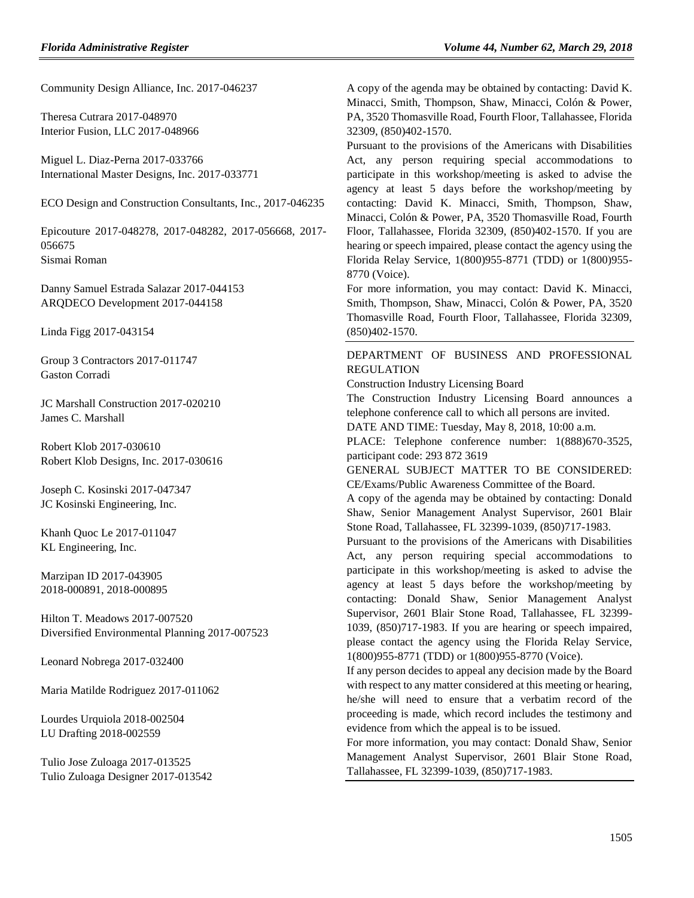Community Design Alliance, Inc. 2017-046237

Theresa Cutrara 2017-048970
Interior Fusion, LLC 2017-048966

Miguel L. Diaz-Perna 2017-033766
International Master Designs, Inc. 2017-033771

ECO Design and Construction Consultants, Inc., 2017-046235

Epicouture 2017-048278, 2017-048282, 2017-056668, 2017-056675
Sismai Roman

Danny Samuel Estrada Salazar 2017-044153
ARQDECO Development 2017-044158

Linda Figg 2017-043154

Group 3 Contractors 2017-011747
Gaston Corradi

JC Marshall Construction 2017-020210
James C. Marshall

Robert Klob 2017-030610
Robert Klob Designs, Inc. 2017-030616

Joseph C. Kosinski 2017-047347
JC Kosinski Engineering, Inc.

Khanh Quoc Le 2017-011047
KL Engineering, Inc.

Marzipan ID 2017-043905
2018-000891, 2018-000895

Hilton T. Meadows 2017-007520
Diversified Environmental Planning 2017-007523

Leonard Nobrega 2017-032400

Maria Matilde Rodriguez 2017-011062

Lourdes Urquiola 2018-002504
LU Drafting 2018-002559

Tulio Jose Zuloaga 2017-013525
Tulio Zuloaga Designer 2017-013542

A copy of the agenda may be obtained by contacting: David K. Minacci, Smith, Thompson, Shaw, Minacci, Colón & Power, PA, 3520 Thomasville Road, Fourth Floor, Tallahassee, Florida 32309, (850)402-1570.

Pursuant to the provisions of the Americans with Disabilities Act, any person requiring special accommodations to participate in this workshop/meeting is asked to advise the agency at least 5 days before the workshop/meeting by contacting: David K. Minacci, Smith, Thompson, Shaw, Minacci, Colón & Power, PA, 3520 Thomasville Road, Fourth Floor, Tallahassee, Florida 32309, (850)402-1570. If you are hearing or speech impaired, please contact the agency using the Florida Relay Service, 1(800)955-8771 (TDD) or 1(800)955-8770 (Voice).

For more information, you may contact: David K. Minacci, Smith, Thompson, Shaw, Minacci, Colón & Power, PA, 3520 Thomasville Road, Fourth Floor, Tallahassee, Florida 32309, (850)402-1570.

---

DEPARTMENT OF BUSINESS AND PROFESSIONAL REGULATION

Construction Industry Licensing Board

The Construction Industry Licensing Board announces a telephone conference call to which all persons are invited.

DATE AND TIME: Tuesday, May 8, 2018, 10:00 a.m.

PLACE: Telephone conference number: 1(888)670-3525, participant code: 293 872 3619

GENERAL SUBJECT MATTER TO BE CONSIDERED: CE/Exams/Public Awareness Committee of the Board.

A copy of the agenda may be obtained by contacting: Donald Shaw, Senior Management Analyst Supervisor, 2601 Blair Stone Road, Tallahassee, FL 32399-1039, (850)717-1983.

Pursuant to the provisions of the Americans with Disabilities Act, any person requiring special accommodations to participate in this workshop/meeting is asked to advise the agency at least 5 days before the workshop/meeting by contacting: Donald Shaw, Senior Management Analyst Supervisor, 2601 Blair Stone Road, Tallahassee, FL 32399-1039, (850)717-1983. If you are hearing or speech impaired, please contact the agency using the Florida Relay Service, 1(800)955-8771 (TDD) or 1(800)955-8770 (Voice).

If any person decides to appeal any decision made by the Board with respect to any matter considered at this meeting or hearing, he/she will need to ensure that a verbatim record of the proceeding is made, which record includes the testimony and evidence from which the appeal is to be issued.

For more information, you may contact: Donald Shaw, Senior Management Analyst Supervisor, 2601 Blair Stone Road, Tallahassee, FL 32399-1039, (850)717-1983.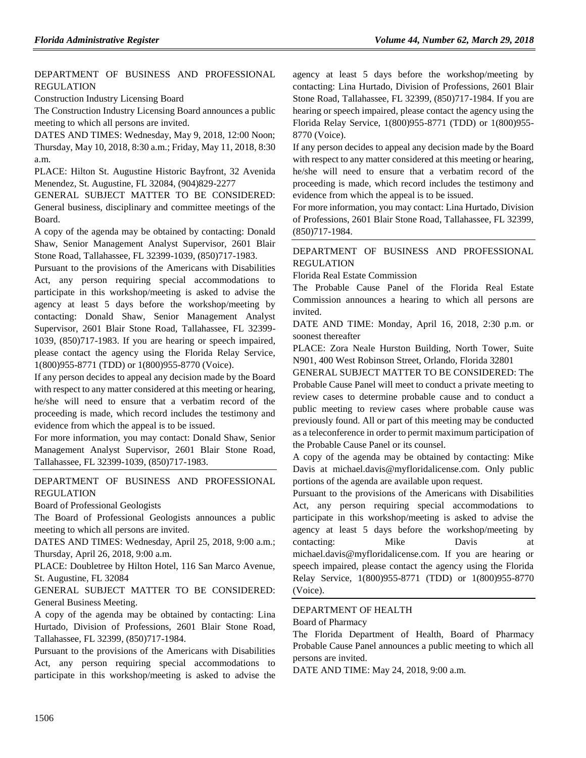DEPARTMENT OF BUSINESS AND PROFESSIONAL REGULATION

Construction Industry Licensing Board

The Construction Industry Licensing Board announces a public meeting to which all persons are invited.

DATES AND TIMES: Wednesday, May 9, 2018, 12:00 Noon; Thursday, May 10, 2018, 8:30 a.m.; Friday, May 11, 2018, 8:30 a.m.

PLACE: Hilton St. Augustine Historic Bayfront, 32 Avenida Menendez, St. Augustine, FL 32084, (904)829-2277

GENERAL SUBJECT MATTER TO BE CONSIDERED: General business, disciplinary and committee meetings of the Board.

A copy of the agenda may be obtained by contacting: Donald Shaw, Senior Management Analyst Supervisor, 2601 Blair Stone Road, Tallahassee, FL 32399-1039, (850)717-1983.

Pursuant to the provisions of the Americans with Disabilities Act, any person requiring special accommodations to participate in this workshop/meeting is asked to advise the agency at least 5 days before the workshop/meeting by contacting: Donald Shaw, Senior Management Analyst Supervisor, 2601 Blair Stone Road, Tallahassee, FL 32399-1039, (850)717-1983. If you are hearing or speech impaired, please contact the agency using the Florida Relay Service, 1(800)955-8771 (TDD) or 1(800)955-8770 (Voice).

If any person decides to appeal any decision made by the Board with respect to any matter considered at this meeting or hearing, he/she will need to ensure that a verbatim record of the proceeding is made, which record includes the testimony and evidence from which the appeal is to be issued.

For more information, you may contact: Donald Shaw, Senior Management Analyst Supervisor, 2601 Blair Stone Road, Tallahassee, FL 32399-1039, (850)717-1983.

---

DEPARTMENT OF BUSINESS AND PROFESSIONAL REGULATION

Board of Professional Geologists

The Board of Professional Geologists announces a public meeting to which all persons are invited.

DATES AND TIMES: Wednesday, April 25, 2018, 9:00 a.m.; Thursday, April 26, 2018, 9:00 a.m.

PLACE: Doubletree by Hilton Hotel, 116 San Marco Avenue, St. Augustine, FL 32084

GENERAL SUBJECT MATTER TO BE CONSIDERED: General Business Meeting.

A copy of the agenda may be obtained by contacting: Lina Hurtado, Division of Professions, 2601 Blair Stone Road, Tallahassee, FL 32399, (850)717-1984.

Pursuant to the provisions of the Americans with Disabilities Act, any person requiring special accommodations to participate in this workshop/meeting is asked to advise the agency at least 5 days before the workshop/meeting by contacting: Lina Hurtado, Division of Professions, 2601 Blair Stone Road, Tallahassee, FL 32399, (850)717-1984. If you are hearing or speech impaired, please contact the agency using the Florida Relay Service, 1(800)955-8771 (TDD) or 1(800)955-8770 (Voice).

If any person decides to appeal any decision made by the Board with respect to any matter considered at this meeting or hearing, he/she will need to ensure that a verbatim record of the proceeding is made, which record includes the testimony and evidence from which the appeal is to be issued.

For more information, you may contact: Lina Hurtado, Division of Professions, 2601 Blair Stone Road, Tallahassee, FL 32399, (850)717-1984.

---

DEPARTMENT OF BUSINESS AND PROFESSIONAL REGULATION

Florida Real Estate Commission

The Probable Cause Panel of the Florida Real Estate Commission announces a hearing to which all persons are invited.

DATE AND TIME: Monday, April 16, 2018, 2:30 p.m. or soonest thereafter

PLACE: Zora Neale Hurston Building, North Tower, Suite N901, 400 West Robinson Street, Orlando, Florida 32801

GENERAL SUBJECT MATTER TO BE CONSIDERED: The Probable Cause Panel will meet to conduct a private meeting to review cases to determine probable cause and to conduct a public meeting to review cases where probable cause was previously found. All or part of this meeting may be conducted as a teleconference in order to permit maximum participation of the Probable Cause Panel or its counsel.

A copy of the agenda may be obtained by contacting: Mike Davis at michael.davis@myfloridalicense.com. Only public portions of the agenda are available upon request.

Pursuant to the provisions of the Americans with Disabilities Act, any person requiring special accommodations to participate in this workshop/meeting is asked to advise the agency at least 5 days before the workshop/meeting by contacting: Mike Davis at michael.davis@myfloridalicense.com. If you are hearing or speech impaired, please contact the agency using the Florida Relay Service, 1(800)955-8771 (TDD) or 1(800)955-8770 (Voice).

---

DEPARTMENT OF HEALTH

Board of Pharmacy

The Florida Department of Health, Board of Pharmacy Probable Cause Panel announces a public meeting to which all persons are invited.

DATE AND TIME: May 24, 2018, 9:00 a.m.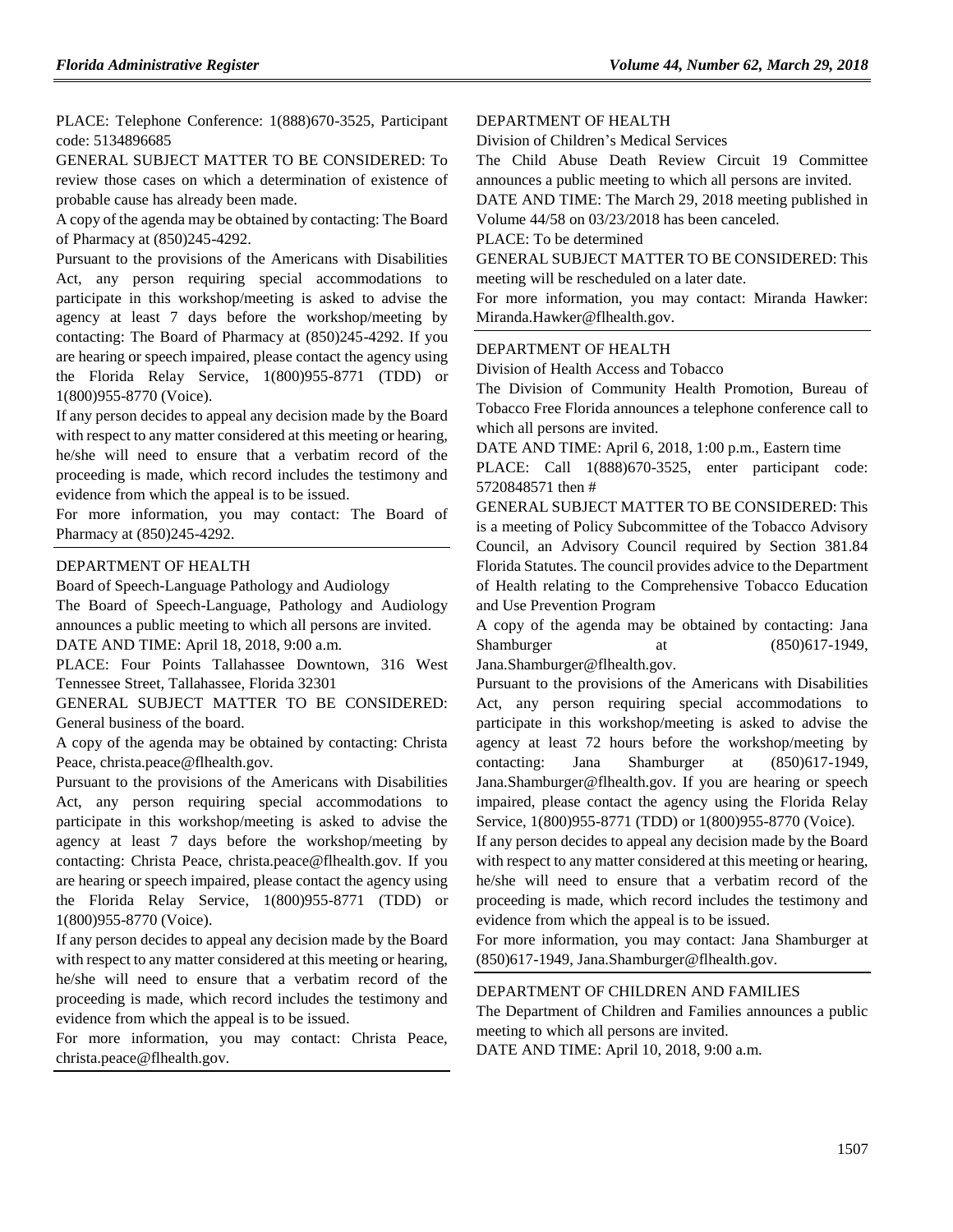PLACE: Telephone Conference: 1(888)670-3525, Participant code: 5134896685

GENERAL SUBJECT MATTER TO BE CONSIDERED: To review those cases on which a determination of existence of probable cause has already been made.

A copy of the agenda may be obtained by contacting: The Board of Pharmacy at (850)245-4292.

Pursuant to the provisions of the Americans with Disabilities Act, any person requiring special accommodations to participate in this workshop/meeting is asked to advise the agency at least 7 days before the workshop/meeting by contacting: The Board of Pharmacy at (850)245-4292. If you are hearing or speech impaired, please contact the agency using the Florida Relay Service, 1(800)955-8771 (TDD) or 1(800)955-8770 (Voice).

If any person decides to appeal any decision made by the Board with respect to any matter considered at this meeting or hearing, he/she will need to ensure that a verbatim record of the proceeding is made, which record includes the testimony and evidence from which the appeal is to be issued.

For more information, you may contact: The Board of Pharmacy at (850)245-4292.

---

DEPARTMENT OF HEALTH

Board of Speech-Language Pathology and Audiology

The Board of Speech-Language, Pathology and Audiology announces a public meeting to which all persons are invited.

DATE AND TIME: April 18, 2018, 9:00 a.m.

PLACE: Four Points Tallahassee Downtown, 316 West Tennessee Street, Tallahassee, Florida 32301

GENERAL SUBJECT MATTER TO BE CONSIDERED: General business of the board.

A copy of the agenda may be obtained by contacting: Christa Peace, christa.peace@flhealth.gov.

Pursuant to the provisions of the Americans with Disabilities Act, any person requiring special accommodations to participate in this workshop/meeting is asked to advise the agency at least 7 days before the workshop/meeting by contacting: Christa Peace, christa.peace@flhealth.gov. If you are hearing or speech impaired, please contact the agency using the Florida Relay Service, 1(800)955-8771 (TDD) or 1(800)955-8770 (Voice).

If any person decides to appeal any decision made by the Board with respect to any matter considered at this meeting or hearing, he/she will need to ensure that a verbatim record of the proceeding is made, which record includes the testimony and evidence from which the appeal is to be issued.

For more information, you may contact: Christa Peace, christa.peace@flhealth.gov.

---

DEPARTMENT OF HEALTH

Division of Children's Medical Services

The Child Abuse Death Review Circuit 19 Committee announces a public meeting to which all persons are invited.

DATE AND TIME: The March 29, 2018 meeting published in Volume 44/58 on 03/23/2018 has been canceled.

PLACE: To be determined

GENERAL SUBJECT MATTER TO BE CONSIDERED: This meeting will be rescheduled on a later date.

For more information, you may contact: Miranda Hawker: Miranda.Hawker@flhealth.gov.

---

DEPARTMENT OF HEALTH

Division of Health Access and Tobacco

The Division of Community Health Promotion, Bureau of Tobacco Free Florida announces a telephone conference call to which all persons are invited.

DATE AND TIME: April 6, 2018, 1:00 p.m., Eastern time

PLACE: Call 1(888)670-3525, enter participant code: 5720848571 then #

GENERAL SUBJECT MATTER TO BE CONSIDERED: This is a meeting of Policy Subcommittee of the Tobacco Advisory Council, an Advisory Council required by Section 381.84 Florida Statutes. The council provides advice to the Department of Health relating to the Comprehensive Tobacco Education and Use Prevention Program

A copy of the agenda may be obtained by contacting: Jana Shamburger at (850)617-1949, Jana.Shamburger@flhealth.gov.

Pursuant to the provisions of the Americans with Disabilities Act, any person requiring special accommodations to participate in this workshop/meeting is asked to advise the agency at least 72 hours before the workshop/meeting by contacting: Jana Shamburger at (850)617-1949, Jana.Shamburger@flhealth.gov. If you are hearing or speech impaired, please contact the agency using the Florida Relay Service, 1(800)955-8771 (TDD) or 1(800)955-8770 (Voice).

If any person decides to appeal any decision made by the Board with respect to any matter considered at this meeting or hearing, he/she will need to ensure that a verbatim record of the proceeding is made, which record includes the testimony and evidence from which the appeal is to be issued.

For more information, you may contact: Jana Shamburger at (850)617-1949, Jana.Shamburger@flhealth.gov.

---

DEPARTMENT OF CHILDREN AND FAMILIES

The Department of Children and Families announces a public meeting to which all persons are invited.

DATE AND TIME: April 10, 2018, 9:00 a.m.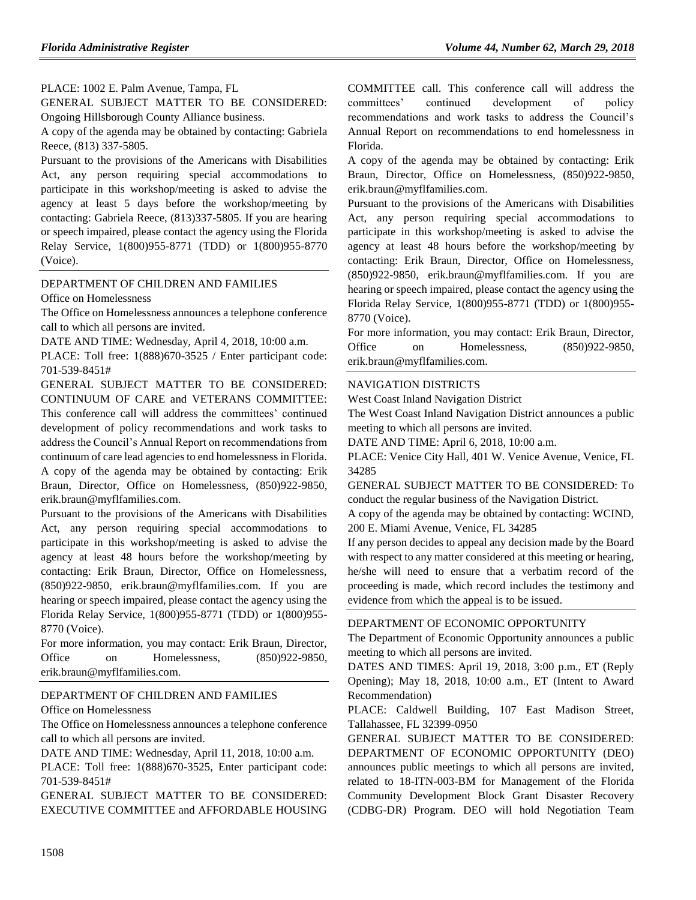PLACE: 1002 E. Palm Avenue, Tampa, FL

GENERAL SUBJECT MATTER TO BE CONSIDERED: Ongoing Hillsborough County Alliance business.

A copy of the agenda may be obtained by contacting: Gabriela Reece, (813) 337-5805.

Pursuant to the provisions of the Americans with Disabilities Act, any person requiring special accommodations to participate in this workshop/meeting is asked to advise the agency at least 5 days before the workshop/meeting by contacting: Gabriela Reece, (813)337-5805. If you are hearing or speech impaired, please contact the agency using the Florida Relay Service, 1(800)955-8771 (TDD) or 1(800)955-8770 (Voice).

## DEPARTMENT OF CHILDREN AND FAMILIES

Office on Homelessness

The Office on Homelessness announces a telephone conference call to which all persons are invited.

DATE AND TIME: Wednesday, April 4, 2018, 10:00 a.m.

PLACE: Toll free: 1(888)670-3525 / Enter participant code: 701-539-8451#

GENERAL SUBJECT MATTER TO BE CONSIDERED: CONTINUUM OF CARE and VETERANS COMMITTEE: This conference call will address the committees' continued development of policy recommendations and work tasks to address the Council's Annual Report on recommendations from continuum of care lead agencies to end homelessness in Florida.

A copy of the agenda may be obtained by contacting: Erik Braun, Director, Office on Homelessness, (850)922-9850, erik.braun@myflfamilies.com.

Pursuant to the provisions of the Americans with Disabilities Act, any person requiring special accommodations to participate in this workshop/meeting is asked to advise the agency at least 48 hours before the workshop/meeting by contacting: Erik Braun, Director, Office on Homelessness, (850)922-9850, erik.braun@myflfamilies.com. If you are hearing or speech impaired, please contact the agency using the Florida Relay Service, 1(800)955-8771 (TDD) or 1(800)955-8770 (Voice).

For more information, you may contact: Erik Braun, Director, Office on Homelessness, (850)922-9850, erik.braun@myflfamilies.com.

## DEPARTMENT OF CHILDREN AND FAMILIES

Office on Homelessness

The Office on Homelessness announces a telephone conference call to which all persons are invited.

DATE AND TIME: Wednesday, April 11, 2018, 10:00 a.m.

PLACE: Toll free: 1(888)670-3525, Enter participant code: 701-539-8451#

GENERAL SUBJECT MATTER TO BE CONSIDERED: EXECUTIVE COMMITTEE and AFFORDABLE HOUSING COMMITTEE call. This conference call will address the committees' continued development of policy recommendations and work tasks to address the Council's Annual Report on recommendations to end homelessness in Florida.

A copy of the agenda may be obtained by contacting: Erik Braun, Director, Office on Homelessness, (850)922-9850, erik.braun@myflfamilies.com.

Pursuant to the provisions of the Americans with Disabilities Act, any person requiring special accommodations to participate in this workshop/meeting is asked to advise the agency at least 48 hours before the workshop/meeting by contacting: Erik Braun, Director, Office on Homelessness, (850)922-9850, erik.braun@myflfamilies.com. If you are hearing or speech impaired, please contact the agency using the Florida Relay Service, 1(800)955-8771 (TDD) or 1(800)955-8770 (Voice).

For more information, you may contact: Erik Braun, Director, Office on Homelessness, (850)922-9850, erik.braun@myflfamilies.com.

## NAVIGATION DISTRICTS

West Coast Inland Navigation District

The West Coast Inland Navigation District announces a public meeting to which all persons are invited.

DATE AND TIME: April 6, 2018, 10:00 a.m.

PLACE: Venice City Hall, 401 W. Venice Avenue, Venice, FL 34285

GENERAL SUBJECT MATTER TO BE CONSIDERED: To conduct the regular business of the Navigation District.

A copy of the agenda may be obtained by contacting: WCIND, 200 E. Miami Avenue, Venice, FL 34285

If any person decides to appeal any decision made by the Board with respect to any matter considered at this meeting or hearing, he/she will need to ensure that a verbatim record of the proceeding is made, which record includes the testimony and evidence from which the appeal is to be issued.

## DEPARTMENT OF ECONOMIC OPPORTUNITY

The Department of Economic Opportunity announces a public meeting to which all persons are invited.

DATES AND TIMES: April 19, 2018, 3:00 p.m., ET (Reply Opening); May 18, 2018, 10:00 a.m., ET (Intent to Award Recommendation)

PLACE: Caldwell Building, 107 East Madison Street, Tallahassee, FL 32399-0950

GENERAL SUBJECT MATTER TO BE CONSIDERED: DEPARTMENT OF ECONOMIC OPPORTUNITY (DEO) announces public meetings to which all persons are invited, related to 18-ITN-003-BM for Management of the Florida Community Development Block Grant Disaster Recovery (CDBG-DR) Program. DEO will hold Negotiation Team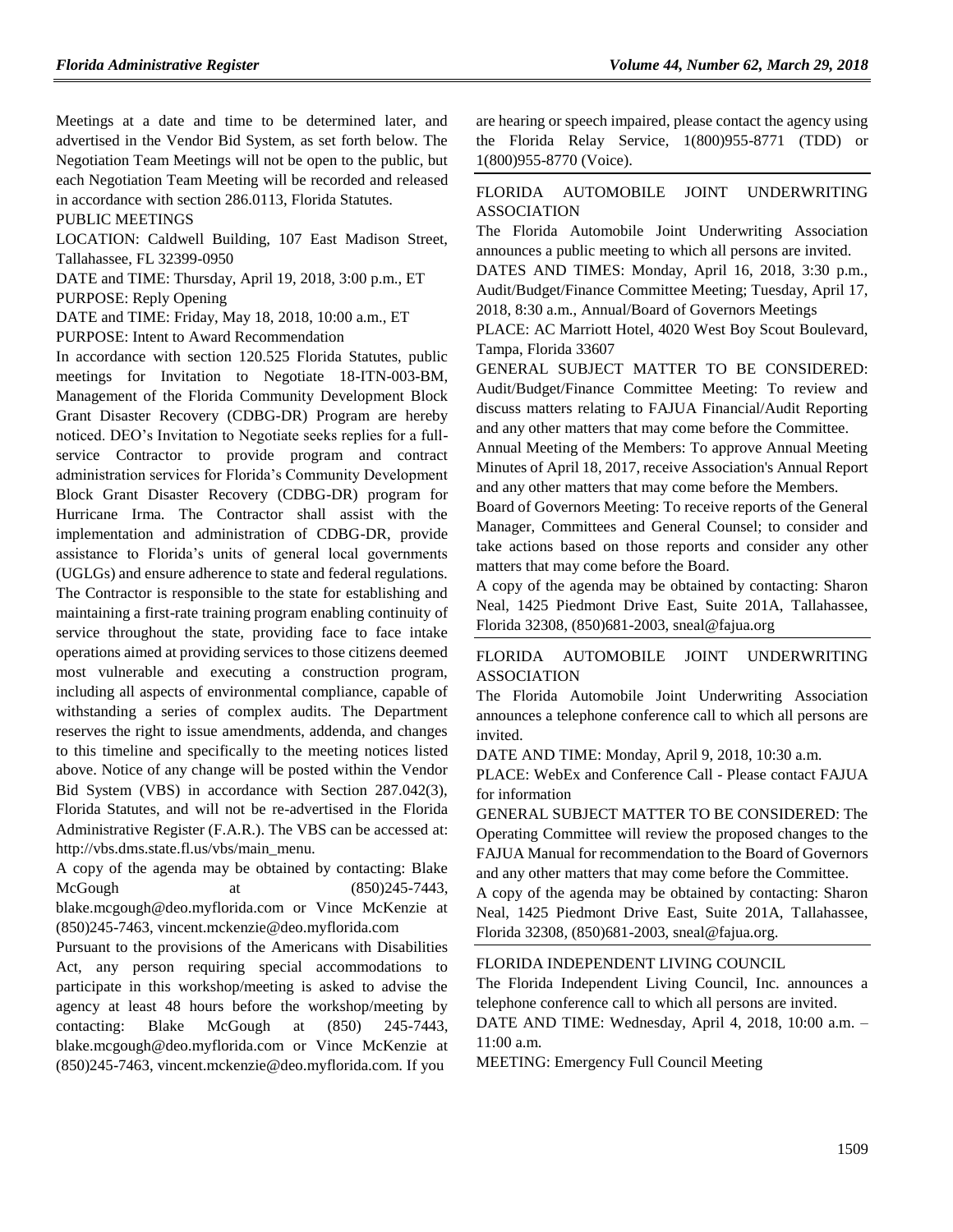Meetings at a date and time to be determined later, and advertised in the Vendor Bid System, as set forth below. The Negotiation Team Meetings will not be open to the public, but each Negotiation Team Meeting will be recorded and released in accordance with section 286.0113, Florida Statutes.

PUBLIC MEETINGS

LOCATION: Caldwell Building, 107 East Madison Street, Tallahassee, FL 32399-0950

DATE and TIME: Thursday, April 19, 2018, 3:00 p.m., ET

PURPOSE: Reply Opening

DATE and TIME: Friday, May 18, 2018, 10:00 a.m., ET

PURPOSE: Intent to Award Recommendation

In accordance with section 120.525 Florida Statutes, public meetings for Invitation to Negotiate 18-ITN-003-BM, Management of the Florida Community Development Block Grant Disaster Recovery (CDBG-DR) Program are hereby noticed. DEO's Invitation to Negotiate seeks replies for a full-service Contractor to provide program and contract administration services for Florida's Community Development Block Grant Disaster Recovery (CDBG-DR) program for Hurricane Irma. The Contractor shall assist with the implementation and administration of CDBG-DR, provide assistance to Florida's units of general local governments (UGLGs) and ensure adherence to state and federal regulations. The Contractor is responsible to the state for establishing and maintaining a first-rate training program enabling continuity of service throughout the state, providing face to face intake operations aimed at providing services to those citizens deemed most vulnerable and executing a construction program, including all aspects of environmental compliance, capable of withstanding a series of complex audits. The Department reserves the right to issue amendments, addenda, and changes to this timeline and specifically to the meeting notices listed above. Notice of any change will be posted within the Vendor Bid System (VBS) in accordance with Section 287.042(3), Florida Statutes, and will not be re-advertised in the Florida Administrative Register (F.A.R.). The VBS can be accessed at: http://vbs.dms.state.fl.us/vbs/main_menu.

A copy of the agenda may be obtained by contacting: Blake McGough at (850)245-7443, blake.mcgough@deo.myflorida.com or Vince McKenzie at (850)245-7463, vincent.mckenzie@deo.myflorida.com

Pursuant to the provisions of the Americans with Disabilities Act, any person requiring special accommodations to participate in this workshop/meeting is asked to advise the agency at least 48 hours before the workshop/meeting by contacting: Blake McGough at (850) 245-7443, blake.mcgough@deo.myflorida.com or Vince McKenzie at (850)245-7463, vincent.mckenzie@deo.myflorida.com. If you are hearing or speech impaired, please contact the agency using the Florida Relay Service, 1(800)955-8771 (TDD) or 1(800)955-8770 (Voice).

---

## FLORIDA AUTOMOBILE JOINT UNDERWRITING ASSOCIATION

The Florida Automobile Joint Underwriting Association announces a public meeting to which all persons are invited.

DATES AND TIMES: Monday, April 16, 2018, 3:30 p.m., Audit/Budget/Finance Committee Meeting; Tuesday, April 17, 2018, 8:30 a.m., Annual/Board of Governors Meetings

PLACE: AC Marriott Hotel, 4020 West Boy Scout Boulevard, Tampa, Florida 33607

GENERAL SUBJECT MATTER TO BE CONSIDERED: Audit/Budget/Finance Committee Meeting: To review and discuss matters relating to FAJUA Financial/Audit Reporting and any other matters that may come before the Committee.

Annual Meeting of the Members: To approve Annual Meeting Minutes of April 18, 2017, receive Association's Annual Report and any other matters that may come before the Members.

Board of Governors Meeting: To receive reports of the General Manager, Committees and General Counsel; to consider and take actions based on those reports and consider any other matters that may come before the Board.

A copy of the agenda may be obtained by contacting: Sharon Neal, 1425 Piedmont Drive East, Suite 201A, Tallahassee, Florida 32308, (850)681-2003, sneal@fajua.org

---

## FLORIDA AUTOMOBILE JOINT UNDERWRITING ASSOCIATION

The Florida Automobile Joint Underwriting Association announces a telephone conference call to which all persons are invited.

DATE AND TIME: Monday, April 9, 2018, 10:30 a.m.

PLACE: WebEx and Conference Call - Please contact FAJUA for information

GENERAL SUBJECT MATTER TO BE CONSIDERED: The Operating Committee will review the proposed changes to the FAJUA Manual for recommendation to the Board of Governors and any other matters that may come before the Committee.

A copy of the agenda may be obtained by contacting: Sharon Neal, 1425 Piedmont Drive East, Suite 201A, Tallahassee, Florida 32308, (850)681-2003, sneal@fajua.org.

---

## FLORIDA INDEPENDENT LIVING COUNCIL

The Florida Independent Living Council, Inc. announces a telephone conference call to which all persons are invited.

DATE AND TIME: Wednesday, April 4, 2018, 10:00 a.m. – 11:00 a.m.

MEETING: Emergency Full Council Meeting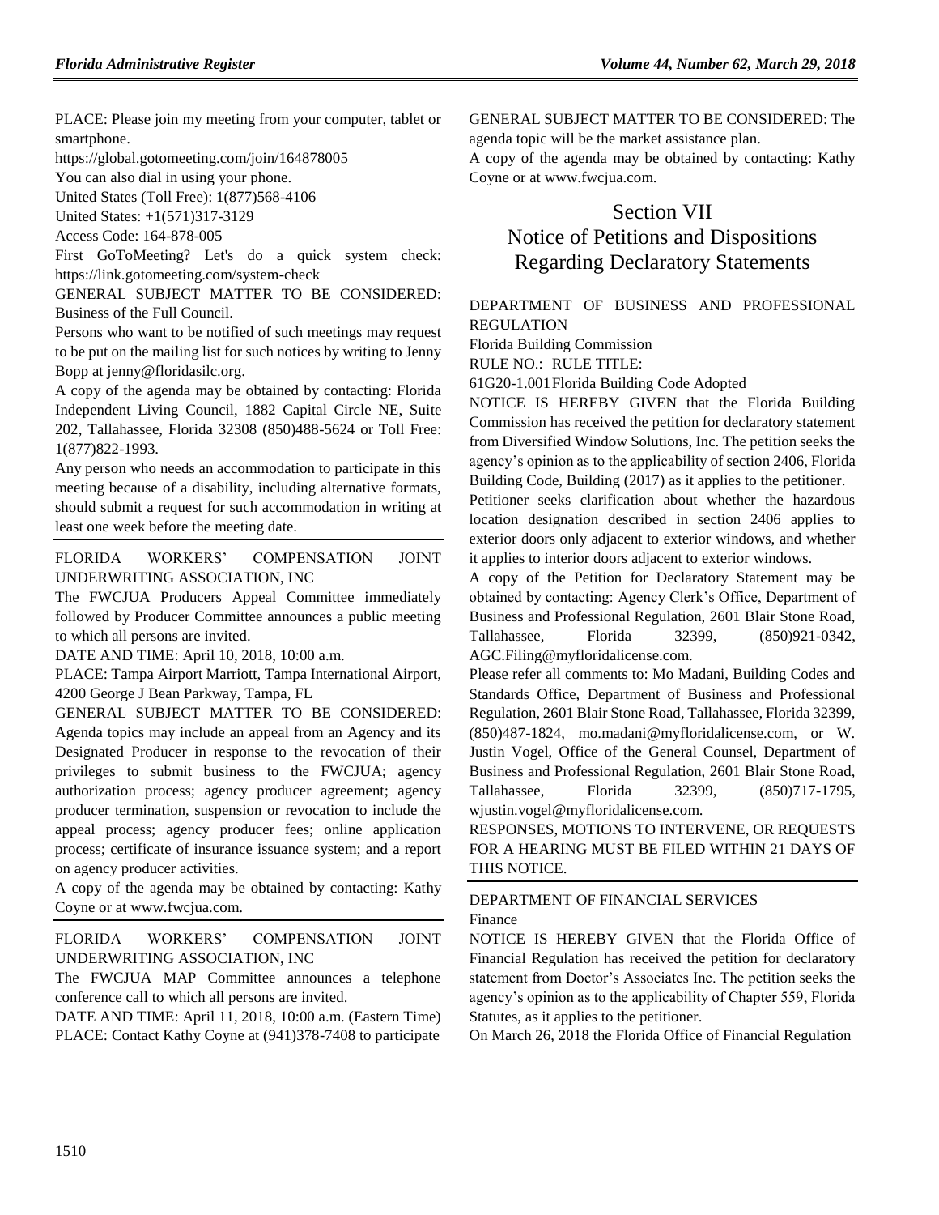PLACE: Please join my meeting from your computer, tablet or smartphone.

https://global.gotomeeting.com/join/164878005

You can also dial in using your phone.

United States (Toll Free): 1(877)568-4106

United States: +1(571)317-3129

Access Code: 164-878-005

First GoToMeeting? Let's do a quick system check: https://link.gotomeeting.com/system-check

GENERAL SUBJECT MATTER TO BE CONSIDERED: Business of the Full Council.

Persons who want to be notified of such meetings may request to be put on the mailing list for such notices by writing to Jenny Bopp at jenny@floridasilc.org.

A copy of the agenda may be obtained by contacting: Florida Independent Living Council, 1882 Capital Circle NE, Suite 202, Tallahassee, Florida 32308 (850)488-5624 or Toll Free: 1(877)822-1993.

Any person who needs an accommodation to participate in this meeting because of a disability, including alternative formats, should submit a request for such accommodation in writing at least one week before the meeting date.

---

FLORIDA WORKERS' COMPENSATION JOINT UNDERWRITING ASSOCIATION, INC

The FWCJUA Producers Appeal Committee immediately followed by Producer Committee announces a public meeting to which all persons are invited.

DATE AND TIME: April 10, 2018, 10:00 a.m.

PLACE: Tampa Airport Marriott, Tampa International Airport, 4200 George J Bean Parkway, Tampa, FL

GENERAL SUBJECT MATTER TO BE CONSIDERED: Agenda topics may include an appeal from an Agency and its Designated Producer in response to the revocation of their privileges to submit business to the FWCJUA; agency authorization process; agency producer agreement; agency producer termination, suspension or revocation to include the appeal process; agency producer fees; online application process; certificate of insurance issuance system; and a report on agency producer activities.

A copy of the agenda may be obtained by contacting: Kathy Coyne or at www.fwcjua.com.

---

FLORIDA WORKERS' COMPENSATION JOINT UNDERWRITING ASSOCIATION, INC

The FWCJUA MAP Committee announces a telephone conference call to which all persons are invited.

DATE AND TIME: April 11, 2018, 10:00 a.m. (Eastern Time)

PLACE: Contact Kathy Coyne at (941)378-7408 to participate

GENERAL SUBJECT MATTER TO BE CONSIDERED: The agenda topic will be the market assistance plan.

A copy of the agenda may be obtained by contacting: Kathy Coyne or at www.fwcjua.com.

---

# Section VII
# Notice of Petitions and Dispositions Regarding Declaratory Statements

DEPARTMENT OF BUSINESS AND PROFESSIONAL REGULATION

Florida Building Commission

RULE NO.: RULE TITLE:

61G20-1.001 Florida Building Code Adopted

NOTICE IS HEREBY GIVEN that the Florida Building Commission has received the petition for declaratory statement from Diversified Window Solutions, Inc. The petition seeks the agency's opinion as to the applicability of section 2406, Florida Building Code, Building (2017) as it applies to the petitioner.

Petitioner seeks clarification about whether the hazardous location designation described in section 2406 applies to exterior doors only adjacent to exterior windows, and whether it applies to interior doors adjacent to exterior windows.

A copy of the Petition for Declaratory Statement may be obtained by contacting: Agency Clerk's Office, Department of Business and Professional Regulation, 2601 Blair Stone Road, Tallahassee, Florida 32399, (850)921-0342, AGC.Filing@myfloridalicense.com.

Please refer all comments to: Mo Madani, Building Codes and Standards Office, Department of Business and Professional Regulation, 2601 Blair Stone Road, Tallahassee, Florida 32399, (850)487-1824, mo.madani@myfloridalicense.com, or W. Justin Vogel, Office of the General Counsel, Department of Business and Professional Regulation, 2601 Blair Stone Road, Tallahassee, Florida 32399, (850)717-1795, wjustin.vogel@myfloridalicense.com.

RESPONSES, MOTIONS TO INTERVENE, OR REQUESTS FOR A HEARING MUST BE FILED WITHIN 21 DAYS OF THIS NOTICE.

---

DEPARTMENT OF FINANCIAL SERVICES

Finance

NOTICE IS HEREBY GIVEN that the Florida Office of Financial Regulation has received the petition for declaratory statement from Doctor's Associates Inc. The petition seeks the agency's opinion as to the applicability of Chapter 559, Florida Statutes, as it applies to the petitioner.

On March 26, 2018 the Florida Office of Financial Regulation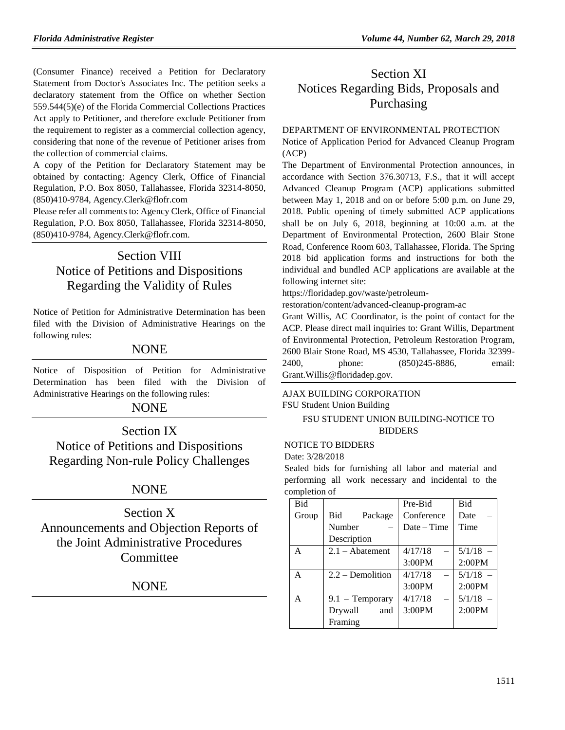(Consumer Finance) received a Petition for Declaratory Statement from Doctor's Associates Inc. The petition seeks a declaratory statement from the Office on whether Section 559.544(5)(e) of the Florida Commercial Collections Practices Act apply to Petitioner, and therefore exclude Petitioner from the requirement to register as a commercial collection agency, considering that none of the revenue of Petitioner arises from the collection of commercial claims.

A copy of the Petition for Declaratory Statement may be obtained by contacting: Agency Clerk, Office of Financial Regulation, P.O. Box 8050, Tallahassee, Florida 32314-8050, (850)410-9784, Agency.Clerk@flofr.com

Please refer all comments to: Agency Clerk, Office of Financial Regulation, P.O. Box 8050, Tallahassee, Florida 32314-8050, (850)410-9784, Agency.Clerk@flofr.com.

# Section VIII Notice of Petitions and Dispositions Regarding the Validity of Rules

Notice of Petition for Administrative Determination has been filed with the Division of Administrative Hearings on the following rules:

NONE

Notice of Disposition of Petition for Administrative Determination has been filed with the Division of Administrative Hearings on the following rules:

NONE

# Section IX Notice of Petitions and Dispositions Regarding Non-rule Policy Challenges

NONE

# Section X Announcements and Objection Reports of the Joint Administrative Procedures Committee

NONE

# Section XI Notices Regarding Bids, Proposals and Purchasing

DEPARTMENT OF ENVIRONMENTAL PROTECTION

Notice of Application Period for Advanced Cleanup Program (ACP)

The Department of Environmental Protection announces, in accordance with Section 376.30713, F.S., that it will accept Advanced Cleanup Program (ACP) applications submitted between May 1, 2018 and on or before 5:00 p.m. on June 29, 2018. Public opening of timely submitted ACP applications shall be on July 6, 2018, beginning at 10:00 a.m. at the Department of Environmental Protection, 2600 Blair Stone Road, Conference Room 603, Tallahassee, Florida. The Spring 2018 bid application forms and instructions for both the individual and bundled ACP applications are available at the following internet site:

https://floridadep.gov/waste/petroleum-restoration/content/advanced-cleanup-program-ac

Grant Willis, AC Coordinator, is the point of contact for the ACP. Please direct mail inquiries to: Grant Willis, Department of Environmental Protection, Petroleum Restoration Program, 2600 Blair Stone Road, MS 4530, Tallahassee, Florida 32399-2400, phone: (850)245-8886, email: Grant.Willis@floridadep.gov.

AJAX BUILDING CORPORATION

FSU Student Union Building

FSU STUDENT UNION BUILDING-NOTICE TO BIDDERS

NOTICE TO BIDDERS

Date: 3/28/2018

Sealed bids for furnishing all labor and material and performing all work necessary and incidental to the completion of

| Bid Group | Bid Package Number – Description | Pre-Bid Conference Date – Time | Bid Date – Time |
|---|---|---|---|
| A | 2.1 – Abatement | 4/17/18 – 3:00PM | 5/1/18 – 2:00PM |
| A | 2.2 – Demolition | 4/17/18 – 3:00PM | 5/1/18 – 2:00PM |
| A | 9.1 – Temporary Drywall and Framing | 4/17/18 – 3:00PM | 5/1/18 – 2:00PM |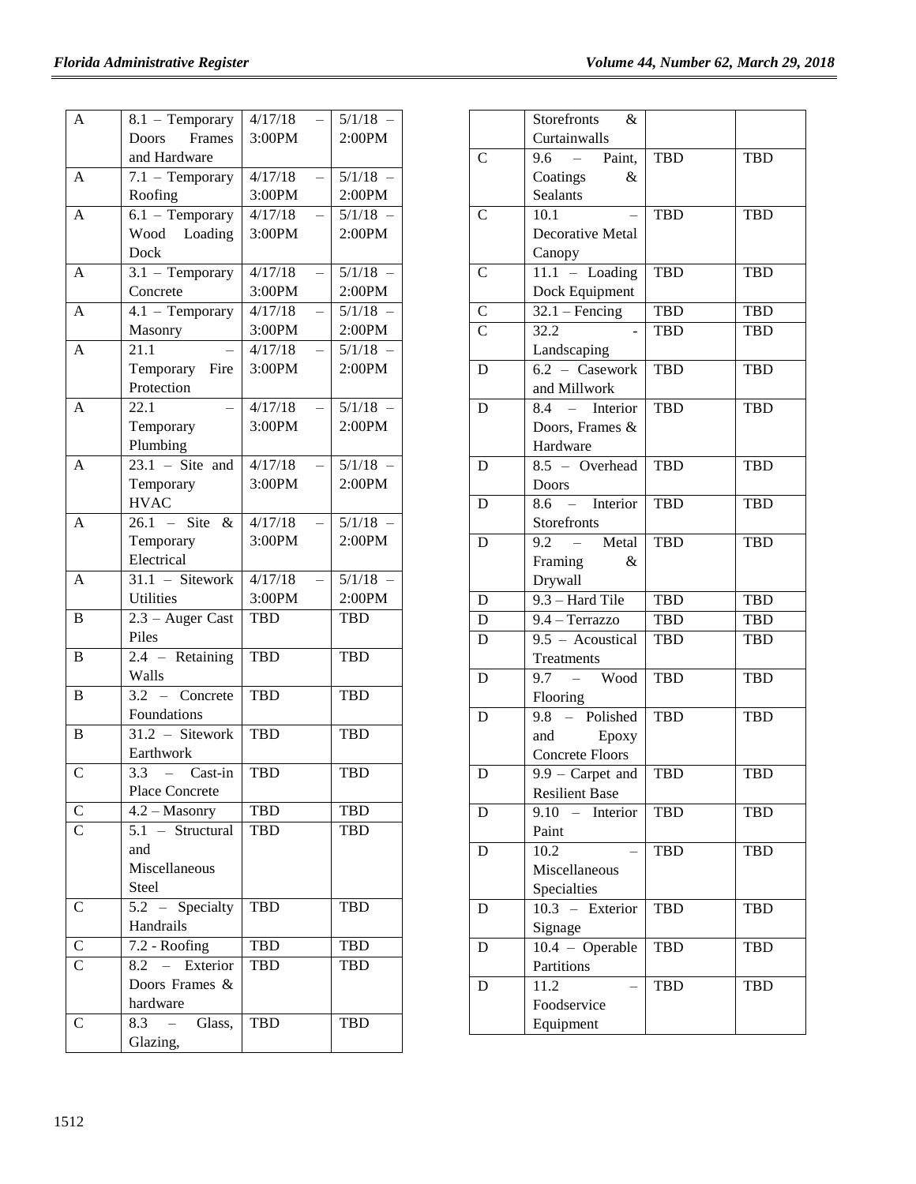| | | | |
|---|---|---|---|
| A | 8.1 – Temporary Doors Frames and Hardware | 4/17/18 – 3:00PM | 5/1/18 – 2:00PM |
| A | 7.1 – Temporary Roofing | 4/17/18 – 3:00PM | 5/1/18 – 2:00PM |
| A | 6.1 – Temporary Wood Loading Dock | 4/17/18 – 3:00PM | 5/1/18 – 2:00PM |
| A | 3.1 – Temporary Concrete | 4/17/18 – 3:00PM | 5/1/18 – 2:00PM |
| A | 4.1 – Temporary Masonry | 4/17/18 – 3:00PM | 5/1/18 – 2:00PM |
| A | 21.1 – Temporary Fire Protection | 4/17/18 – 3:00PM | 5/1/18 – 2:00PM |
| A | 22.1 – Temporary Plumbing | 4/17/18 – 3:00PM | 5/1/18 – 2:00PM |
| A | 23.1 – Site and Temporary HVAC | 4/17/18 – 3:00PM | 5/1/18 – 2:00PM |
| A | 26.1 – Site & Temporary Electrical | 4/17/18 – 3:00PM | 5/1/18 – 2:00PM |
| A | 31.1 – Sitework Utilities | 4/17/18 – 3:00PM | 5/1/18 – 2:00PM |
| B | 2.3 – Auger Cast Piles | TBD | TBD |
| B | 2.4 – Retaining Walls | TBD | TBD |
| B | 3.2 – Concrete Foundations | TBD | TBD |
| B | 31.2 – Sitework Earthwork | TBD | TBD |
| C | 3.3 – Cast-in Place Concrete | TBD | TBD |
| C | 4.2 – Masonry | TBD | TBD |
| C | 5.1 – Structural and Miscellaneous Steel | TBD | TBD |
| C | 5.2 – Specialty Handrails | TBD | TBD |
| C | 7.2 - Roofing | TBD | TBD |
| C | 8.2 – Exterior Doors Frames & hardware | TBD | TBD |
| C | 8.3 – Glass, Glazing, Storefronts & Curtainwalls | TBD | TBD |
| C | 9.6 – Paint, Coatings & Sealants | TBD | TBD |
| C | 10.1 – Decorative Metal Canopy | TBD | TBD |
| C | 11.1 – Loading Dock Equipment | TBD | TBD |
| C | 32.1 – Fencing | TBD | TBD |
| C | 32.2 - Landscaping | TBD | TBD |
| D | 6.2 – Casework and Millwork | TBD | TBD |
| D | 8.4 – Interior Doors, Frames & Hardware | TBD | TBD |
| D | 8.5 – Overhead Doors | TBD | TBD |
| D | 8.6 – Interior Storefronts | TBD | TBD |
| D | 9.2 – Metal Framing & Drywall | TBD | TBD |
| D | 9.3 – Hard Tile | TBD | TBD |
| D | 9.4 – Terrazzo | TBD | TBD |
| D | 9.5 – Acoustical Treatments | TBD | TBD |
| D | 9.7 – Wood Flooring | TBD | TBD |
| D | 9.8 – Polished and Epoxy Concrete Floors | TBD | TBD |
| D | 9.9 – Carpet and Resilient Base | TBD | TBD |
| D | 9.10 – Interior Paint | TBD | TBD |
| D | 10.2 – Miscellaneous Specialties | TBD | TBD |
| D | 10.3 – Exterior Signage | TBD | TBD |
| D | 10.4 – Operable Partitions | TBD | TBD |
| D | 11.2 – Foodservice Equipment | TBD | TBD |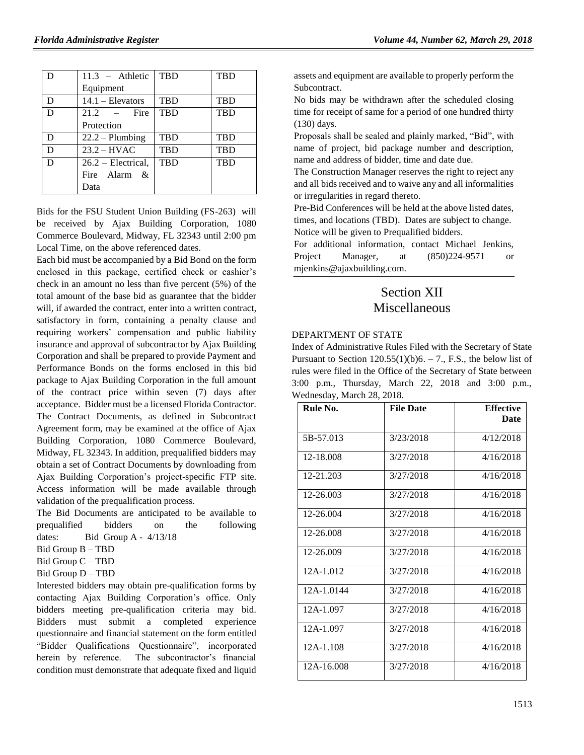| D | 11.3 – Athletic Equipment | TBD | TBD |
|---|---|---|---|
| D | 14.1 – Elevators | TBD | TBD |
| D | 21.2 – Fire Protection | TBD | TBD |
| D | 22.2 – Plumbing | TBD | TBD |
| D | 23.2 – HVAC | TBD | TBD |
| D | 26.2 – Electrical, Fire Alarm & Data | TBD | TBD |

Bids for the FSU Student Union Building (FS-263) will be received by Ajax Building Corporation, 1080 Commerce Boulevard, Midway, FL 32343 until 2:00 pm Local Time, on the above referenced dates.

Each bid must be accompanied by a Bid Bond on the form enclosed in this package, certified check or cashier's check in an amount no less than five percent (5%) of the total amount of the base bid as guarantee that the bidder will, if awarded the contract, enter into a written contract, satisfactory in form, containing a penalty clause and requiring workers' compensation and public liability insurance and approval of subcontractor by Ajax Building Corporation and shall be prepared to provide Payment and Performance Bonds on the forms enclosed in this bid package to Ajax Building Corporation in the full amount of the contract price within seven (7) days after acceptance. Bidder must be a licensed Florida Contractor. The Contract Documents, as defined in Subcontract Agreement form, may be examined at the office of Ajax Building Corporation, 1080 Commerce Boulevard, Midway, FL 32343. In addition, prequalified bidders may obtain a set of Contract Documents by downloading from Ajax Building Corporation's project-specific FTP site. Access information will be made available through validation of the prequalification process.

The Bid Documents are anticipated to be available to prequalified bidders on the following dates: Bid Group A - 4/13/18

Bid Group B – TBD

Bid Group C – TBD

Bid Group D – TBD

Interested bidders may obtain pre-qualification forms by contacting Ajax Building Corporation's office. Only bidders meeting pre-qualification criteria may bid. Bidders must submit a completed experience questionnaire and financial statement on the form entitled "Bidder Qualifications Questionnaire", incorporated herein by reference. The subcontractor's financial condition must demonstrate that adequate fixed and liquid assets and equipment are available to properly perform the Subcontract.

No bids may be withdrawn after the scheduled closing time for receipt of same for a period of one hundred thirty (130) days.

Proposals shall be sealed and plainly marked, "Bid", with name of project, bid package number and description, name and address of bidder, time and date due.

The Construction Manager reserves the right to reject any and all bids received and to waive any and all informalities or irregularities in regard thereto.

Pre-Bid Conferences will be held at the above listed dates, times, and locations (TBD). Dates are subject to change. Notice will be given to Prequalified bidders.

For additional information, contact Michael Jenkins, Project Manager, at (850)224-9571 or mjenkins@ajaxbuilding.com.

# Section XII
# Miscellaneous

DEPARTMENT OF STATE

Index of Administrative Rules Filed with the Secretary of State

Pursuant to Section 120.55(1)(b)6. – 7., F.S., the below list of rules were filed in the Office of the Secretary of State between 3:00 p.m., Thursday, March 22, 2018 and 3:00 p.m., Wednesday, March 28, 2018.

| Rule No. | File Date | Effective Date |
|---|---|---|
| 5B-57.013 | 3/23/2018 | 4/12/2018 |
| 12-18.008 | 3/27/2018 | 4/16/2018 |
| 12-21.203 | 3/27/2018 | 4/16/2018 |
| 12-26.003 | 3/27/2018 | 4/16/2018 |
| 12-26.004 | 3/27/2018 | 4/16/2018 |
| 12-26.008 | 3/27/2018 | 4/16/2018 |
| 12-26.009 | 3/27/2018 | 4/16/2018 |
| 12A-1.012 | 3/27/2018 | 4/16/2018 |
| 12A-1.0144 | 3/27/2018 | 4/16/2018 |
| 12A-1.097 | 3/27/2018 | 4/16/2018 |
| 12A-1.097 | 3/27/2018 | 4/16/2018 |
| 12A-1.108 | 3/27/2018 | 4/16/2018 |
| 12A-16.008 | 3/27/2018 | 4/16/2018 |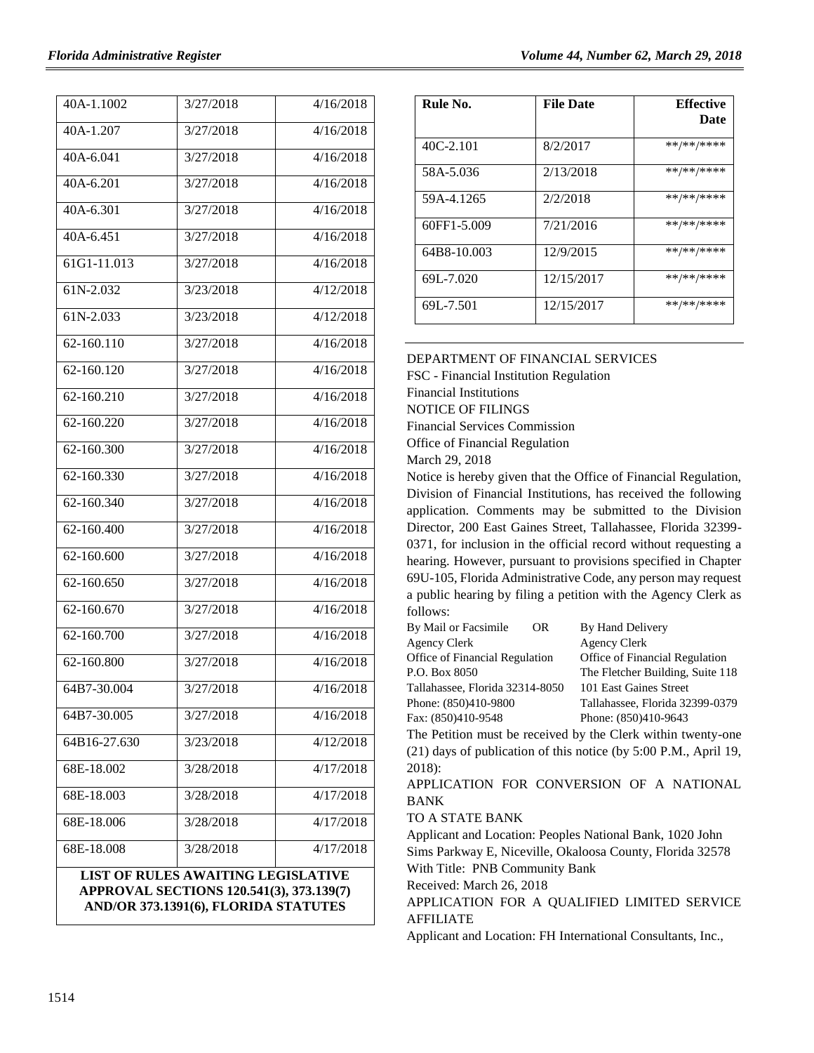| | | |
|---|---|---|
| 40A-1.1002 | 3/27/2018 | 4/16/2018 |
| 40A-1.207 | 3/27/2018 | 4/16/2018 |
| 40A-6.041 | 3/27/2018 | 4/16/2018 |
| 40A-6.201 | 3/27/2018 | 4/16/2018 |
| 40A-6.301 | 3/27/2018 | 4/16/2018 |
| 40A-6.451 | 3/27/2018 | 4/16/2018 |
| 61G1-11.013 | 3/27/2018 | 4/16/2018 |
| 61N-2.032 | 3/23/2018 | 4/12/2018 |
| 61N-2.033 | 3/23/2018 | 4/12/2018 |
| 62-160.110 | 3/27/2018 | 4/16/2018 |
| 62-160.120 | 3/27/2018 | 4/16/2018 |
| 62-160.210 | 3/27/2018 | 4/16/2018 |
| 62-160.220 | 3/27/2018 | 4/16/2018 |
| 62-160.300 | 3/27/2018 | 4/16/2018 |
| 62-160.330 | 3/27/2018 | 4/16/2018 |
| 62-160.340 | 3/27/2018 | 4/16/2018 |
| 62-160.400 | 3/27/2018 | 4/16/2018 |
| 62-160.600 | 3/27/2018 | 4/16/2018 |
| 62-160.650 | 3/27/2018 | 4/16/2018 |
| 62-160.670 | 3/27/2018 | 4/16/2018 |
| 62-160.700 | 3/27/2018 | 4/16/2018 |
| 62-160.800 | 3/27/2018 | 4/16/2018 |
| 64B7-30.004 | 3/27/2018 | 4/16/2018 |
| 64B7-30.005 | 3/27/2018 | 4/16/2018 |
| 64B16-27.630 | 3/23/2018 | 4/12/2018 |
| 68E-18.002 | 3/28/2018 | 4/17/2018 |
| 68E-18.003 | 3/28/2018 | 4/17/2018 |
| 68E-18.006 | 3/28/2018 | 4/17/2018 |
| 68E-18.008 | 3/28/2018 | 4/17/2018 |

**LIST OF RULES AWAITING LEGISLATIVE APPROVAL SECTIONS 120.541(3), 373.139(7) AND/OR 373.1391(6), FLORIDA STATUTES**

| Rule No. | File Date | Effective Date |
|---|---|---|
| 40C-2.101 | 8/2/2017 | \*\*/\*\*/\*\*\*\* |
| 58A-5.036 | 2/13/2018 | \*\*/\*\*/\*\*\*\* |
| 59A-4.1265 | 2/2/2018 | \*\*/\*\*/\*\*\*\* |
| 60FF1-5.009 | 7/21/2016 | \*\*/\*\*/\*\*\*\* |
| 64B8-10.003 | 12/9/2015 | \*\*/\*\*/\*\*\*\* |
| 69L-7.020 | 12/15/2017 | \*\*/\*\*/\*\*\*\* |
| 69L-7.501 | 12/15/2017 | \*\*/\*\*/\*\*\*\* |

DEPARTMENT OF FINANCIAL SERVICES

FSC - Financial Institution Regulation

Financial Institutions

NOTICE OF FILINGS

Financial Services Commission

Office of Financial Regulation

March 29, 2018

Notice is hereby given that the Office of Financial Regulation, Division of Financial Institutions, has received the following application. Comments may be submitted to the Division Director, 200 East Gaines Street, Tallahassee, Florida 32399-0371, for inclusion in the official record without requesting a hearing. However, pursuant to provisions specified in Chapter 69U-105, Florida Administrative Code, any person may request a public hearing by filing a petition with the Agency Clerk as follows:

| By Mail or Facsimile OR | By Hand Delivery |
|---|---|
| Agency Clerk | Agency Clerk |
| Office of Financial Regulation | Office of Financial Regulation |
| P.O. Box 8050 | The Fletcher Building, Suite 118 |
| Tallahassee, Florida 32314-8050 | 101 East Gaines Street |
| Phone: (850)410-9800 | Tallahassee, Florida 32399-0379 |
| Fax: (850)410-9548 | Phone: (850)410-9643 |

The Petition must be received by the Clerk within twenty-one (21) days of publication of this notice (by 5:00 P.M., April 19, 2018):

APPLICATION FOR CONVERSION OF A NATIONAL BANK

TO A STATE BANK

Applicant and Location: Peoples National Bank, 1020 John Sims Parkway E, Niceville, Okaloosa County, Florida 32578

With Title: PNB Community Bank

Received: March 26, 2018

APPLICATION FOR A QUALIFIED LIMITED SERVICE AFFILIATE

Applicant and Location: FH International Consultants, Inc.,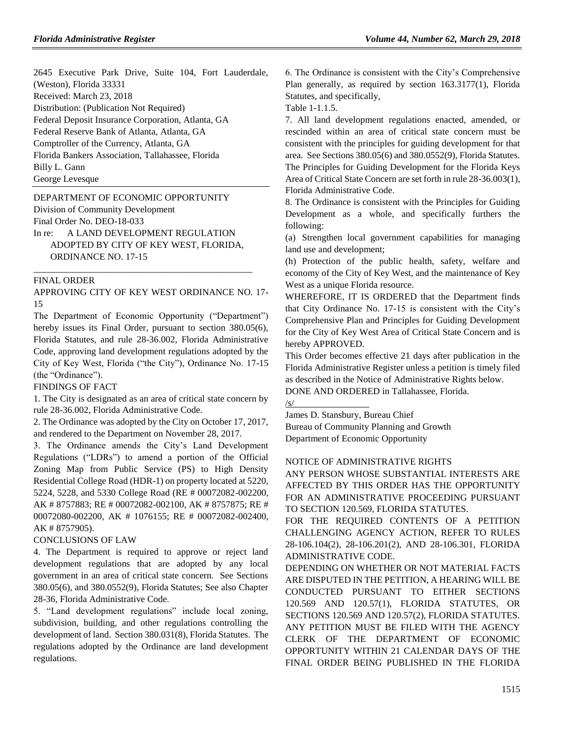2645 Executive Park Drive, Suite 104, Fort Lauderdale, (Weston), Florida 33331

Received: March 23, 2018

Distribution: (Publication Not Required)

Federal Deposit Insurance Corporation, Atlanta, GA

Federal Reserve Bank of Atlanta, Atlanta, GA

Comptroller of the Currency, Atlanta, GA

Florida Bankers Association, Tallahassee, Florida

Billy L. Gann

George Levesque

---

DEPARTMENT OF ECONOMIC OPPORTUNITY

Division of Community Development

Final Order No. DEO-18-033

In re: A LAND DEVELOPMENT REGULATION ADOPTED BY CITY OF KEY WEST, FLORIDA, ORDINANCE NO. 17-15

---

FINAL ORDER

APPROVING CITY OF KEY WEST ORDINANCE NO. 17-15

The Department of Economic Opportunity ("Department") hereby issues its Final Order, pursuant to section 380.05(6), Florida Statutes, and rule 28-36.002, Florida Administrative Code, approving land development regulations adopted by the City of Key West, Florida ("the City"), Ordinance No. 17-15 (the "Ordinance").

FINDINGS OF FACT

1. The City is designated as an area of critical state concern by rule 28-36.002, Florida Administrative Code.

2. The Ordinance was adopted by the City on October 17, 2017, and rendered to the Department on November 28, 2017.

3. The Ordinance amends the City's Land Development Regulations ("LDRs") to amend a portion of the Official Zoning Map from Public Service (PS) to High Density Residential College Road (HDR-1) on property located at 5220, 5224, 5228, and 5330 College Road (RE # 00072082-002200, AK # 8757883; RE # 00072082-002100, AK # 8757875; RE # 00072080-002200, AK # 1076155; RE # 00072082-002400, AK # 8757905).

CONCLUSIONS OF LAW

4. The Department is required to approve or reject land development regulations that are adopted by any local government in an area of critical state concern. See Sections 380.05(6), and 380.0552(9), Florida Statutes; See also Chapter 28-36, Florida Administrative Code.

5. "Land development regulations" include local zoning, subdivision, building, and other regulations controlling the development of land. Section 380.031(8), Florida Statutes. The regulations adopted by the Ordinance are land development regulations.

6. The Ordinance is consistent with the City's Comprehensive Plan generally, as required by section 163.3177(1), Florida Statutes, and specifically,

Table 1-1.1.5.

7. All land development regulations enacted, amended, or rescinded within an area of critical state concern must be consistent with the principles for guiding development for that area. See Sections 380.05(6) and 380.0552(9), Florida Statutes. The Principles for Guiding Development for the Florida Keys Area of Critical State Concern are set forth in rule 28-36.003(1), Florida Administrative Code.

8. The Ordinance is consistent with the Principles for Guiding Development as a whole, and specifically furthers the following:

(a) Strengthen local government capabilities for managing land use and development;

(h) Protection of the public health, safety, welfare and economy of the City of Key West, and the maintenance of Key West as a unique Florida resource.

WHEREFORE, IT IS ORDERED that the Department finds that City Ordinance No. 17-15 is consistent with the City's Comprehensive Plan and Principles for Guiding Development for the City of Key West Area of Critical State Concern and is hereby APPROVED.

This Order becomes effective 21 days after publication in the Florida Administrative Register unless a petition is timely filed as described in the Notice of Administrative Rights below.

DONE AND ORDERED in Tallahassee, Florida.

/s/

James D. Stansbury, Bureau Chief

Bureau of Community Planning and Growth

Department of Economic Opportunity

NOTICE OF ADMINISTRATIVE RIGHTS

ANY PERSON WHOSE SUBSTANTIAL INTERESTS ARE AFFECTED BY THIS ORDER HAS THE OPPORTUNITY FOR AN ADMINISTRATIVE PROCEEDING PURSUANT TO SECTION 120.569, FLORIDA STATUTES.

FOR THE REQUIRED CONTENTS OF A PETITION CHALLENGING AGENCY ACTION, REFER TO RULES 28-106.104(2), 28-106.201(2), AND 28-106.301, FLORIDA ADMINISTRATIVE CODE.

DEPENDING ON WHETHER OR NOT MATERIAL FACTS ARE DISPUTED IN THE PETITION, A HEARING WILL BE CONDUCTED PURSUANT TO EITHER SECTIONS 120.569 AND 120.57(1), FLORIDA STATUTES, OR SECTIONS 120.569 AND 120.57(2), FLORIDA STATUTES.

ANY PETITION MUST BE FILED WITH THE AGENCY CLERK OF THE DEPARTMENT OF ECONOMIC OPPORTUNITY WITHIN 21 CALENDAR DAYS OF THE FINAL ORDER BEING PUBLISHED IN THE FLORIDA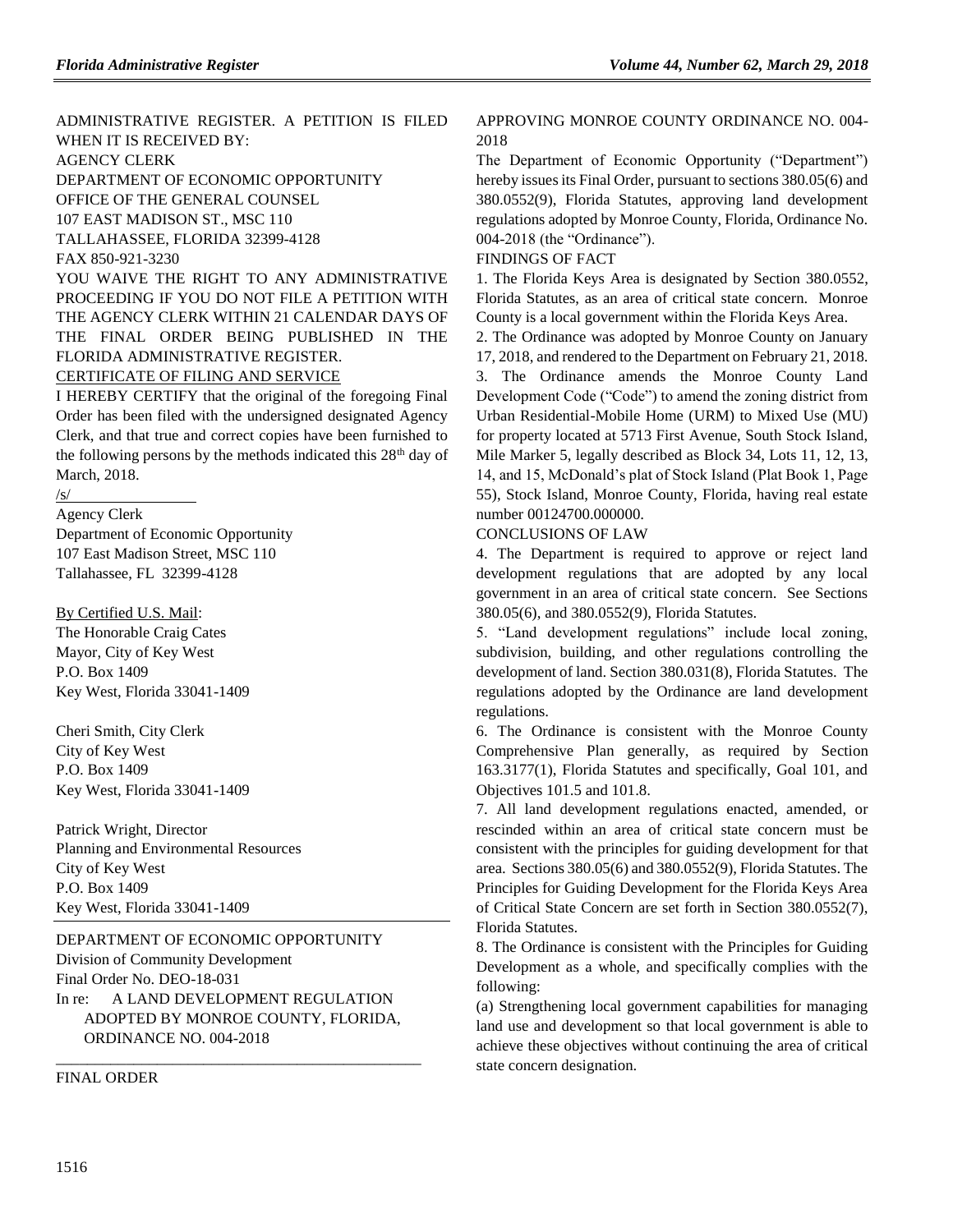ADMINISTRATIVE REGISTER. A PETITION IS FILED WHEN IT IS RECEIVED BY:
AGENCY CLERK
DEPARTMENT OF ECONOMIC OPPORTUNITY
OFFICE OF THE GENERAL COUNSEL
107 EAST MADISON ST., MSC 110
TALLAHASSEE, FLORIDA 32399-4128
FAX 850-921-3230

YOU WAIVE THE RIGHT TO ANY ADMINISTRATIVE PROCEEDING IF YOU DO NOT FILE A PETITION WITH THE AGENCY CLERK WITHIN 21 CALENDAR DAYS OF THE FINAL ORDER BEING PUBLISHED IN THE FLORIDA ADMINISTRATIVE REGISTER.

CERTIFICATE OF FILING AND SERVICE

I HEREBY CERTIFY that the original of the foregoing Final Order has been filed with the undersigned designated Agency Clerk, and that true and correct copies have been furnished to the following persons by the methods indicated this 28th day of March, 2018.

/s/

Agency Clerk
Department of Economic Opportunity
107 East Madison Street, MSC 110
Tallahassee, FL 32399-4128

By Certified U.S. Mail:

The Honorable Craig Cates
Mayor, City of Key West
P.O. Box 1409
Key West, Florida 33041-1409

Cheri Smith, City Clerk
City of Key West
P.O. Box 1409
Key West, Florida 33041-1409

Patrick Wright, Director
Planning and Environmental Resources
City of Key West
P.O. Box 1409
Key West, Florida 33041-1409

DEPARTMENT OF ECONOMIC OPPORTUNITY
Division of Community Development
Final Order No. DEO-18-031

In re: A LAND DEVELOPMENT REGULATION ADOPTED BY MONROE COUNTY, FLORIDA, ORDINANCE NO. 004-2018

FINAL ORDER

APPROVING MONROE COUNTY ORDINANCE NO. 004-2018

The Department of Economic Opportunity ("Department") hereby issues its Final Order, pursuant to sections 380.05(6) and 380.0552(9), Florida Statutes, approving land development regulations adopted by Monroe County, Florida, Ordinance No. 004-2018 (the "Ordinance").

FINDINGS OF FACT

1. The Florida Keys Area is designated by Section 380.0552, Florida Statutes, as an area of critical state concern. Monroe County is a local government within the Florida Keys Area.

2. The Ordinance was adopted by Monroe County on January 17, 2018, and rendered to the Department on February 21, 2018.

3. The Ordinance amends the Monroe County Land Development Code ("Code") to amend the zoning district from Urban Residential-Mobile Home (URM) to Mixed Use (MU) for property located at 5713 First Avenue, South Stock Island, Mile Marker 5, legally described as Block 34, Lots 11, 12, 13, 14, and 15, McDonald's plat of Stock Island (Plat Book 1, Page 55), Stock Island, Monroe County, Florida, having real estate number 00124700.000000.

CONCLUSIONS OF LAW

4. The Department is required to approve or reject land development regulations that are adopted by any local government in an area of critical state concern. See Sections 380.05(6), and 380.0552(9), Florida Statutes.

5. "Land development regulations" include local zoning, subdivision, building, and other regulations controlling the development of land. Section 380.031(8), Florida Statutes. The regulations adopted by the Ordinance are land development regulations.

6. The Ordinance is consistent with the Monroe County Comprehensive Plan generally, as required by Section 163.3177(1), Florida Statutes and specifically, Goal 101, and Objectives 101.5 and 101.8.

7. All land development regulations enacted, amended, or rescinded within an area of critical state concern must be consistent with the principles for guiding development for that area. Sections 380.05(6) and 380.0552(9), Florida Statutes. The Principles for Guiding Development for the Florida Keys Area of Critical State Concern are set forth in Section 380.0552(7), Florida Statutes.

8. The Ordinance is consistent with the Principles for Guiding Development as a whole, and specifically complies with the following:

(a) Strengthening local government capabilities for managing land use and development so that local government is able to achieve these objectives without continuing the area of critical state concern designation.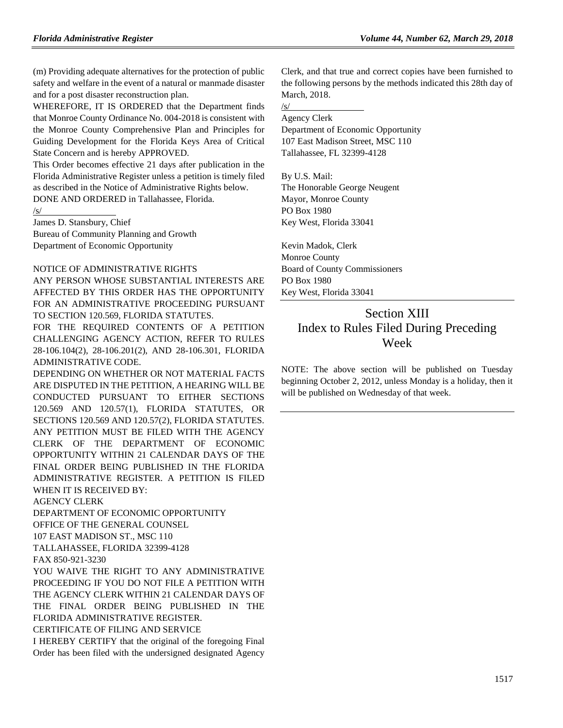(m) Providing adequate alternatives for the protection of public safety and welfare in the event of a natural or manmade disaster and for a post disaster reconstruction plan.

WHEREFORE, IT IS ORDERED that the Department finds that Monroe County Ordinance No. 004-2018 is consistent with the Monroe County Comprehensive Plan and Principles for Guiding Development for the Florida Keys Area of Critical State Concern and is hereby APPROVED.

This Order becomes effective 21 days after publication in the Florida Administrative Register unless a petition is timely filed as described in the Notice of Administrative Rights below.

DONE AND ORDERED in Tallahassee, Florida.

/s/

James D. Stansbury, Chief
Bureau of Community Planning and Growth
Department of Economic Opportunity

NOTICE OF ADMINISTRATIVE RIGHTS

ANY PERSON WHOSE SUBSTANTIAL INTERESTS ARE AFFECTED BY THIS ORDER HAS THE OPPORTUNITY FOR AN ADMINISTRATIVE PROCEEDING PURSUANT TO SECTION 120.569, FLORIDA STATUTES.

FOR THE REQUIRED CONTENTS OF A PETITION CHALLENGING AGENCY ACTION, REFER TO RULES 28-106.104(2), 28-106.201(2), AND 28-106.301, FLORIDA ADMINISTRATIVE CODE.

DEPENDING ON WHETHER OR NOT MATERIAL FACTS ARE DISPUTED IN THE PETITION, A HEARING WILL BE CONDUCTED PURSUANT TO EITHER SECTIONS 120.569 AND 120.57(1), FLORIDA STATUTES, OR SECTIONS 120.569 AND 120.57(2), FLORIDA STATUTES.

ANY PETITION MUST BE FILED WITH THE AGENCY CLERK OF THE DEPARTMENT OF ECONOMIC OPPORTUNITY WITHIN 21 CALENDAR DAYS OF THE FINAL ORDER BEING PUBLISHED IN THE FLORIDA ADMINISTRATIVE REGISTER. A PETITION IS FILED WHEN IT IS RECEIVED BY:

AGENCY CLERK
DEPARTMENT OF ECONOMIC OPPORTUNITY
OFFICE OF THE GENERAL COUNSEL
107 EAST MADISON ST., MSC 110
TALLAHASSEE, FLORIDA 32399-4128
FAX 850-921-3230

YOU WAIVE THE RIGHT TO ANY ADMINISTRATIVE PROCEEDING IF YOU DO NOT FILE A PETITION WITH THE AGENCY CLERK WITHIN 21 CALENDAR DAYS OF THE FINAL ORDER BEING PUBLISHED IN THE FLORIDA ADMINISTRATIVE REGISTER.

CERTIFICATE OF FILING AND SERVICE

I HEREBY CERTIFY that the original of the foregoing Final Order has been filed with the undersigned designated Agency Clerk, and that true and correct copies have been furnished to the following persons by the methods indicated this 28th day of March, 2018.

/s/

Agency Clerk
Department of Economic Opportunity
107 East Madison Street, MSC 110
Tallahassee, FL 32399-4128

By U.S. Mail:
The Honorable George Neugent
Mayor, Monroe County
PO Box 1980
Key West, Florida 33041

Kevin Madok, Clerk
Monroe County
Board of County Commissioners
PO Box 1980
Key West, Florida 33041

# Section XIII Index to Rules Filed During Preceding Week

NOTE: The above section will be published on Tuesday beginning October 2, 2012, unless Monday is a holiday, then it will be published on Wednesday of that week.